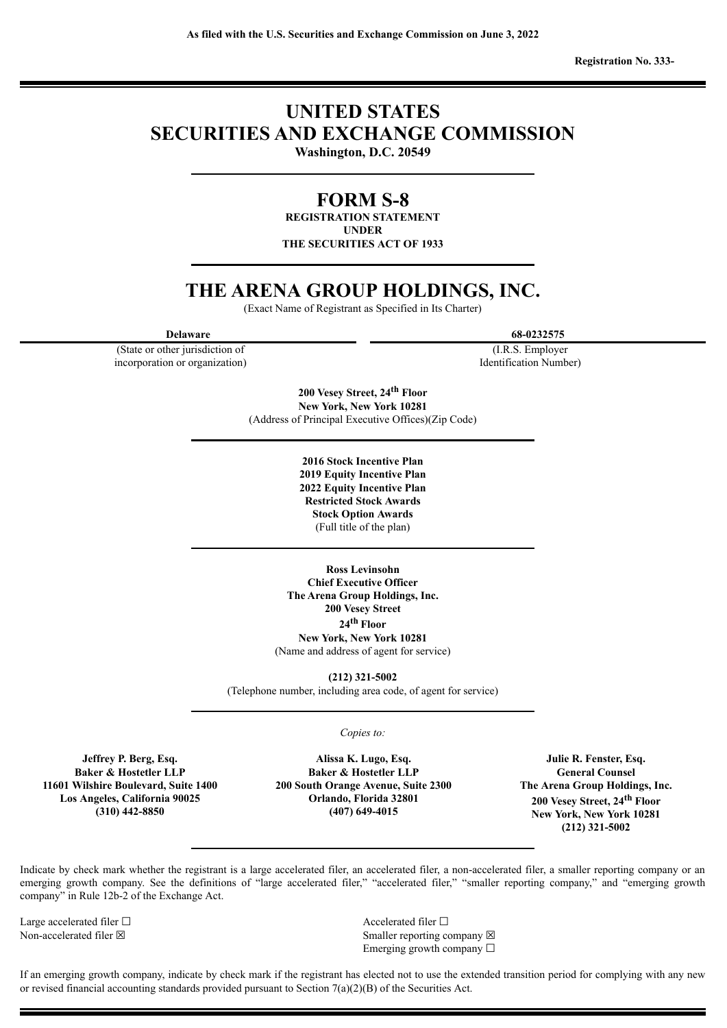**As filed with the U.S. Securities and Exchange Commission on June 3, 2022**

**Registration No. 333-**

# UNITED STATES
# SECURITIES AND EXCHANGE COMMISSION

**Washington, D.C. 20549**

## FORM S-8

**REGISTRATION STATEMENT**
**UNDER**
**THE SECURITIES ACT OF 1933**

# THE ARENA GROUP HOLDINGS, INC.

(Exact Name of Registrant as Specified in Its Charter)

| **Delaware** | **68-0232575** |
|---|---|
| (State or other jurisdiction of incorporation or organization) | (I.R.S. Employer Identification Number) |

**200 Vesey Street, 24th Floor**
**New York, New York 10281**
(Address of Principal Executive Offices)(Zip Code)

**2016 Stock Incentive Plan**
**2019 Equity Incentive Plan**
**2022 Equity Incentive Plan**
**Restricted Stock Awards**
**Stock Option Awards**
(Full title of the plan)

**Ross Levinsohn**
**Chief Executive Officer**
**The Arena Group Holdings, Inc.**
**200 Vesey Street**
**24th Floor**
**New York, New York 10281**
(Name and address of agent for service)

**(212) 321-5002**
(Telephone number, including area code, of agent for service)

*Copies to:*

| **Jeffrey P. Berg, Esq.** | **Alissa K. Lugo, Esq.** | **Julie R. Fenster, Esq.** |
|---|---|---|
| **Baker & Hostetler LLP** | **Baker & Hostetler LLP** | **General Counsel** |
| **11601 Wilshire Boulevard, Suite 1400** | **200 South Orange Avenue, Suite 2300** | **The Arena Group Holdings, Inc.** |
| **Los Angeles, California 90025** | **Orlando, Florida 32801** | **200 Vesey Street, 24th Floor** |
| **(310) 442-8850** | **(407) 649-4015** | **New York, New York 10281** |
| | | **(212) 321-5002** |

Indicate by check mark whether the registrant is a large accelerated filer, an accelerated filer, a non-accelerated filer, a smaller reporting company or an emerging growth company. See the definitions of "large accelerated filer," "accelerated filer," "smaller reporting company," and "emerging growth company" in Rule 12b-2 of the Exchange Act.

| | |
|---|---|
| Large accelerated filer ☐ | Accelerated filer ☐ |
| Non-accelerated filer ☒ | Smaller reporting company ☒ |
| | Emerging growth company ☐ |

If an emerging growth company, indicate by check mark if the registrant has elected not to use the extended transition period for complying with any new or revised financial accounting standards provided pursuant to Section 7(a)(2)(B) of the Securities Act.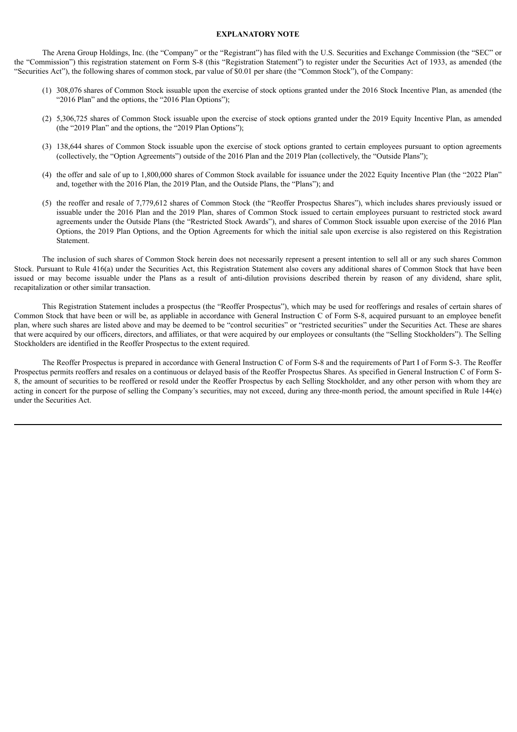## EXPLANATORY NOTE

The Arena Group Holdings, Inc. (the "Company" or the "Registrant") has filed with the U.S. Securities and Exchange Commission (the "SEC" or the "Commission") this registration statement on Form S-8 (this "Registration Statement") to register under the Securities Act of 1933, as amended (the "Securities Act"), the following shares of common stock, par value of $0.01 per share (the "Common Stock"), of the Company:

(1) 308,076 shares of Common Stock issuable upon the exercise of stock options granted under the 2016 Stock Incentive Plan, as amended (the "2016 Plan" and the options, the "2016 Plan Options");

(2) 5,306,725 shares of Common Stock issuable upon the exercise of stock options granted under the 2019 Equity Incentive Plan, as amended (the "2019 Plan" and the options, the "2019 Plan Options");

(3) 138,644 shares of Common Stock issuable upon the exercise of stock options granted to certain employees pursuant to option agreements (collectively, the "Option Agreements") outside of the 2016 Plan and the 2019 Plan (collectively, the "Outside Plans");

(4) the offer and sale of up to 1,800,000 shares of Common Stock available for issuance under the 2022 Equity Incentive Plan (the "2022 Plan" and, together with the 2016 Plan, the 2019 Plan, and the Outside Plans, the "Plans"); and

(5) the reoffer and resale of 7,779,612 shares of Common Stock (the "Reoffer Prospectus Shares"), which includes shares previously issued or issuable under the 2016 Plan and the 2019 Plan, shares of Common Stock issued to certain employees pursuant to restricted stock award agreements under the Outside Plans (the "Restricted Stock Awards"), and shares of Common Stock issuable upon exercise of the 2016 Plan Options, the 2019 Plan Options, and the Option Agreements for which the initial sale upon exercise is also registered on this Registration Statement.

The inclusion of such shares of Common Stock herein does not necessarily represent a present intention to sell all or any such shares Common Stock. Pursuant to Rule 416(a) under the Securities Act, this Registration Statement also covers any additional shares of Common Stock that have been issued or may become issuable under the Plans as a result of anti-dilution provisions described therein by reason of any dividend, share split, recapitalization or other similar transaction.

This Registration Statement includes a prospectus (the "Reoffer Prospectus"), which may be used for reofferings and resales of certain shares of Common Stock that have been or will be, as appliable in accordance with General Instruction C of Form S-8, acquired pursuant to an employee benefit plan, where such shares are listed above and may be deemed to be "control securities" or "restricted securities" under the Securities Act. These are shares that were acquired by our officers, directors, and affiliates, or that were acquired by our employees or consultants (the "Selling Stockholders"). The Selling Stockholders are identified in the Reoffer Prospectus to the extent required.

The Reoffer Prospectus is prepared in accordance with General Instruction C of Form S-8 and the requirements of Part I of Form S-3. The Reoffer Prospectus permits reoffers and resales on a continuous or delayed basis of the Reoffer Prospectus Shares. As specified in General Instruction C of Form S-8, the amount of securities to be reoffered or resold under the Reoffer Prospectus by each Selling Stockholder, and any other person with whom they are acting in concert for the purpose of selling the Company's securities, may not exceed, during any three-month period, the amount specified in Rule 144(e) under the Securities Act.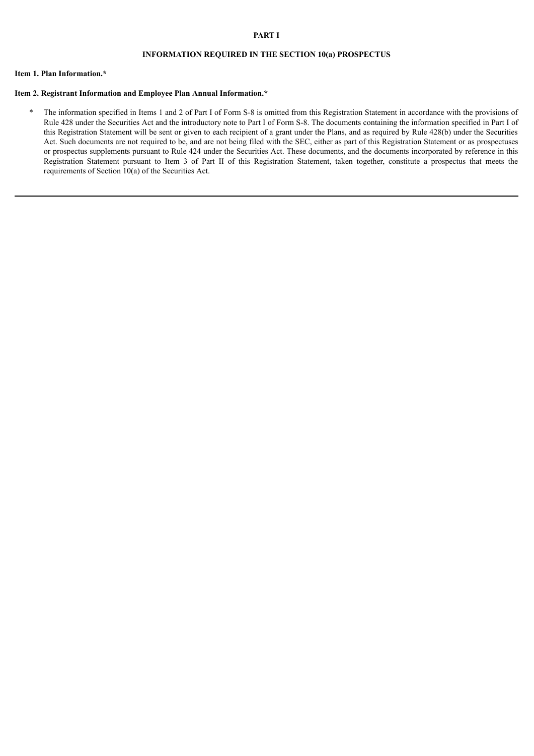# PART I

## INFORMATION REQUIRED IN THE SECTION 10(a) PROSPECTUS

**Item 1. Plan Information.***

**Item 2. Registrant Information and Employee Plan Annual Information.***

\* The information specified in Items 1 and 2 of Part I of Form S-8 is omitted from this Registration Statement in accordance with the provisions of Rule 428 under the Securities Act and the introductory note to Part I of Form S-8. The documents containing the information specified in Part I of this Registration Statement will be sent or given to each recipient of a grant under the Plans, and as required by Rule 428(b) under the Securities Act. Such documents are not required to be, and are not being filed with the SEC, either as part of this Registration Statement or as prospectuses or prospectus supplements pursuant to Rule 424 under the Securities Act. These documents, and the documents incorporated by reference in this Registration Statement pursuant to Item 3 of Part II of this Registration Statement, taken together, constitute a prospectus that meets the requirements of Section 10(a) of the Securities Act.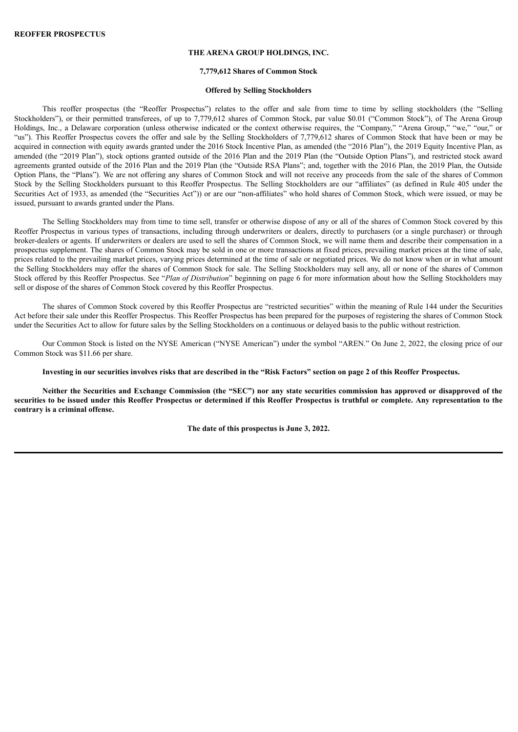**REOFFER PROSPECTUS**

**THE ARENA GROUP HOLDINGS, INC.**

**7,779,612 Shares of Common Stock**

**Offered by Selling Stockholders**

This reoffer prospectus (the "Reoffer Prospectus") relates to the offer and sale from time to time by selling stockholders (the "Selling Stockholders"), or their permitted transferees, of up to 7,779,612 shares of Common Stock, par value $0.01 ("Common Stock"), of The Arena Group Holdings, Inc., a Delaware corporation (unless otherwise indicated or the context otherwise requires, the "Company," "Arena Group," "we," "our," or "us"). This Reoffer Prospectus covers the offer and sale by the Selling Stockholders of 7,779,612 shares of Common Stock that have been or may be acquired in connection with equity awards granted under the 2016 Stock Incentive Plan, as amended (the "2016 Plan"), the 2019 Equity Incentive Plan, as amended (the "2019 Plan"), stock options granted outside of the 2016 Plan and the 2019 Plan (the "Outside Option Plans"), and restricted stock award agreements granted outside of the 2016 Plan and the 2019 Plan (the "Outside RSA Plans"; and, together with the 2016 Plan, the 2019 Plan, the Outside Option Plans, the "Plans"). We are not offering any shares of Common Stock and will not receive any proceeds from the sale of the shares of Common Stock by the Selling Stockholders pursuant to this Reoffer Prospectus. The Selling Stockholders are our "affiliates" (as defined in Rule 405 under the Securities Act of 1933, as amended (the "Securities Act")) or are our "non-affiliates" who hold shares of Common Stock, which were issued, or may be issued, pursuant to awards granted under the Plans.

The Selling Stockholders may from time to time sell, transfer or otherwise dispose of any or all of the shares of Common Stock covered by this Reoffer Prospectus in various types of transactions, including through underwriters or dealers, directly to purchasers (or a single purchaser) or through broker-dealers or agents. If underwriters or dealers are used to sell the shares of Common Stock, we will name them and describe their compensation in a prospectus supplement. The shares of Common Stock may be sold in one or more transactions at fixed prices, prevailing market prices at the time of sale, prices related to the prevailing market prices, varying prices determined at the time of sale or negotiated prices. We do not know when or in what amount the Selling Stockholders may offer the shares of Common Stock for sale. The Selling Stockholders may sell any, all or none of the shares of Common Stock offered by this Reoffer Prospectus. See "*Plan of Distribution*" beginning on page 6 for more information about how the Selling Stockholders may sell or dispose of the shares of Common Stock covered by this Reoffer Prospectus.

The shares of Common Stock covered by this Reoffer Prospectus are "restricted securities" within the meaning of Rule 144 under the Securities Act before their sale under this Reoffer Prospectus. This Reoffer Prospectus has been prepared for the purposes of registering the shares of Common Stock under the Securities Act to allow for future sales by the Selling Stockholders on a continuous or delayed basis to the public without restriction.

Our Common Stock is listed on the NYSE American ("NYSE American") under the symbol "AREN." On June 2, 2022, the closing price of our Common Stock was $11.66 per share.

**Investing in our securities involves risks that are described in the "Risk Factors" section on page 2 of this Reoffer Prospectus.**

**Neither the Securities and Exchange Commission (the "SEC") nor any state securities commission has approved or disapproved of the securities to be issued under this Reoffer Prospectus or determined if this Reoffer Prospectus is truthful or complete. Any representation to the contrary is a criminal offense.**

**The date of this prospectus is June 3, 2022.**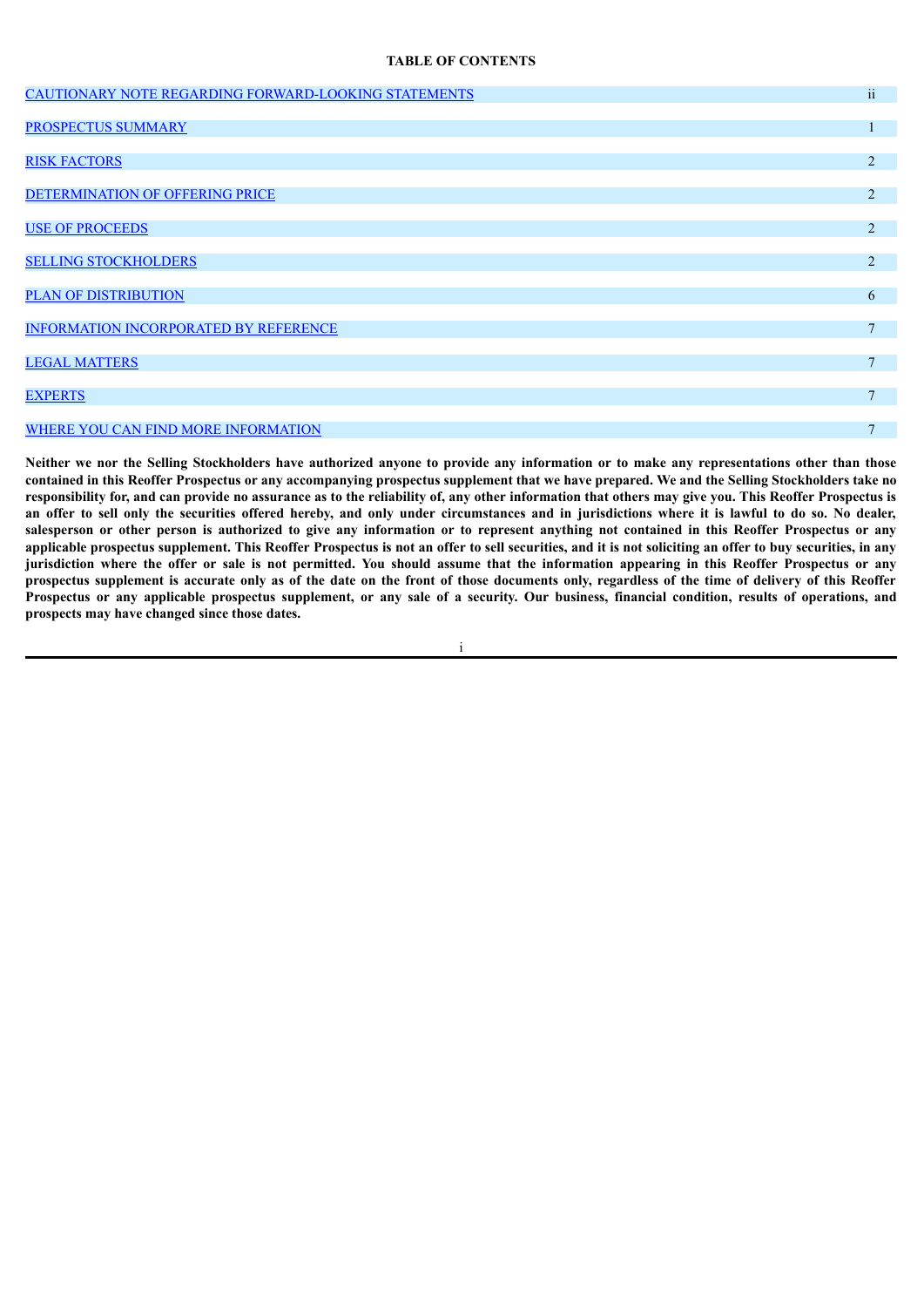**TABLE OF CONTENTS**

| | |
|---|---|
| CAUTIONARY NOTE REGARDING FORWARD-LOOKING STATEMENTS | ii |
| PROSPECTUS SUMMARY | 1 |
| RISK FACTORS | 2 |
| DETERMINATION OF OFFERING PRICE | 2 |
| USE OF PROCEEDS | 2 |
| SELLING STOCKHOLDERS | 2 |
| PLAN OF DISTRIBUTION | 6 |
| INFORMATION INCORPORATED BY REFERENCE | 7 |
| LEGAL MATTERS | 7 |
| EXPERTS | 7 |
| WHERE YOU CAN FIND MORE INFORMATION | 7 |

**Neither we nor the Selling Stockholders have authorized anyone to provide any information or to make any representations other than those contained in this Reoffer Prospectus or any accompanying prospectus supplement that we have prepared. We and the Selling Stockholders take no responsibility for, and can provide no assurance as to the reliability of, any other information that others may give you. This Reoffer Prospectus is an offer to sell only the securities offered hereby, and only under circumstances and in jurisdictions where it is lawful to do so. No dealer, salesperson or other person is authorized to give any information or to represent anything not contained in this Reoffer Prospectus or any applicable prospectus supplement. This Reoffer Prospectus is not an offer to sell securities, and it is not soliciting an offer to buy securities, in any jurisdiction where the offer or sale is not permitted. You should assume that the information appearing in this Reoffer Prospectus or any prospectus supplement is accurate only as of the date on the front of those documents only, regardless of the time of delivery of this Reoffer Prospectus or any applicable prospectus supplement, or any sale of a security. Our business, financial condition, results of operations, and prospects may have changed since those dates.**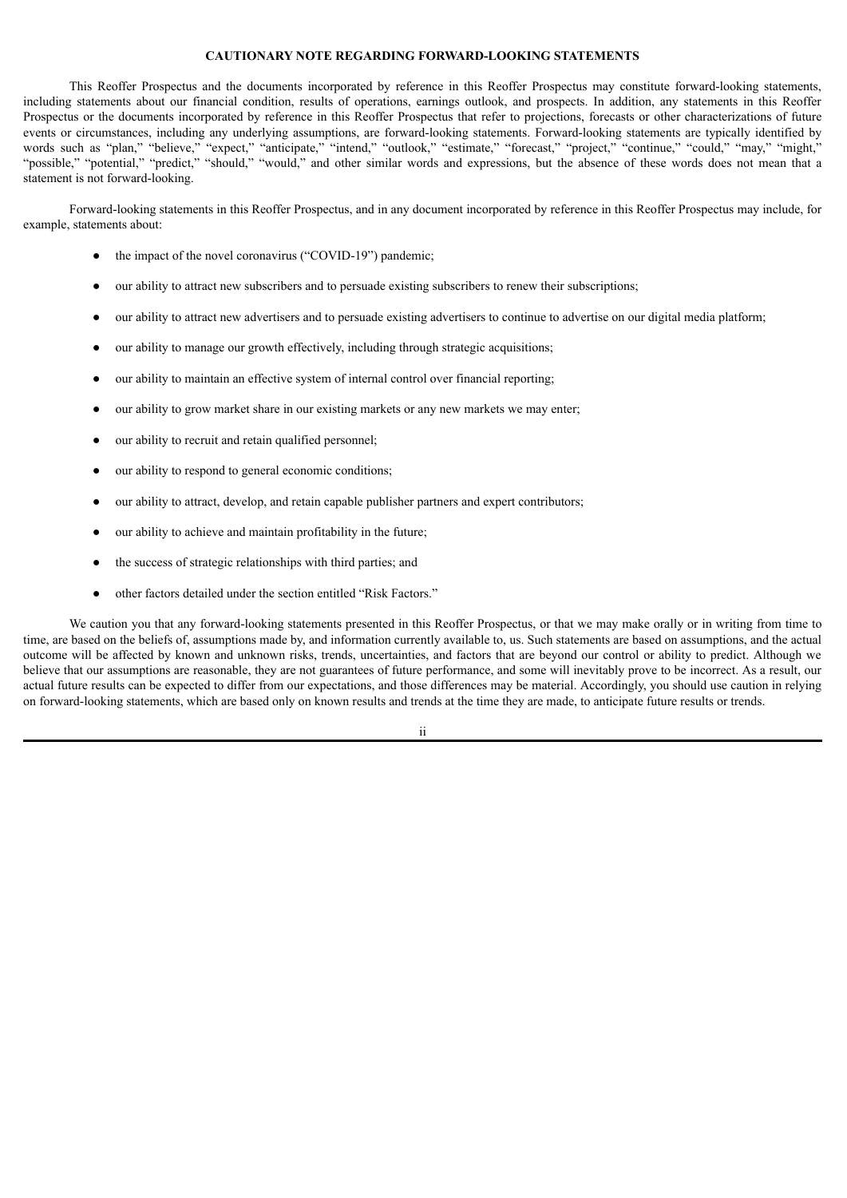## CAUTIONARY NOTE REGARDING FORWARD-LOOKING STATEMENTS

This Reoffer Prospectus and the documents incorporated by reference in this Reoffer Prospectus may constitute forward-looking statements, including statements about our financial condition, results of operations, earnings outlook, and prospects. In addition, any statements in this Reoffer Prospectus or the documents incorporated by reference in this Reoffer Prospectus that refer to projections, forecasts or other characterizations of future events or circumstances, including any underlying assumptions, are forward-looking statements. Forward-looking statements are typically identified by words such as "plan," "believe," "expect," "anticipate," "intend," "outlook," "estimate," "forecast," "project," "continue," "could," "may," "might," "possible," "potential," "predict," "should," "would," and other similar words and expressions, but the absence of these words does not mean that a statement is not forward-looking.

Forward-looking statements in this Reoffer Prospectus, and in any document incorporated by reference in this Reoffer Prospectus may include, for example, statements about:

- the impact of the novel coronavirus ("COVID-19") pandemic;
- our ability to attract new subscribers and to persuade existing subscribers to renew their subscriptions;
- our ability to attract new advertisers and to persuade existing advertisers to continue to advertise on our digital media platform;
- our ability to manage our growth effectively, including through strategic acquisitions;
- our ability to maintain an effective system of internal control over financial reporting;
- our ability to grow market share in our existing markets or any new markets we may enter;
- our ability to recruit and retain qualified personnel;
- our ability to respond to general economic conditions;
- our ability to attract, develop, and retain capable publisher partners and expert contributors;
- our ability to achieve and maintain profitability in the future;
- the success of strategic relationships with third parties; and
- other factors detailed under the section entitled "Risk Factors."

We caution you that any forward-looking statements presented in this Reoffer Prospectus, or that we may make orally or in writing from time to time, are based on the beliefs of, assumptions made by, and information currently available to, us. Such statements are based on assumptions, and the actual outcome will be affected by known and unknown risks, trends, uncertainties, and factors that are beyond our control or ability to predict. Although we believe that our assumptions are reasonable, they are not guarantees of future performance, and some will inevitably prove to be incorrect. As a result, our actual future results can be expected to differ from our expectations, and those differences may be material. Accordingly, you should use caution in relying on forward-looking statements, which are based only on known results and trends at the time they are made, to anticipate future results or trends.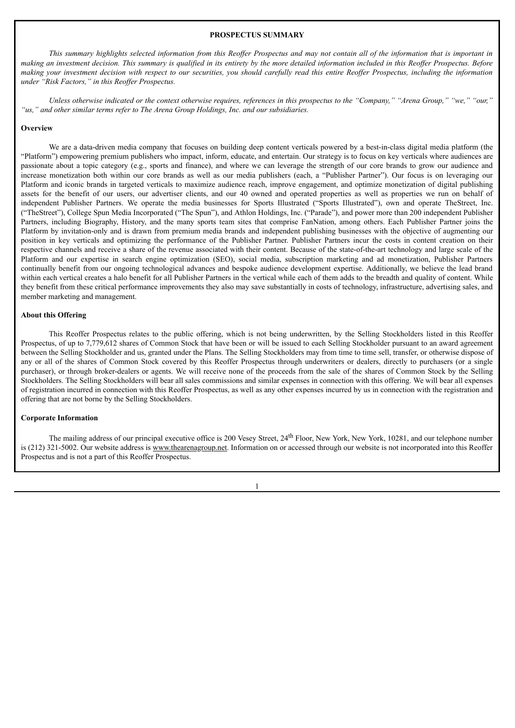## PROSPECTUS SUMMARY

*This summary highlights selected information from this Reoffer Prospectus and may not contain all of the information that is important in making an investment decision. This summary is qualified in its entirety by the more detailed information included in this Reoffer Prospectus. Before making your investment decision with respect to our securities, you should carefully read this entire Reoffer Prospectus, including the information under "Risk Factors," in this Reoffer Prospectus.*

*Unless otherwise indicated or the context otherwise requires, references in this prospectus to the "Company," "Arena Group," "we," "our," "us," and other similar terms refer to The Arena Group Holdings, Inc. and our subsidiaries.*

**Overview**

We are a data-driven media company that focuses on building deep content verticals powered by a best-in-class digital media platform (the "Platform") empowering premium publishers who impact, inform, educate, and entertain. Our strategy is to focus on key verticals where audiences are passionate about a topic category (e.g., sports and finance), and where we can leverage the strength of our core brands to grow our audience and increase monetization both within our core brands as well as our media publishers (each, a "Publisher Partner"). Our focus is on leveraging our Platform and iconic brands in targeted verticals to maximize audience reach, improve engagement, and optimize monetization of digital publishing assets for the benefit of our users, our advertiser clients, and our 40 owned and operated properties as well as properties we run on behalf of independent Publisher Partners. We operate the media businesses for Sports Illustrated ("Sports Illustrated"), own and operate TheStreet, Inc. ("TheStreet"), College Spun Media Incorporated ("The Spun"), and Athlon Holdings, Inc. ("Parade"), and power more than 200 independent Publisher Partners, including Biography, History, and the many sports team sites that comprise FanNation, among others. Each Publisher Partner joins the Platform by invitation-only and is drawn from premium media brands and independent publishing businesses with the objective of augmenting our position in key verticals and optimizing the performance of the Publisher Partner. Publisher Partners incur the costs in content creation on their respective channels and receive a share of the revenue associated with their content. Because of the state-of-the-art technology and large scale of the Platform and our expertise in search engine optimization (SEO), social media, subscription marketing and ad monetization, Publisher Partners continually benefit from our ongoing technological advances and bespoke audience development expertise. Additionally, we believe the lead brand within each vertical creates a halo benefit for all Publisher Partners in the vertical while each of them adds to the breadth and quality of content. While they benefit from these critical performance improvements they also may save substantially in costs of technology, infrastructure, advertising sales, and member marketing and management.

**About this Offering**

This Reoffer Prospectus relates to the public offering, which is not being underwritten, by the Selling Stockholders listed in this Reoffer Prospectus, of up to 7,779,612 shares of Common Stock that have been or will be issued to each Selling Stockholder pursuant to an award agreement between the Selling Stockholder and us, granted under the Plans. The Selling Stockholders may from time to time sell, transfer, or otherwise dispose of any or all of the shares of Common Stock covered by this Reoffer Prospectus through underwriters or dealers, directly to purchasers (or a single purchaser), or through broker-dealers or agents. We will receive none of the proceeds from the sale of the shares of Common Stock by the Selling Stockholders. The Selling Stockholders will bear all sales commissions and similar expenses in connection with this offering. We will bear all expenses of registration incurred in connection with this Reoffer Prospectus, as well as any other expenses incurred by us in connection with the registration and offering that are not borne by the Selling Stockholders.

**Corporate Information**

The mailing address of our principal executive office is 200 Vesey Street, 24th Floor, New York, New York, 10281, and our telephone number is (212) 321-5002. Our website address is www.thearenagroup.net. Information on or accessed through our website is not incorporated into this Reoffer Prospectus and is not a part of this Reoffer Prospectus.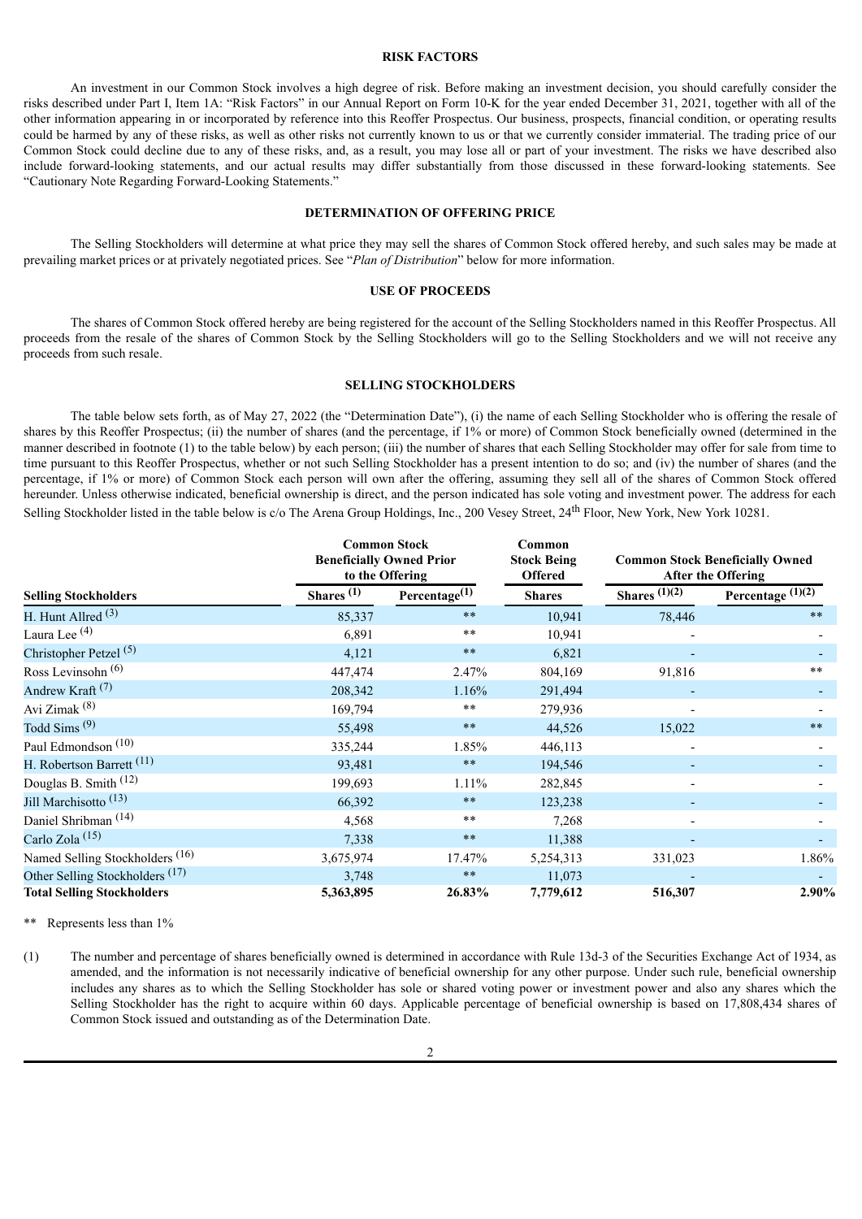## RISK FACTORS

An investment in our Common Stock involves a high degree of risk. Before making an investment decision, you should carefully consider the risks described under Part I, Item 1A: "Risk Factors" in our Annual Report on Form 10-K for the year ended December 31, 2021, together with all of the other information appearing in or incorporated by reference into this Reoffer Prospectus. Our business, prospects, financial condition, or operating results could be harmed by any of these risks, as well as other risks not currently known to us or that we currently consider immaterial. The trading price of our Common Stock could decline due to any of these risks, and, as a result, you may lose all or part of your investment. The risks we have described also include forward-looking statements, and our actual results may differ substantially from those discussed in these forward-looking statements. See "Cautionary Note Regarding Forward-Looking Statements."

## DETERMINATION OF OFFERING PRICE

The Selling Stockholders will determine at what price they may sell the shares of Common Stock offered hereby, and such sales may be made at prevailing market prices or at privately negotiated prices. See "*Plan of Distribution*" below for more information.

## USE OF PROCEEDS

The shares of Common Stock offered hereby are being registered for the account of the Selling Stockholders named in this Reoffer Prospectus. All proceeds from the resale of the shares of Common Stock by the Selling Stockholders will go to the Selling Stockholders and we will not receive any proceeds from such resale.

## SELLING STOCKHOLDERS

The table below sets forth, as of May 27, 2022 (the "Determination Date"), (i) the name of each Selling Stockholder who is offering the resale of shares by this Reoffer Prospectus; (ii) the number of shares (and the percentage, if 1% or more) of Common Stock beneficially owned (determined in the manner described in footnote (1) to the table below) by each person; (iii) the number of shares that each Selling Stockholder may offer for sale from time to time pursuant to this Reoffer Prospectus, whether or not such Selling Stockholder has a present intention to do so; and (iv) the number of shares (and the percentage, if 1% or more) of Common Stock each person will own after the offering, assuming they sell all of the shares of Common Stock offered hereunder. Unless otherwise indicated, beneficial ownership is direct, and the person indicated has sole voting and investment power. The address for each Selling Stockholder listed in the table below is c/o The Arena Group Holdings, Inc., 200 Vesey Street, 24th Floor, New York, New York 10281.

| | Common Stock Beneficially Owned Prior to the Offering | | Common Stock Being Offered | Common Stock Beneficially Owned After the Offering | |
|---|---|---|---|---|---|
| **Selling Stockholders** | **Shares (1)** | **Percentage(1)** | **Shares** | **Shares (1)(2)** | **Percentage (1)(2)** |
| H. Hunt Allred (3) | 85,337 | ** | 10,941 | 78,446 | ** |
| Laura Lee (4) | 6,891 | ** | 10,941 | - | - |
| Christopher Petzel (5) | 4,121 | ** | 6,821 | - | - |
| Ross Levinsohn (6) | 447,474 | 2.47% | 804,169 | 91,816 | ** |
| Andrew Kraft (7) | 208,342 | 1.16% | 291,494 | - | - |
| Avi Zimak (8) | 169,794 | ** | 279,936 | - | - |
| Todd Sims (9) | 55,498 | ** | 44,526 | 15,022 | ** |
| Paul Edmondson (10) | 335,244 | 1.85% | 446,113 | - | - |
| H. Robertson Barrett (11) | 93,481 | ** | 194,546 | - | - |
| Douglas B. Smith (12) | 199,693 | 1.11% | 282,845 | - | - |
| Jill Marchisotto (13) | 66,392 | ** | 123,238 | - | - |
| Daniel Shribman (14) | 4,568 | ** | 7,268 | - | - |
| Carlo Zola (15) | 7,338 | ** | 11,388 | - | - |
| Named Selling Stockholders (16) | 3,675,974 | 17.47% | 5,254,313 | 331,023 | 1.86% |
| Other Selling Stockholders (17) | 3,748 | ** | 11,073 | - | - |
| **Total Selling Stockholders** | **5,363,895** | **26.83%** | **7,779,612** | **516,307** | **2.90%** |

** Represents less than 1%

(1) The number and percentage of shares beneficially owned is determined in accordance with Rule 13d-3 of the Securities Exchange Act of 1934, as amended, and the information is not necessarily indicative of beneficial ownership for any other purpose. Under such rule, beneficial ownership includes any shares as to which the Selling Stockholder has sole or shared voting power or investment power and also any shares which the Selling Stockholder has the right to acquire within 60 days. Applicable percentage of beneficial ownership is based on 17,808,434 shares of Common Stock issued and outstanding as of the Determination Date.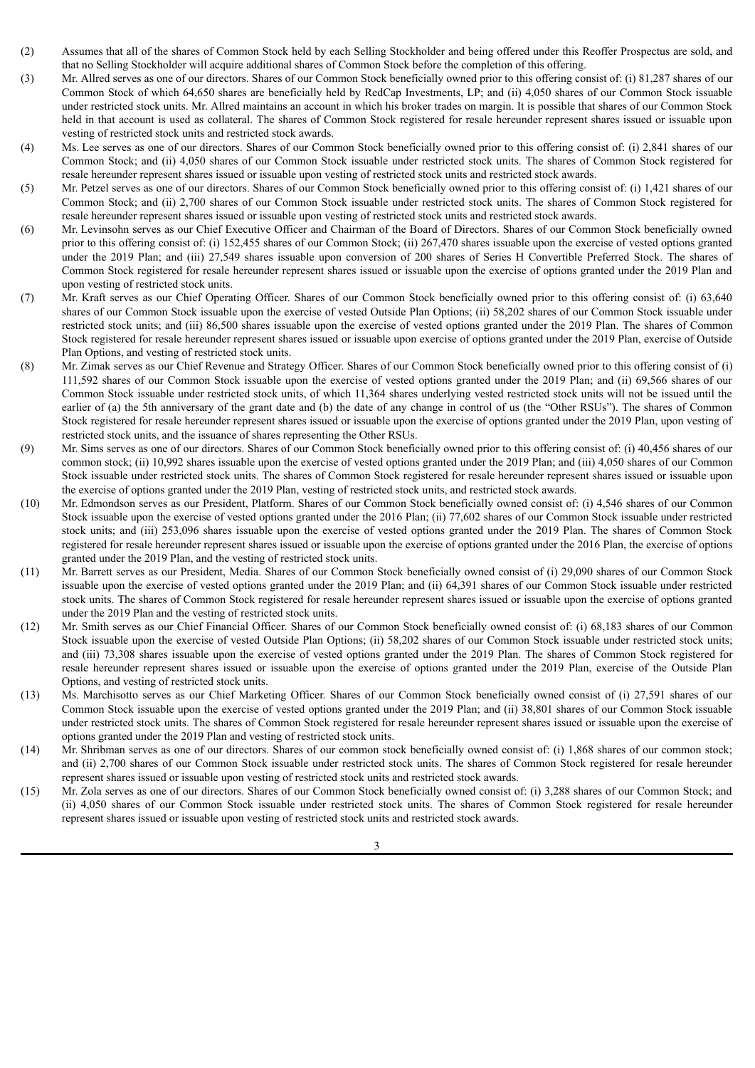(2) Assumes that all of the shares of Common Stock held by each Selling Stockholder and being offered under this Reoffer Prospectus are sold, and that no Selling Stockholder will acquire additional shares of Common Stock before the completion of this offering.

(3) Mr. Allred serves as one of our directors. Shares of our Common Stock beneficially owned prior to this offering consist of: (i) 81,287 shares of our Common Stock of which 64,650 shares are beneficially held by RedCap Investments, LP; and (ii) 4,050 shares of our Common Stock issuable under restricted stock units. Mr. Allred maintains an account in which his broker trades on margin. It is possible that shares of our Common Stock held in that account is used as collateral. The shares of Common Stock registered for resale hereunder represent shares issued or issuable upon vesting of restricted stock units and restricted stock awards.

(4) Ms. Lee serves as one of our directors. Shares of our Common Stock beneficially owned prior to this offering consist of: (i) 2,841 shares of our Common Stock; and (ii) 4,050 shares of our Common Stock issuable under restricted stock units. The shares of Common Stock registered for resale hereunder represent shares issued or issuable upon vesting of restricted stock units and restricted stock awards.

(5) Mr. Petzel serves as one of our directors. Shares of our Common Stock beneficially owned prior to this offering consist of: (i) 1,421 shares of our Common Stock; and (ii) 2,700 shares of our Common Stock issuable under restricted stock units. The shares of Common Stock registered for resale hereunder represent shares issued or issuable upon vesting of restricted stock units and restricted stock awards.

(6) Mr. Levinsohn serves as our Chief Executive Officer and Chairman of the Board of Directors. Shares of our Common Stock beneficially owned prior to this offering consist of: (i) 152,455 shares of our Common Stock; (ii) 267,470 shares issuable upon the exercise of vested options granted under the 2019 Plan; and (iii) 27,549 shares issuable upon conversion of 200 shares of Series H Convertible Preferred Stock. The shares of Common Stock registered for resale hereunder represent shares issued or issuable upon the exercise of options granted under the 2019 Plan and upon vesting of restricted stock units.

(7) Mr. Kraft serves as our Chief Operating Officer. Shares of our Common Stock beneficially owned prior to this offering consist of: (i) 63,640 shares of our Common Stock issuable upon the exercise of vested Outside Plan Options; (ii) 58,202 shares of our Common Stock issuable under restricted stock units; and (iii) 86,500 shares issuable upon the exercise of vested options granted under the 2019 Plan. The shares of Common Stock registered for resale hereunder represent shares issued or issuable upon exercise of options granted under the 2019 Plan, exercise of Outside Plan Options, and vesting of restricted stock units.

(8) Mr. Zimak serves as our Chief Revenue and Strategy Officer. Shares of our Common Stock beneficially owned prior to this offering consist of (i) 111,592 shares of our Common Stock issuable upon the exercise of vested options granted under the 2019 Plan; and (ii) 69,566 shares of our Common Stock issuable under restricted stock units, of which 11,364 shares underlying vested restricted stock units will not be issued until the earlier of (a) the 5th anniversary of the grant date and (b) the date of any change in control of us (the "Other RSUs"). The shares of Common Stock registered for resale hereunder represent shares issued or issuable upon the exercise of options granted under the 2019 Plan, upon vesting of restricted stock units, and the issuance of shares representing the Other RSUs.

(9) Mr. Sims serves as one of our directors. Shares of our Common Stock beneficially owned prior to this offering consist of: (i) 40,456 shares of our common stock; (ii) 10,992 shares issuable upon the exercise of vested options granted under the 2019 Plan; and (iii) 4,050 shares of our Common Stock issuable under restricted stock units. The shares of Common Stock registered for resale hereunder represent shares issued or issuable upon the exercise of options granted under the 2019 Plan, vesting of restricted stock units, and restricted stock awards.

(10) Mr. Edmondson serves as our President, Platform. Shares of our Common Stock beneficially owned consist of: (i) 4,546 shares of our Common Stock issuable upon the exercise of vested options granted under the 2016 Plan; (ii) 77,602 shares of our Common Stock issuable under restricted stock units; and (iii) 253,096 shares issuable upon the exercise of vested options granted under the 2019 Plan. The shares of Common Stock registered for resale hereunder represent shares issued or issuable upon the exercise of options granted under the 2016 Plan, the exercise of options granted under the 2019 Plan, and the vesting of restricted stock units.

(11) Mr. Barrett serves as our President, Media. Shares of our Common Stock beneficially owned consist of (i) 29,090 shares of our Common Stock issuable upon the exercise of vested options granted under the 2019 Plan; and (ii) 64,391 shares of our Common Stock issuable under restricted stock units. The shares of Common Stock registered for resale hereunder represent shares issued or issuable upon the exercise of options granted under the 2019 Plan and the vesting of restricted stock units.

(12) Mr. Smith serves as our Chief Financial Officer. Shares of our Common Stock beneficially owned consist of: (i) 68,183 shares of our Common Stock issuable upon the exercise of vested Outside Plan Options; (ii) 58,202 shares of our Common Stock issuable under restricted stock units; and (iii) 73,308 shares issuable upon the exercise of vested options granted under the 2019 Plan. The shares of Common Stock registered for resale hereunder represent shares issued or issuable upon the exercise of options granted under the 2019 Plan, exercise of the Outside Plan Options, and vesting of restricted stock units.

(13) Ms. Marchisotto serves as our Chief Marketing Officer. Shares of our Common Stock beneficially owned consist of (i) 27,591 shares of our Common Stock issuable upon the exercise of vested options granted under the 2019 Plan; and (ii) 38,801 shares of our Common Stock issuable under restricted stock units. The shares of Common Stock registered for resale hereunder represent shares issued or issuable upon the exercise of options granted under the 2019 Plan and vesting of restricted stock units.

(14) Mr. Shribman serves as one of our directors. Shares of our common stock beneficially owned consist of: (i) 1,868 shares of our common stock; and (ii) 2,700 shares of our Common Stock issuable under restricted stock units. The shares of Common Stock registered for resale hereunder represent shares issued or issuable upon vesting of restricted stock units and restricted stock awards.

(15) Mr. Zola serves as one of our directors. Shares of our Common Stock beneficially owned consist of: (i) 3,288 shares of our Common Stock; and (ii) 4,050 shares of our Common Stock issuable under restricted stock units. The shares of Common Stock registered for resale hereunder represent shares issued or issuable upon vesting of restricted stock units and restricted stock awards.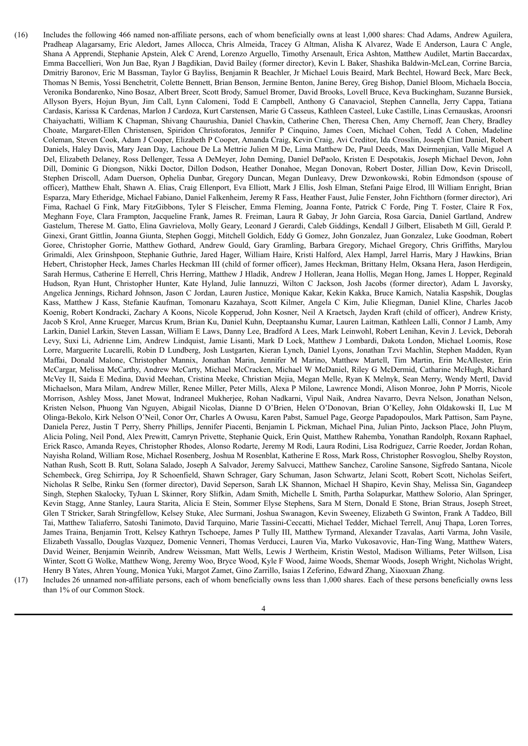(16) Includes the following 466 named non-affiliate persons, each of whom beneficially owns at least 1,000 shares: Chad Adams, Andrew Aguilera, Pradheap Alagarsamy, Eric Aledort, James Allocca, Chris Almeida, Tracey G Altman, Alisha K Alvarez, Wade E Anderson, Laura C Angle, Shana A Apprendi, Stephanie Apstein, Alek C Arend, Lorenzo Arguello, Timothy Arsenault, Erica Ashton, Matthew Audilet, Martin Baccardax, Emma Baccellieri, Won Jun Bae, Ryan J Bagdikian, David Bailey (former director), Kevin L Baker, Shashika Baldwin-McLean, Corrine Barcia, Dmitriy Baronov, Eric M Bassman, Taylor G Bayliss, Benjamin R Beachler, Jr Michael Louis Beaird, Mark Bechtel, Howard Beck, Marc Beck, Thomas N Bemis, Yossi Benchetrit, Colette Bennett, Brian Benson, Jermine Benton, Janine Berey, Greg Bishop, Daniel Bloom, Michaela Boccia, Veronika Bondarenko, Nino Bosaz, Albert Breer, Scott Brody, Samuel Bromer, David Brooks, Lovell Bruce, Keva Buckingham, Suzanne Bursiek, Allyson Byers, Hojun Byun, Jim Call, Lynn Calomeni, Todd E Campbell, Anthony G Canavaciol, Stephen Cannella, Jerry Cappa, Tatiana Cardasis, Karissa K Cardenas, Marlon J Cardoza, Kurt Carstensen, Marie G Casseus, Kathleen Casteel, Luke Castille, Linas Cernauskas, Aroonsri Chaiyachatti, William K Chapman, Shivang Chaurushia, Daniel Chavkin, Catherine Chen, Theresa Chen, Amy Chernoff, Jean Chery, Bradley Choate, Margaret-Ellen Christensen, Spiridon Christoforatos, Jennifer P Cinquino, James Coen, Michael Cohen, Tedd A Cohen, Madeline Coleman, Steven Cook, Adam J Cooper, Elizabeth P Cooper, Amanda Craig, Kevin Craig, Avi Creditor, Ida Crosslin, Joseph Clint Daniel, Robert Daniels, Haley Davis, Mary Jean Day, Lachoue De La Mettrie Julien M De, Lima Matthew De, Paul Deeds, Max Deirmenjian, Valle Miguel A Del, Elizabeth Delaney, Ross Dellenger, Tessa A DeMeyer, John Deming, Daniel DePaolo, Kristen E Despotakis, Joseph Michael Devon, John Dill, Dominic G Diongson, Nikki Doctor, Dillon Dodson, Heather Donahoe, Megan Donovan, Robert Doster, Jillian Dow, Kevin Driscoll, Stephen Driscoll, Adam Duerson, Ophelia Dunbar, Gregory Duncan, Megan Dunleavy, Drew Dzwonkowski, Robin Edmondson (spouse of officer), Matthew Ehalt, Shawn A. Elias, Craig Ellenport, Eva Elliott, Mark J Ellis, Josh Elman, Stefani Paige Elrod, lll William Enright, Brian Esparza, Mary Etheridge, Michael Fabiano, Daniel Falkenheim, Jeremy R Fass, Heather Faust, Julie Fenster, John Fichthorn (former director), Ari Fima, Rachael G Fink, Mary FitzGibbons, Tyler S Fleischer, Emma Fleming, Joanna Fonte, Patrick C Forde, Ping T. Foster, Claire R Fox, Meghann Foye, Clara Frampton, Jacqueline Frank, James R. Freiman, Laura R Gabay, Jr John Garcia, Rosa Garcia, Daniel Gartland, Andrew Gastelum, Therese M. Gatto, Elina Gavrielova, Molly Geary, Leonard J Gerardi, Caleb Giddings, Kendall J Gilbert, Elisabeth M Gill, Gerald P. Ginexi, Grant Gittlin, Joanna Giunta, Stephen Goggi, Mitchell Goldich, Eddy G Gomez, John Gonzalez, Juan Gonzalez, Luke Goodman, Robert Goree, Christopher Gorrie, Matthew Gothard, Andrew Gould, Gary Gramling, Barbara Gregory, Michael Gregory, Chris Griffiths, Marylou Grimaldi, Alex Grinshpoon, Stephanie Guthrie, Jared Hager, William Haire, Kristi Halford, Alex Hampl, Jarrel Harris, Mary J Hawkins, Brian Hebert, Christopher Heck, James Charles Heckman III (child of former officer), James Heckman, Brittany Helm, Oksana Hera, Jason Herdigein, Sarah Hermus, Catherine E Herrell, Chris Herring, Matthew J Hladik, Andrew J Holleran, Jeana Hollis, Megan Hong, James L Hopper, Reginald Hudson, Ryan Hunt, Christopher Hunter, Kate Hyland, Julie Iannuzzi, Wilton C Jackson, Josh Jacobs (former director), Adam L Javorsky, Angelica Jennings, Richard Johnson, Jason C Jordan, Lauren Justice, Monique Kakar, Kekin Kakka, Bruce Kamich, Natalia Kaspshik, Douglas Kass, Matthew J Kass, Stefanie Kaufman, Tomonaru Kazahaya, Scott Kilmer, Angela C Kim, Julie Kliegman, Daniel Kline, Charles Jacob Koenig, Robert Kondracki, Zachary A Koons, Nicole Kopperud, John Kosner, Neil A Kraetsch, Jayden Kraft (child of officer), Andrew Kristy, Jacob S Krol, Anne Krueger, Marcus Krum, Brian Ku, Daniel Kuhn, Deeptaanshu Kumar, Lauren Laitman, Kathleen Lalli, Connor J Lamb, Amy Larkin, Daniel Larkin, Steven Lassan, William E Laws, Danny Lee, Bradford A Lees, Mark Leinwohl, Robert Lenihan, Kevin J. Levick, Deborah Levy, Suxi Li, Adrienne Lim, Andrew Lindquist, Jamie Lisanti, Mark D Lock, Matthew J Lombardi, Dakota London, Michael Loomis, Rose Lorre, Marguerite Lucarelli, Robin D Lundberg, Josh Lustgarten, Kieran Lynch, Daniel Lyons, Jonathan Tzvi Machlin, Stephen Madden, Ryan Maffai, Donald Malone, Christopher Mannix, Jonathan Marin, Jennifer M Marino, Matthew Martell, Tim Martin, Erin McAllester, Erin McCargar, Melissa McCarthy, Andrew McCarty, Michael McCracken, Michael W McDaniel, Riley G McDermid, Catharine McHugh, Richard McVey II, Saida E Medina, David Meehan, Cristina Meeke, Christian Mejia, Megan Melle, Ryan K Melnyk, Sean Merry, Wendy Mertl, David Michaelson, Mara Milam, Andrew Miller, Renee Miller, Peter Mills, Alexa P Milone, Lawrence Mondi, Alison Monroe, John P Morris, Nicole Morrison, Ashley Moss, Janet Mowat, Indraneel Mukherjee, Rohan Nadkarni, Vipul Naik, Andrea Navarro, Devra Nelson, Jonathan Nelson, Kristen Nelson, Phuong Van Nguyen, Abigail Nicolas, Dianne D O'Brien, Helen O'Donovan, Brian O'Kelley, John Oldakowski II, Luc M Olinga-Bekolo, Kirk Nelson O'Neil, Conor Orr, Charles A Owusu, Karen Pabst, Samuel Page, George Papadopoulos, Mark Pattison, Sam Payne, Daniela Perez, Justin T Perry, Sherry Phillips, Jennifer Piacenti, Benjamin L Pickman, Michael Pina, Julian Pinto, Jackson Place, John Pluym, Alicia Poling, Neil Pond, Alex Prewitt, Camryn Privette, Stephanie Quick, Erin Quist, Matthew Rahemba, Yonathan Randolph, Roxann Raphael, Erick Rasco, Amanda Reyes, Christopher Rhodes, Alonso Rodarte, Jeremy M Rodi, Laura Rodini, Lisa Rodriguez, Carrie Roeder, Jordan Rohan, Nayisha Roland, William Rose, Michael Rosenberg, Joshua M Rosenblat, Katherine E Ross, Mark Ross, Christopher Rosvoglou, Shelby Royston, Nathan Rush, Scott B. Rutt, Solana Salado, Joseph A Salvador, Jeremy Salvucci, Matthew Sanchez, Caroline Sansone, Sigfredo Santana, Nicole Schembeck, Greg Schirripa, Joy R Schoenfield, Shawn Schrager, Gary Schuman, Jason Schwartz, Jelani Scott, Robert Scott, Nicholas Seifert, Nicholas R Selbe, Rinku Sen (former director), David Seperson, Sarah LK Shannon, Michael H Shapiro, Kevin Shay, Melissa Sin, Gagandeep Singh, Stephen Skalocky, TyJuan L Skinner, Rory Slifkin, Adam Smith, Michelle L Smith, Partha Solapurkar, Matthew Solorio, Alan Springer, Kevin Stagg, Anne Stanley, Laura Starita, Alicia E Stein, Sommer Elyse Stephens, Sara M Stern, Donald E Stone, Brian Straus, Joseph Street, Glen T Stricker, Sarah Stringfellow, Kelsey Stuke, Alec Surmani, Joshua Swanagon, Kevin Sweeney, Elizabeth G Swinton, Frank A Taddeo, Bill Tai, Matthew Taliaferro, Satoshi Tanimoto, David Tarquino, Marie Tassini-Ceccatti, Michael Tedder, Michael Terrell, Anuj Thapa, Loren Torres, James Traina, Benjamin Trott, Kelsey Kathryn Tschoepe, James P Tully III, Matthew Tyrmand, Alexander Tzavalas, Aarti Varma, John Vasile, Elizabeth Vassallo, Douglas Vazquez, Domenic Venneri, Thomas Verducci, Lauren Via, Marko Vukosavovic, Han-Ting Wang, Matthew Waters, David Weiner, Benjamin Weinrib, Andrew Weissman, Matt Wells, Lewis J Wertheim, Kristin Westol, Madison Williams, Peter Willson, Lisa Winter, Scott G Wolke, Matthew Wong, Jeremy Woo, Bryce Wood, Kyle F Wood, Jaime Woods, Shemar Woods, Joseph Wright, Nicholas Wright, Henry B Yates, Ahren Young, Monica Yuki, Margot Zamet, Gino Zarrillo, Isaias I Zeferino, Edward Zhang, Xiaoxuan Zhang.

(17) Includes 26 unnamed non-affiliate persons, each of whom beneficially owns less than 1,000 shares. Each of these persons beneficially owns less than 1% of our Common Stock.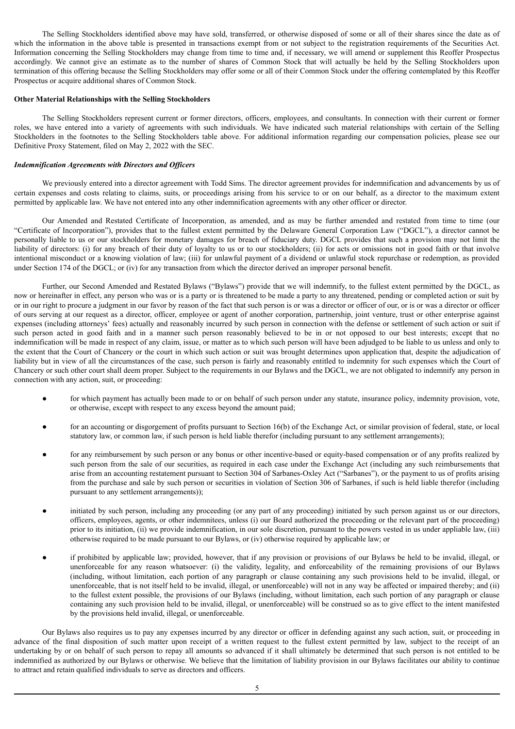The Selling Stockholders identified above may have sold, transferred, or otherwise disposed of some or all of their shares since the date as of which the information in the above table is presented in transactions exempt from or not subject to the registration requirements of the Securities Act. Information concerning the Selling Stockholders may change from time to time and, if necessary, we will amend or supplement this Reoffer Prospectus accordingly. We cannot give an estimate as to the number of shares of Common Stock that will actually be held by the Selling Stockholders upon termination of this offering because the Selling Stockholders may offer some or all of their Common Stock under the offering contemplated by this Reoffer Prospectus or acquire additional shares of Common Stock.

**Other Material Relationships with the Selling Stockholders**

The Selling Stockholders represent current or former directors, officers, employees, and consultants. In connection with their current or former roles, we have entered into a variety of agreements with such individuals. We have indicated such material relationships with certain of the Selling Stockholders in the footnotes to the Selling Stockholders table above. For additional information regarding our compensation policies, please see our Definitive Proxy Statement, filed on May 2, 2022 with the SEC.

***Indemnification Agreements with Directors and Officers***

We previously entered into a director agreement with Todd Sims. The director agreement provides for indemnification and advancements by us of certain expenses and costs relating to claims, suits, or proceedings arising from his service to or on our behalf, as a director to the maximum extent permitted by applicable law. We have not entered into any other indemnification agreements with any other officer or director.

Our Amended and Restated Certificate of Incorporation, as amended, and as may be further amended and restated from time to time (our "Certificate of Incorporation"), provides that to the fullest extent permitted by the Delaware General Corporation Law ("DGCL"), a director cannot be personally liable to us or our stockholders for monetary damages for breach of fiduciary duty. DGCL provides that such a provision may not limit the liability of directors: (i) for any breach of their duty of loyalty to us or to our stockholders; (ii) for acts or omissions not in good faith or that involve intentional misconduct or a knowing violation of law; (iii) for unlawful payment of a dividend or unlawful stock repurchase or redemption, as provided under Section 174 of the DGCL; or (iv) for any transaction from which the director derived an improper personal benefit.

Further, our Second Amended and Restated Bylaws ("Bylaws") provide that we will indemnify, to the fullest extent permitted by the DGCL, as now or hereinafter in effect, any person who was or is a party or is threatened to be made a party to any threatened, pending or completed action or suit by or in our right to procure a judgment in our favor by reason of the fact that such person is or was a director or officer of our, or is or was a director or officer of ours serving at our request as a director, officer, employee or agent of another corporation, partnership, joint venture, trust or other enterprise against expenses (including attorneys' fees) actually and reasonably incurred by such person in connection with the defense or settlement of such action or suit if such person acted in good faith and in a manner such person reasonably believed to be in or not opposed to our best interests; except that no indemnification will be made in respect of any claim, issue, or matter as to which such person will have been adjudged to be liable to us unless and only to the extent that the Court of Chancery or the court in which such action or suit was brought determines upon application that, despite the adjudication of liability but in view of all the circumstances of the case, such person is fairly and reasonably entitled to indemnity for such expenses which the Court of Chancery or such other court shall deem proper. Subject to the requirements in our Bylaws and the DGCL, we are not obligated to indemnify any person in connection with any action, suit, or proceeding:

- for which payment has actually been made to or on behalf of such person under any statute, insurance policy, indemnity provision, vote, or otherwise, except with respect to any excess beyond the amount paid;
- for an accounting or disgorgement of profits pursuant to Section 16(b) of the Exchange Act, or similar provision of federal, state, or local statutory law, or common law, if such person is held liable therefor (including pursuant to any settlement arrangements);
- for any reimbursement by such person or any bonus or other incentive-based or equity-based compensation or of any profits realized by such person from the sale of our securities, as required in each case under the Exchange Act (including any such reimbursements that arise from an accounting restatement pursuant to Section 304 of Sarbanes-Oxley Act ("Sarbanes"), or the payment to us of profits arising from the purchase and sale by such person or securities in violation of Section 306 of Sarbanes, if such is held liable therefor (including pursuant to any settlement arrangements));
- initiated by such person, including any proceeding (or any part of any proceeding) initiated by such person against us or our directors, officers, employees, agents, or other indemnitees, unless (i) our Board authorized the proceeding or the relevant part of the proceeding) prior to its initiation, (ii) we provide indemnification, in our sole discretion, pursuant to the powers vested in us under appliable law, (iii) otherwise required to be made pursuant to our Bylaws, or (iv) otherwise required by applicable law; or
- if prohibited by applicable law; provided, however, that if any provision or provisions of our Bylaws be held to be invalid, illegal, or unenforceable for any reason whatsoever: (i) the validity, legality, and enforceability of the remaining provisions of our Bylaws (including, without limitation, each portion of any paragraph or clause containing any such provisions held to be invalid, illegal, or unenforceable, that is not itself held to be invalid, illegal, or unenforceable) will not in any way be affected or impaired thereby; and (ii) to the fullest extent possible, the provisions of our Bylaws (including, without limitation, each such portion of any paragraph or clause containing any such provision held to be invalid, illegal, or unenforceable) will be construed so as to give effect to the intent manifested by the provisions held invalid, illegal, or unenforceable.

Our Bylaws also requires us to pay any expenses incurred by any director or officer in defending against any such action, suit, or proceeding in advance of the final disposition of such matter upon receipt of a written request to the fullest extent permitted by law, subject to the receipt of an undertaking by or on behalf of such person to repay all amounts so advanced if it shall ultimately be determined that such person is not entitled to be indemnified as authorized by our Bylaws or otherwise. We believe that the limitation of liability provision in our Bylaws facilitates our ability to continue to attract and retain qualified individuals to serve as directors and officers.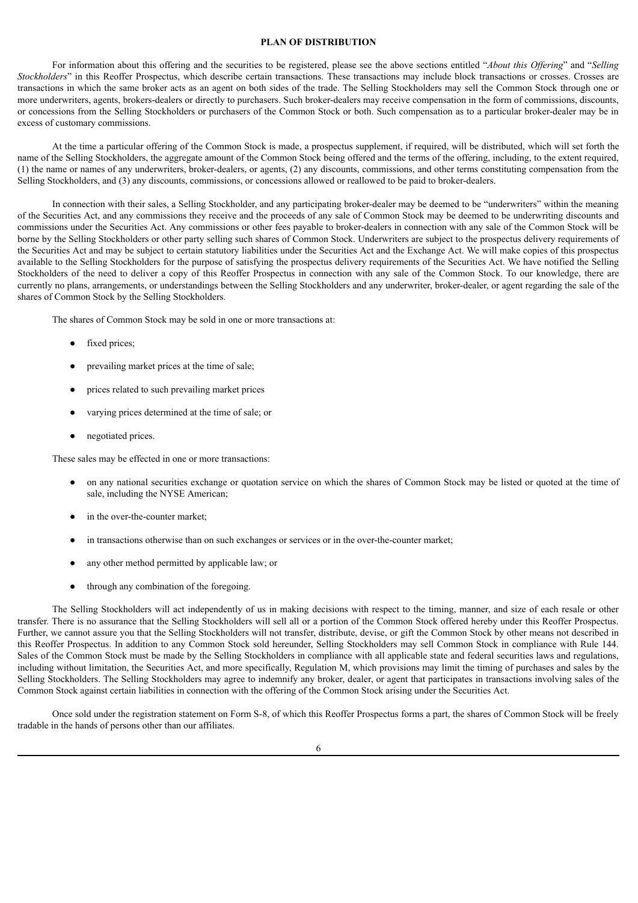## PLAN OF DISTRIBUTION

For information about this offering and the securities to be registered, please see the above sections entitled "*About this Offering*" and "*Selling Stockholders*" in this Reoffer Prospectus, which describe certain transactions. These transactions may include block transactions or crosses. Crosses are transactions in which the same broker acts as an agent on both sides of the trade. The Selling Stockholders may sell the Common Stock through one or more underwriters, agents, brokers-dealers or directly to purchasers. Such broker-dealers may receive compensation in the form of commissions, discounts, or concessions from the Selling Stockholders or purchasers of the Common Stock or both. Such compensation as to a particular broker-dealer may be in excess of customary commissions.

At the time a particular offering of the Common Stock is made, a prospectus supplement, if required, will be distributed, which will set forth the name of the Selling Stockholders, the aggregate amount of the Common Stock being offered and the terms of the offering, including, to the extent required, (1) the name or names of any underwriters, broker-dealers, or agents, (2) any discounts, commissions, and other terms constituting compensation from the Selling Stockholders, and (3) any discounts, commissions, or concessions allowed or reallowed to be paid to broker-dealers.

In connection with their sales, a Selling Stockholder, and any participating broker-dealer may be deemed to be "underwriters" within the meaning of the Securities Act, and any commissions they receive and the proceeds of any sale of Common Stock may be deemed to be underwriting discounts and commissions under the Securities Act. Any commissions or other fees payable to broker-dealers in connection with any sale of the Common Stock will be borne by the Selling Stockholders or other party selling such shares of Common Stock. Underwriters are subject to the prospectus delivery requirements of the Securities Act and may be subject to certain statutory liabilities under the Securities Act and the Exchange Act. We will make copies of this prospectus available to the Selling Stockholders for the purpose of satisfying the prospectus delivery requirements of the Securities Act. We have notified the Selling Stockholders of the need to deliver a copy of this Reoffer Prospectus in connection with any sale of the Common Stock. To our knowledge, there are currently no plans, arrangements, or understandings between the Selling Stockholders and any underwriter, broker-dealer, or agent regarding the sale of the shares of Common Stock by the Selling Stockholders.

The shares of Common Stock may be sold in one or more transactions at:

- fixed prices;
- prevailing market prices at the time of sale;
- prices related to such prevailing market prices
- varying prices determined at the time of sale; or
- negotiated prices.

These sales may be effected in one or more transactions:

- on any national securities exchange or quotation service on which the shares of Common Stock may be listed or quoted at the time of sale, including the NYSE American;
- in the over-the-counter market;
- in transactions otherwise than on such exchanges or services or in the over-the-counter market;
- any other method permitted by applicable law; or
- through any combination of the foregoing.

The Selling Stockholders will act independently of us in making decisions with respect to the timing, manner, and size of each resale or other transfer. There is no assurance that the Selling Stockholders will sell all or a portion of the Common Stock offered hereby under this Reoffer Prospectus. Further, we cannot assure you that the Selling Stockholders will not transfer, distribute, devise, or gift the Common Stock by other means not described in this Reoffer Prospectus. In addition to any Common Stock sold hereunder, Selling Stockholders may sell Common Stock in compliance with Rule 144. Sales of the Common Stock must be made by the Selling Stockholders in compliance with all applicable state and federal securities laws and regulations, including without limitation, the Securities Act, and more specifically, Regulation M, which provisions may limit the timing of purchases and sales by the Selling Stockholders. The Selling Stockholders may agree to indemnify any broker, dealer, or agent that participates in transactions involving sales of the Common Stock against certain liabilities in connection with the offering of the Common Stock arising under the Securities Act.

Once sold under the registration statement on Form S-8, of which this Reoffer Prospectus forms a part, the shares of Common Stock will be freely tradable in the hands of persons other than our affiliates.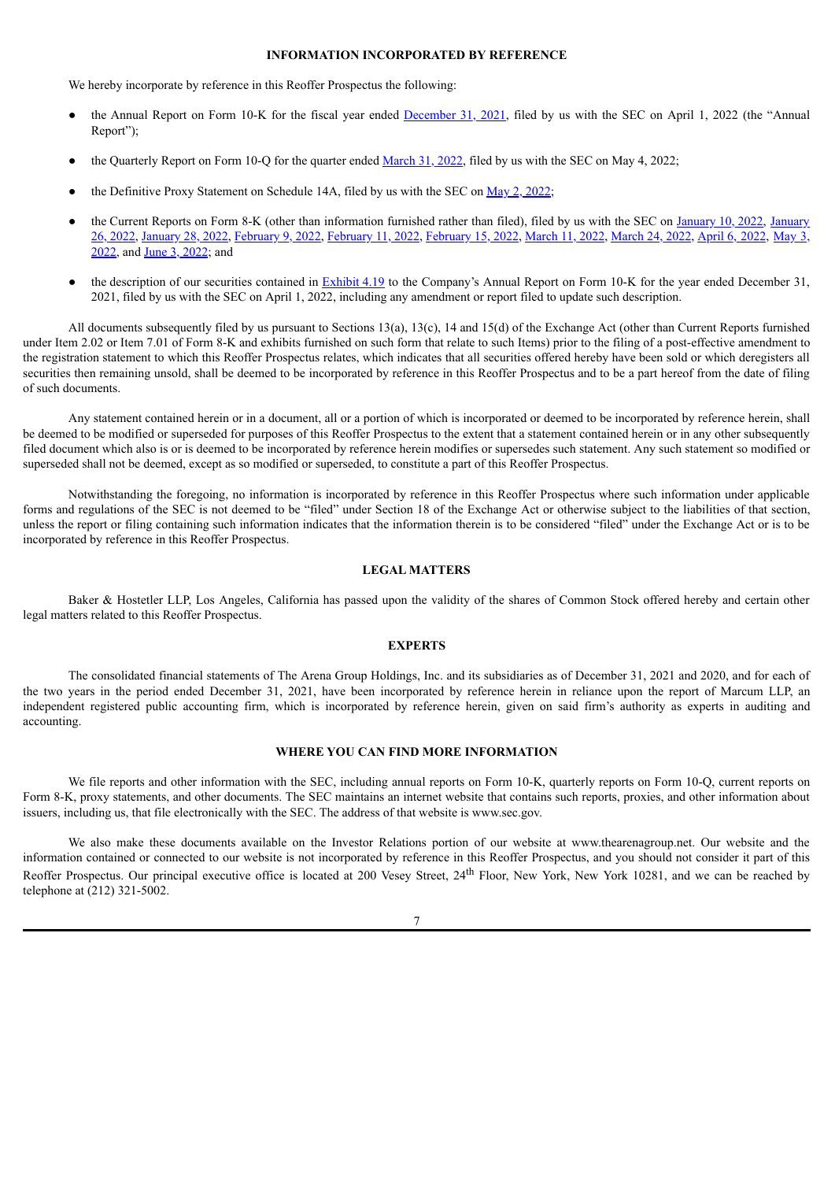## INFORMATION INCORPORATED BY REFERENCE

We hereby incorporate by reference in this Reoffer Prospectus the following:

- the Annual Report on Form 10-K for the fiscal year ended December 31, 2021, filed by us with the SEC on April 1, 2022 (the "Annual Report");
- the Quarterly Report on Form 10-Q for the quarter ended March 31, 2022, filed by us with the SEC on May 4, 2022;
- the Definitive Proxy Statement on Schedule 14A, filed by us with the SEC on May 2, 2022;
- the Current Reports on Form 8-K (other than information furnished rather than filed), filed by us with the SEC on January 10, 2022, January 26, 2022, January 28, 2022, February 9, 2022, February 11, 2022, February 15, 2022, March 11, 2022, March 24, 2022, April 6, 2022, May 3, 2022, and June 3, 2022; and
- the description of our securities contained in Exhibit 4.19 to the Company's Annual Report on Form 10-K for the year ended December 31, 2021, filed by us with the SEC on April 1, 2022, including any amendment or report filed to update such description.

All documents subsequently filed by us pursuant to Sections 13(a), 13(c), 14 and 15(d) of the Exchange Act (other than Current Reports furnished under Item 2.02 or Item 7.01 of Form 8-K and exhibits furnished on such form that relate to such Items) prior to the filing of a post-effective amendment to the registration statement to which this Reoffer Prospectus relates, which indicates that all securities offered hereby have been sold or which deregisters all securities then remaining unsold, shall be deemed to be incorporated by reference in this Reoffer Prospectus and to be a part hereof from the date of filing of such documents.

Any statement contained herein or in a document, all or a portion of which is incorporated or deemed to be incorporated by reference herein, shall be deemed to be modified or superseded for purposes of this Reoffer Prospectus to the extent that a statement contained herein or in any other subsequently filed document which also is or is deemed to be incorporated by reference herein modifies or supersedes such statement. Any such statement so modified or superseded shall not be deemed, except as so modified or superseded, to constitute a part of this Reoffer Prospectus.

Notwithstanding the foregoing, no information is incorporated by reference in this Reoffer Prospectus where such information under applicable forms and regulations of the SEC is not deemed to be "filed" under Section 18 of the Exchange Act or otherwise subject to the liabilities of that section, unless the report or filing containing such information indicates that the information therein is to be considered "filed" under the Exchange Act or is to be incorporated by reference in this Reoffer Prospectus.

## LEGAL MATTERS

Baker & Hostetler LLP, Los Angeles, California has passed upon the validity of the shares of Common Stock offered hereby and certain other legal matters related to this Reoffer Prospectus.

## EXPERTS

The consolidated financial statements of The Arena Group Holdings, Inc. and its subsidiaries as of December 31, 2021 and 2020, and for each of the two years in the period ended December 31, 2021, have been incorporated by reference herein in reliance upon the report of Marcum LLP, an independent registered public accounting firm, which is incorporated by reference herein, given on said firm's authority as experts in auditing and accounting.

## WHERE YOU CAN FIND MORE INFORMATION

We file reports and other information with the SEC, including annual reports on Form 10-K, quarterly reports on Form 10-Q, current reports on Form 8-K, proxy statements, and other documents. The SEC maintains an internet website that contains such reports, proxies, and other information about issuers, including us, that file electronically with the SEC. The address of that website is www.sec.gov.

We also make these documents available on the Investor Relations portion of our website at www.thearenagroup.net. Our website and the information contained or connected to our website is not incorporated by reference in this Reoffer Prospectus, and you should not consider it part of this Reoffer Prospectus. Our principal executive office is located at 200 Vesey Street, 24th Floor, New York, New York 10281, and we can be reached by telephone at (212) 321-5002.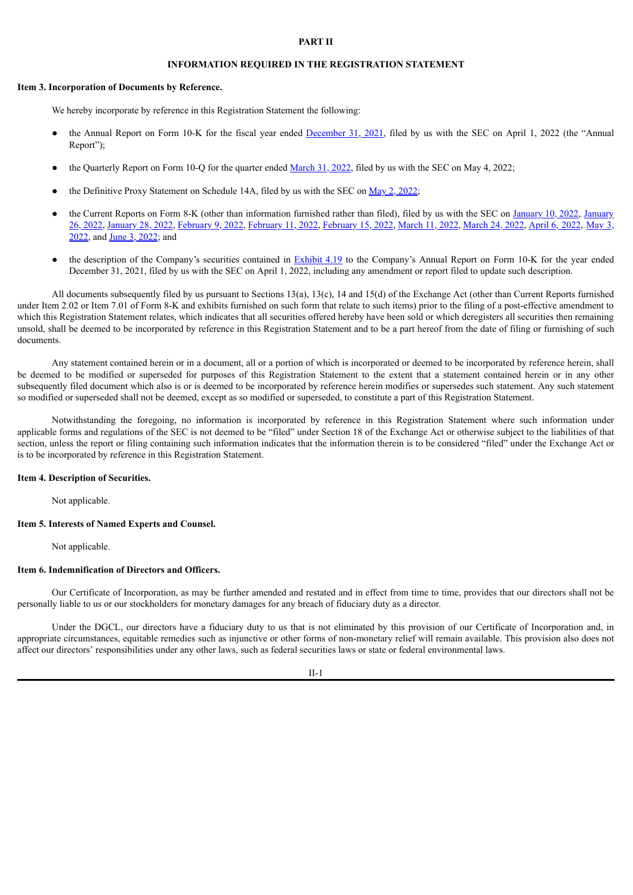**PART II**

**INFORMATION REQUIRED IN THE REGISTRATION STATEMENT**

**Item 3. Incorporation of Documents by Reference.**

We hereby incorporate by reference in this Registration Statement the following:

- the Annual Report on Form 10-K for the fiscal year ended December 31, 2021, filed by us with the SEC on April 1, 2022 (the "Annual Report");
- the Quarterly Report on Form 10-Q for the quarter ended March 31, 2022, filed by us with the SEC on May 4, 2022;
- the Definitive Proxy Statement on Schedule 14A, filed by us with the SEC on May 2, 2022;
- the Current Reports on Form 8-K (other than information furnished rather than filed), filed by us with the SEC on January 10, 2022, January 26, 2022, January 28, 2022, February 9, 2022, February 11, 2022, February 15, 2022, March 11, 2022, March 24, 2022, April 6, 2022, May 3, 2022, and June 3, 2022; and
- the description of the Company's securities contained in Exhibit 4.19 to the Company's Annual Report on Form 10-K for the year ended December 31, 2021, filed by us with the SEC on April 1, 2022, including any amendment or report filed to update such description.

All documents subsequently filed by us pursuant to Sections 13(a), 13(c), 14 and 15(d) of the Exchange Act (other than Current Reports furnished under Item 2.02 or Item 7.01 of Form 8-K and exhibits furnished on such form that relate to such items) prior to the filing of a post-effective amendment to which this Registration Statement relates, which indicates that all securities offered hereby have been sold or which deregisters all securities then remaining unsold, shall be deemed to be incorporated by reference in this Registration Statement and to be a part hereof from the date of filing or furnishing of such documents.

Any statement contained herein or in a document, all or a portion of which is incorporated or deemed to be incorporated by reference herein, shall be deemed to be modified or superseded for purposes of this Registration Statement to the extent that a statement contained herein or in any other subsequently filed document which also is or is deemed to be incorporated by reference herein modifies or supersedes such statement. Any such statement so modified or superseded shall not be deemed, except as so modified or superseded, to constitute a part of this Registration Statement.

Notwithstanding the foregoing, no information is incorporated by reference in this Registration Statement where such information under applicable forms and regulations of the SEC is not deemed to be "filed" under Section 18 of the Exchange Act or otherwise subject to the liabilities of that section, unless the report or filing containing such information indicates that the information therein is to be considered "filed" under the Exchange Act or is to be incorporated by reference in this Registration Statement.

**Item 4. Description of Securities.**

Not applicable.

**Item 5. Interests of Named Experts and Counsel.**

Not applicable.

**Item 6. Indemnification of Directors and Officers.**

Our Certificate of Incorporation, as may be further amended and restated and in effect from time to time, provides that our directors shall not be personally liable to us or our stockholders for monetary damages for any breach of fiduciary duty as a director.

Under the DGCL, our directors have a fiduciary duty to us that is not eliminated by this provision of our Certificate of Incorporation and, in appropriate circumstances, equitable remedies such as injunctive or other forms of non-monetary relief will remain available. This provision also does not affect our directors' responsibilities under any other laws, such as federal securities laws or state or federal environmental laws.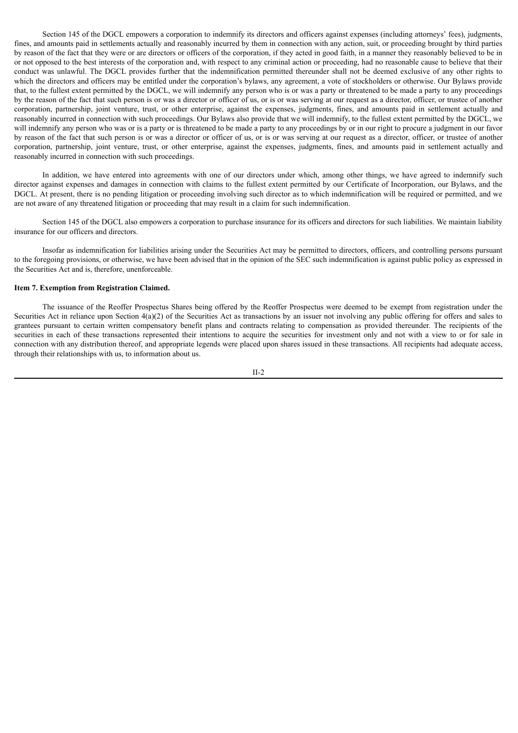Section 145 of the DGCL empowers a corporation to indemnify its directors and officers against expenses (including attorneys' fees), judgments, fines, and amounts paid in settlements actually and reasonably incurred by them in connection with any action, suit, or proceeding brought by third parties by reason of the fact that they were or are directors or officers of the corporation, if they acted in good faith, in a manner they reasonably believed to be in or not opposed to the best interests of the corporation and, with respect to any criminal action or proceeding, had no reasonable cause to believe that their conduct was unlawful. The DGCL provides further that the indemnification permitted thereunder shall not be deemed exclusive of any other rights to which the directors and officers may be entitled under the corporation's bylaws, any agreement, a vote of stockholders or otherwise. Our Bylaws provide that, to the fullest extent permitted by the DGCL, we will indemnify any person who is or was a party or threatened to be made a party to any proceedings by the reason of the fact that such person is or was a director or officer of us, or is or was serving at our request as a director, officer, or trustee of another corporation, partnership, joint venture, trust, or other enterprise, against the expenses, judgments, fines, and amounts paid in settlement actually and reasonably incurred in connection with such proceedings. Our Bylaws also provide that we will indemnify, to the fullest extent permitted by the DGCL, we will indemnify any person who was or is a party or is threatened to be made a party to any proceedings by or in our right to procure a judgment in our favor by reason of the fact that such person is or was a director or officer of us, or is or was serving at our request as a director, officer, or trustee of another corporation, partnership, joint venture, trust, or other enterprise, against the expenses, judgments, fines, and amounts paid in settlement actually and reasonably incurred in connection with such proceedings.

In addition, we have entered into agreements with one of our directors under which, among other things, we have agreed to indemnify such director against expenses and damages in connection with claims to the fullest extent permitted by our Certificate of Incorporation, our Bylaws, and the DGCL. At present, there is no pending litigation or proceeding involving such director as to which indemnification will be required or permitted, and we are not aware of any threatened litigation or proceeding that may result in a claim for such indemnification.

Section 145 of the DGCL also empowers a corporation to purchase insurance for its officers and directors for such liabilities. We maintain liability insurance for our officers and directors.

Insofar as indemnification for liabilities arising under the Securities Act may be permitted to directors, officers, and controlling persons pursuant to the foregoing provisions, or otherwise, we have been advised that in the opinion of the SEC such indemnification is against public policy as expressed in the Securities Act and is, therefore, unenforceable.

**Item 7. Exemption from Registration Claimed.**

The issuance of the Reoffer Prospectus Shares being offered by the Reoffer Prospectus were deemed to be exempt from registration under the Securities Act in reliance upon Section 4(a)(2) of the Securities Act as transactions by an issuer not involving any public offering for offers and sales to grantees pursuant to certain written compensatory benefit plans and contracts relating to compensation as provided thereunder. The recipients of the securities in each of these transactions represented their intentions to acquire the securities for investment only and not with a view to or for sale in connection with any distribution thereof, and appropriate legends were placed upon shares issued in these transactions. All recipients had adequate access, through their relationships with us, to information about us.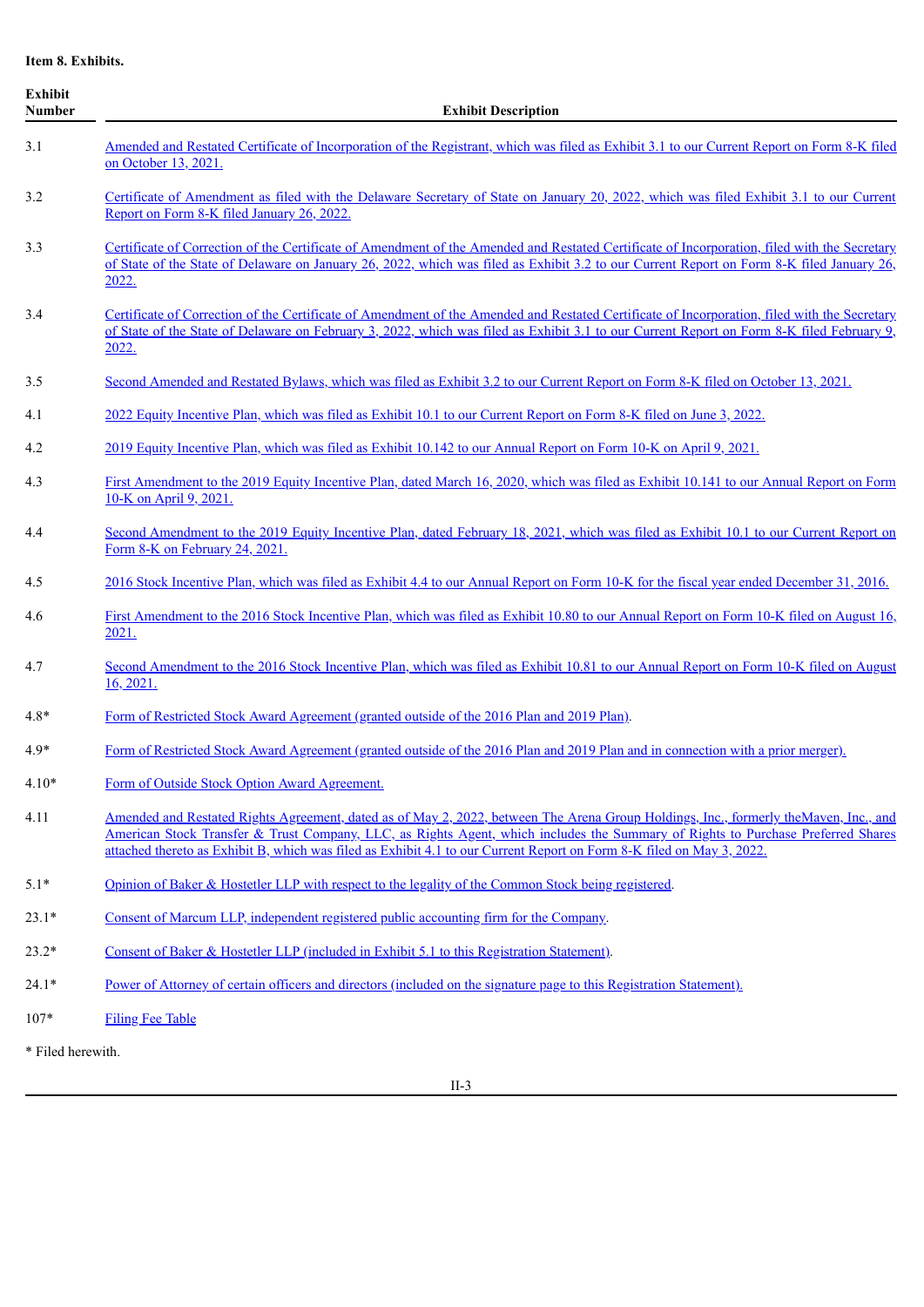**Item 8. Exhibits.**

| Exhibit Number | Exhibit Description |
|---|---|
| 3.1 | Amended and Restated Certificate of Incorporation of the Registrant, which was filed as Exhibit 3.1 to our Current Report on Form 8-K filed on October 13, 2021. |
| 3.2 | Certificate of Amendment as filed with the Delaware Secretary of State on January 20, 2022, which was filed Exhibit 3.1 to our Current Report on Form 8-K filed January 26, 2022. |
| 3.3 | Certificate of Correction of the Certificate of Amendment of the Amended and Restated Certificate of Incorporation, filed with the Secretary of State of the State of Delaware on January 26, 2022, which was filed as Exhibit 3.2 to our Current Report on Form 8-K filed January 26, 2022. |
| 3.4 | Certificate of Correction of the Certificate of Amendment of the Amended and Restated Certificate of Incorporation, filed with the Secretary of State of the State of Delaware on February 3, 2022, which was filed as Exhibit 3.1 to our Current Report on Form 8-K filed February 9, 2022. |
| 3.5 | Second Amended and Restated Bylaws, which was filed as Exhibit 3.2 to our Current Report on Form 8-K filed on October 13, 2021. |
| 4.1 | 2022 Equity Incentive Plan, which was filed as Exhibit 10.1 to our Current Report on Form 8-K filed on June 3, 2022. |
| 4.2 | 2019 Equity Incentive Plan, which was filed as Exhibit 10.142 to our Annual Report on Form 10-K on April 9, 2021. |
| 4.3 | First Amendment to the 2019 Equity Incentive Plan, dated March 16, 2020, which was filed as Exhibit 10.141 to our Annual Report on Form 10-K on April 9, 2021. |
| 4.4 | Second Amendment to the 2019 Equity Incentive Plan, dated February 18, 2021, which was filed as Exhibit 10.1 to our Current Report on Form 8-K on February 24, 2021. |
| 4.5 | 2016 Stock Incentive Plan, which was filed as Exhibit 4.4 to our Annual Report on Form 10-K for the fiscal year ended December 31, 2016. |
| 4.6 | First Amendment to the 2016 Stock Incentive Plan, which was filed as Exhibit 10.80 to our Annual Report on Form 10-K filed on August 16, 2021. |
| 4.7 | Second Amendment to the 2016 Stock Incentive Plan, which was filed as Exhibit 10.81 to our Annual Report on Form 10-K filed on August 16, 2021. |
| 4.8* | Form of Restricted Stock Award Agreement (granted outside of the 2016 Plan and 2019 Plan). |
| 4.9* | Form of Restricted Stock Award Agreement (granted outside of the 2016 Plan and 2019 Plan and in connection with a prior merger). |
| 4.10* | Form of Outside Stock Option Award Agreement. |
| 4.11 | Amended and Restated Rights Agreement, dated as of May 2, 2022, between The Arena Group Holdings, Inc., formerly theMaven, Inc., and American Stock Transfer & Trust Company, LLC, as Rights Agent, which includes the Summary of Rights to Purchase Preferred Shares attached thereto as Exhibit B, which was filed as Exhibit 4.1 to our Current Report on Form 8-K filed on May 3, 2022. |
| 5.1* | Opinion of Baker & Hostetler LLP with respect to the legality of the Common Stock being registered. |
| 23.1* | Consent of Marcum LLP, independent registered public accounting firm for the Company. |
| 23.2* | Consent of Baker & Hostetler LLP (included in Exhibit 5.1 to this Registration Statement). |
| 24.1* | Power of Attorney of certain officers and directors (included on the signature page to this Registration Statement). |
| 107* | Filing Fee Table |

* Filed herewith.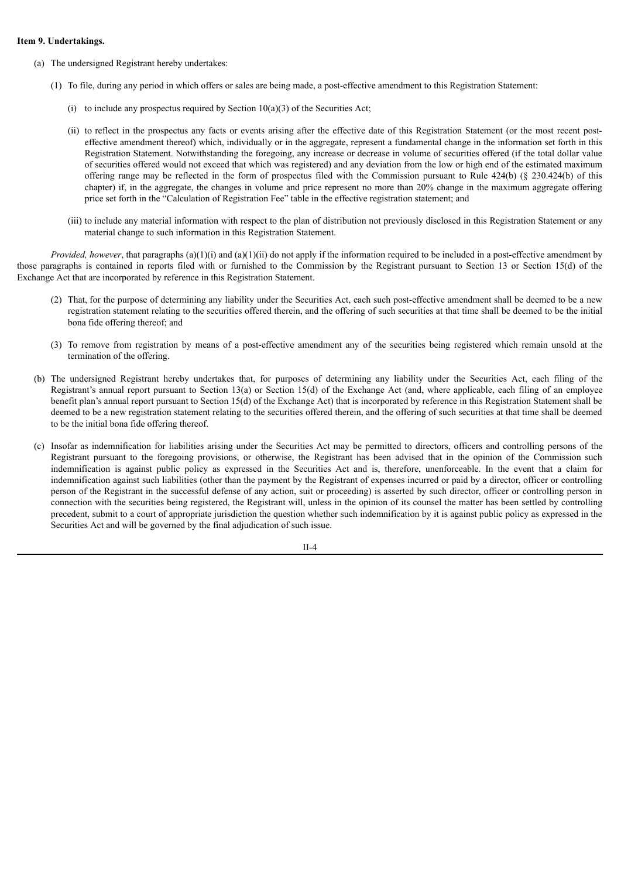**Item 9. Undertakings.**

(a) The undersigned Registrant hereby undertakes:

(1) To file, during any period in which offers or sales are being made, a post-effective amendment to this Registration Statement:

(i) to include any prospectus required by Section 10(a)(3) of the Securities Act;

(ii) to reflect in the prospectus any facts or events arising after the effective date of this Registration Statement (or the most recent post-effective amendment thereof) which, individually or in the aggregate, represent a fundamental change in the information set forth in this Registration Statement. Notwithstanding the foregoing, any increase or decrease in volume of securities offered (if the total dollar value of securities offered would not exceed that which was registered) and any deviation from the low or high end of the estimated maximum offering range may be reflected in the form of prospectus filed with the Commission pursuant to Rule 424(b) (§ 230.424(b) of this chapter) if, in the aggregate, the changes in volume and price represent no more than 20% change in the maximum aggregate offering price set forth in the "Calculation of Registration Fee" table in the effective registration statement; and

(iii) to include any material information with respect to the plan of distribution not previously disclosed in this Registration Statement or any material change to such information in this Registration Statement.

*Provided, however*, that paragraphs (a)(1)(i) and (a)(1)(ii) do not apply if the information required to be included in a post-effective amendment by those paragraphs is contained in reports filed with or furnished to the Commission by the Registrant pursuant to Section 13 or Section 15(d) of the Exchange Act that are incorporated by reference in this Registration Statement.

(2) That, for the purpose of determining any liability under the Securities Act, each such post-effective amendment shall be deemed to be a new registration statement relating to the securities offered therein, and the offering of such securities at that time shall be deemed to be the initial bona fide offering thereof; and

(3) To remove from registration by means of a post-effective amendment any of the securities being registered which remain unsold at the termination of the offering.

(b) The undersigned Registrant hereby undertakes that, for purposes of determining any liability under the Securities Act, each filing of the Registrant's annual report pursuant to Section 13(a) or Section 15(d) of the Exchange Act (and, where applicable, each filing of an employee benefit plan's annual report pursuant to Section 15(d) of the Exchange Act) that is incorporated by reference in this Registration Statement shall be deemed to be a new registration statement relating to the securities offered therein, and the offering of such securities at that time shall be deemed to be the initial bona fide offering thereof.

(c) Insofar as indemnification for liabilities arising under the Securities Act may be permitted to directors, officers and controlling persons of the Registrant pursuant to the foregoing provisions, or otherwise, the Registrant has been advised that in the opinion of the Commission such indemnification is against public policy as expressed in the Securities Act and is, therefore, unenforceable. In the event that a claim for indemnification against such liabilities (other than the payment by the Registrant of expenses incurred or paid by a director, officer or controlling person of the Registrant in the successful defense of any action, suit or proceeding) is asserted by such director, officer or controlling person in connection with the securities being registered, the Registrant will, unless in the opinion of its counsel the matter has been settled by controlling precedent, submit to a court of appropriate jurisdiction the question whether such indemnification by it is against public policy as expressed in the Securities Act and will be governed by the final adjudication of such issue.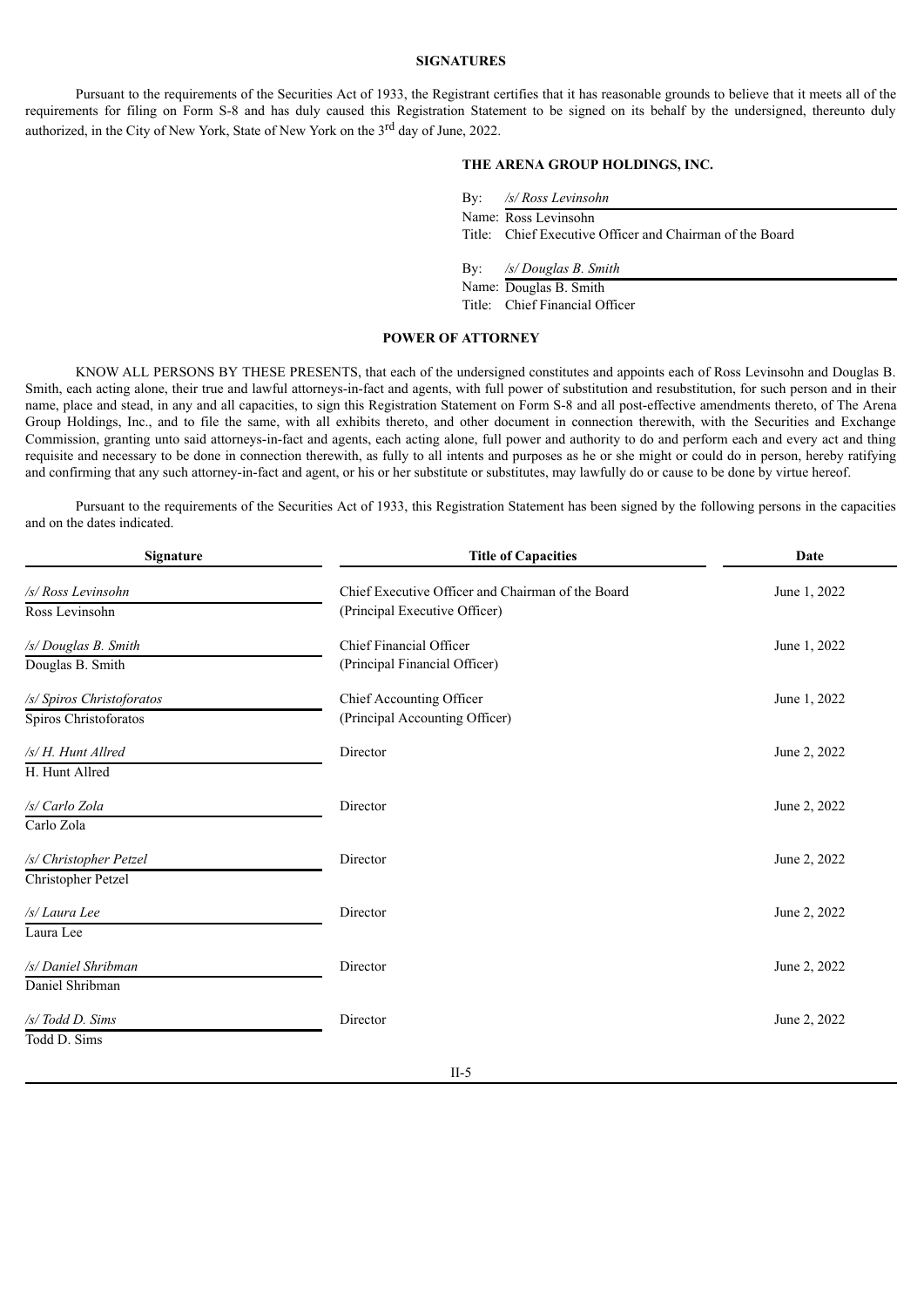## SIGNATURES

Pursuant to the requirements of the Securities Act of 1933, the Registrant certifies that it has reasonable grounds to believe that it meets all of the requirements for filing on Form S-8 and has duly caused this Registration Statement to be signed on its behalf by the undersigned, thereunto duly authorized, in the City of New York, State of New York on the 3rd day of June, 2022.

**THE ARENA GROUP HOLDINGS, INC.**

By: */s/ Ross Levinsohn*
Name: Ross Levinsohn
Title: Chief Executive Officer and Chairman of the Board

By: */s/ Douglas B. Smith*
Name: Douglas B. Smith
Title: Chief Financial Officer

## POWER OF ATTORNEY

KNOW ALL PERSONS BY THESE PRESENTS, that each of the undersigned constitutes and appoints each of Ross Levinsohn and Douglas B. Smith, each acting alone, their true and lawful attorneys-in-fact and agents, with full power of substitution and resubstitution, for such person and in their name, place and stead, in any and all capacities, to sign this Registration Statement on Form S-8 and all post-effective amendments thereto, of The Arena Group Holdings, Inc., and to file the same, with all exhibits thereto, and other document in connection therewith, with the Securities and Exchange Commission, granting unto said attorneys-in-fact and agents, each acting alone, full power and authority to do and perform each and every act and thing requisite and necessary to be done in connection therewith, as fully to all intents and purposes as he or she might or could do in person, hereby ratifying and confirming that any such attorney-in-fact and agent, or his or her substitute or substitutes, may lawfully do or cause to be done by virtue hereof.

Pursuant to the requirements of the Securities Act of 1933, this Registration Statement has been signed by the following persons in the capacities and on the dates indicated.

| Signature | Title of Capacities | Date |
|---|---|---|
| */s/ Ross Levinsohn*<br>Ross Levinsohn | Chief Executive Officer and Chairman of the Board<br>(Principal Executive Officer) | June 1, 2022 |
| */s/ Douglas B. Smith*<br>Douglas B. Smith | Chief Financial Officer<br>(Principal Financial Officer) | June 1, 2022 |
| */s/ Spiros Christoforatos*<br>Spiros Christoforatos | Chief Accounting Officer<br>(Principal Accounting Officer) | June 1, 2022 |
| */s/ H. Hunt Allred*<br>H. Hunt Allred | Director | June 2, 2022 |
| */s/ Carlo Zola*<br>Carlo Zola | Director | June 2, 2022 |
| */s/ Christopher Petzel*<br>Christopher Petzel | Director | June 2, 2022 |
| */s/ Laura Lee*<br>Laura Lee | Director | June 2, 2022 |
| */s/ Daniel Shribman*<br>Daniel Shribman | Director | June 2, 2022 |
| */s/ Todd D. Sims*<br>Todd D. Sims | Director | June 2, 2022 |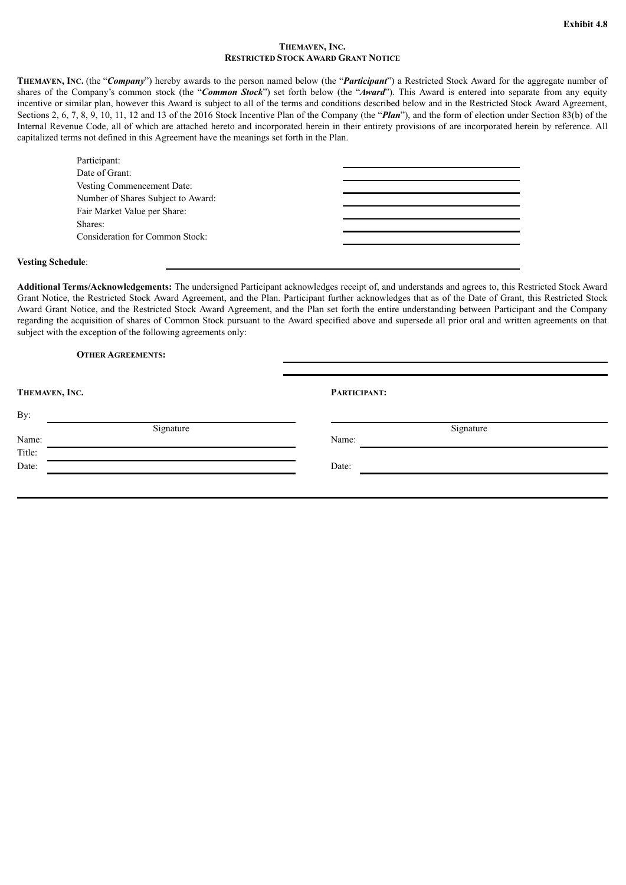**Exhibit 4.8**

**THEMAVEN, INC.**
**RESTRICTED STOCK AWARD GRANT NOTICE**

**THEMAVEN, INC.** (the "***Company***") hereby awards to the person named below (the "***Participant***") a Restricted Stock Award for the aggregate number of shares of the Company's common stock (the "***Common Stock***") set forth below (the "***Award***"). This Award is entered into separate from any equity incentive or similar plan, however this Award is subject to all of the terms and conditions described below and in the Restricted Stock Award Agreement, Sections 2, 6, 7, 8, 9, 10, 11, 12 and 13 of the 2016 Stock Incentive Plan of the Company (the "***Plan***"), and the form of election under Section 83(b) of the Internal Revenue Code, all of which are attached hereto and incorporated herein in their entirety provisions of are incorporated herein by reference. All capitalized terms not defined in this Agreement have the meanings set forth in the Plan.

| | |
|---|---|
| Participant: | ______________________ |
| Date of Grant: | ______________________ |
| Vesting Commencement Date: | ______________________ |
| Number of Shares Subject to Award: | ______________________ |
| Fair Market Value per Share: | ______________________ |
| Shares: | ______________________ |
| Consideration for Common Stock: | ______________________ |

**Vesting Schedule**: ______________________

**Additional Terms/Acknowledgements:** The undersigned Participant acknowledges receipt of, and understands and agrees to, this Restricted Stock Award Grant Notice, the Restricted Stock Award Agreement, and the Plan. Participant further acknowledges that as of the Date of Grant, this Restricted Stock Award Grant Notice, and the Restricted Stock Award Agreement, and the Plan set forth the entire understanding between Participant and the Company regarding the acquisition of shares of Common Stock pursuant to the Award specified above and supersede all prior oral and written agreements on that subject with the exception of the following agreements only:

**OTHER AGREEMENTS:** ______________________

______________________

| **THEMAVEN, INC.** | **PARTICIPANT:** |
|---|---|
| By: ______________________ | ______________________ |
| Signature | Signature |
| Name: ______________________ | Name: ______________________ |
| Title: ______________________ | |
| Date: ______________________ | Date: ______________________ |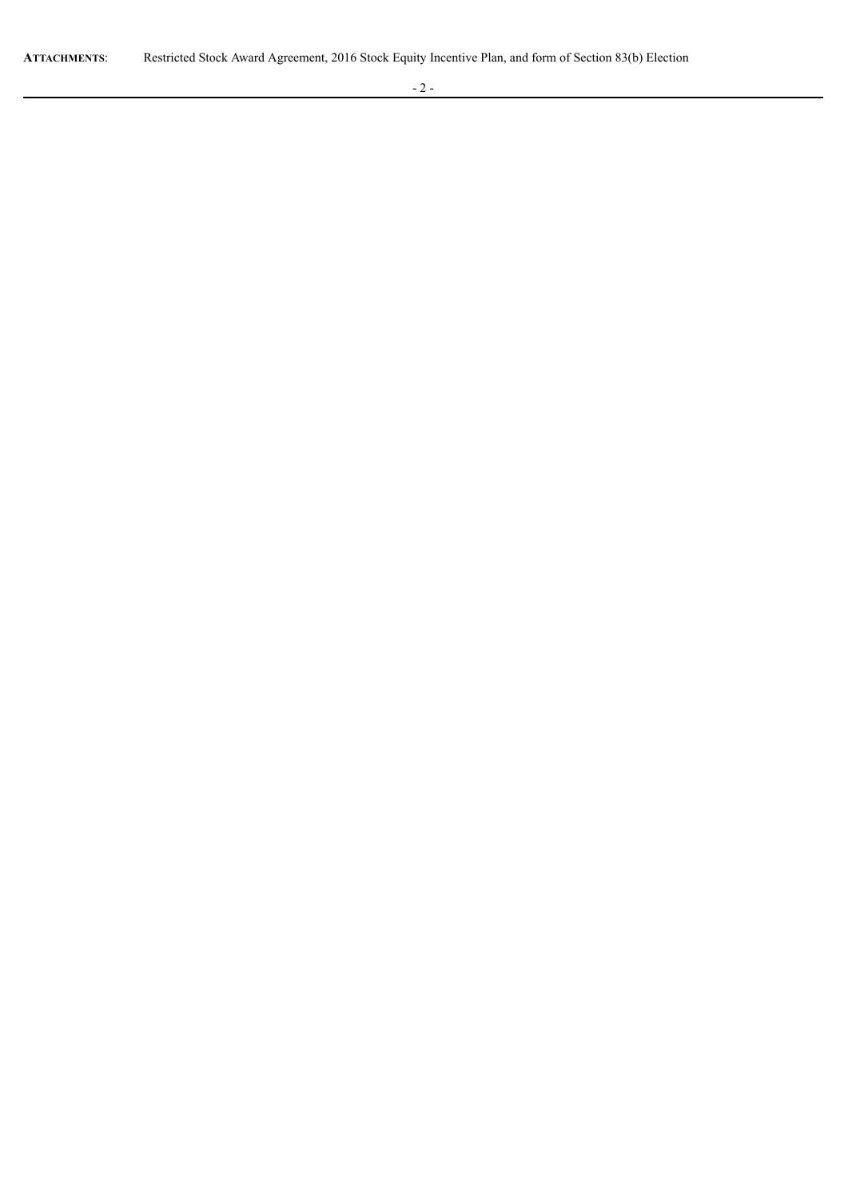**ATTACHMENTS**: Restricted Stock Award Agreement, 2016 Stock Equity Incentive Plan, and form of Section 83(b) Election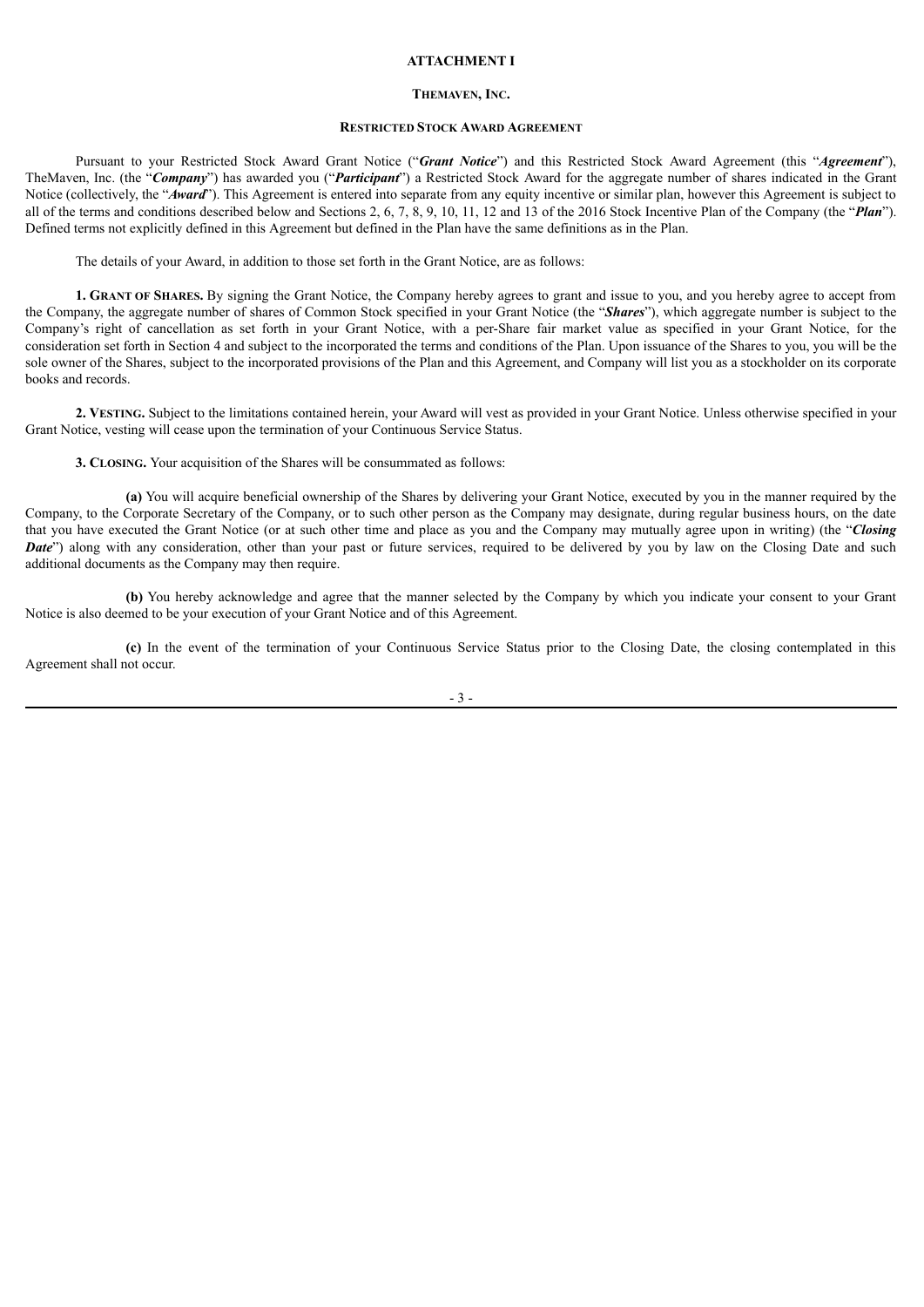**ATTACHMENT I**

**THEMAVEN, INC.**

**RESTRICTED STOCK AWARD AGREEMENT**

Pursuant to your Restricted Stock Award Grant Notice ("***Grant Notice***") and this Restricted Stock Award Agreement (this "***Agreement***"), TheMaven, Inc. (the "***Company***") has awarded you ("***Participant***") a Restricted Stock Award for the aggregate number of shares indicated in the Grant Notice (collectively, the "***Award***"). This Agreement is entered into separate from any equity incentive or similar plan, however this Agreement is subject to all of the terms and conditions described below and Sections 2, 6, 7, 8, 9, 10, 11, 12 and 13 of the 2016 Stock Incentive Plan of the Company (the "***Plan***"). Defined terms not explicitly defined in this Agreement but defined in the Plan have the same definitions as in the Plan.

The details of your Award, in addition to those set forth in the Grant Notice, are as follows:

**1. GRANT OF SHARES.** By signing the Grant Notice, the Company hereby agrees to grant and issue to you, and you hereby agree to accept from the Company, the aggregate number of shares of Common Stock specified in your Grant Notice (the "***Shares***"), which aggregate number is subject to the Company's right of cancellation as set forth in your Grant Notice, with a per-Share fair market value as specified in your Grant Notice, for the consideration set forth in Section 4 and subject to the incorporated the terms and conditions of the Plan. Upon issuance of the Shares to you, you will be the sole owner of the Shares, subject to the incorporated provisions of the Plan and this Agreement, and Company will list you as a stockholder on its corporate books and records.

**2. VESTING.** Subject to the limitations contained herein, your Award will vest as provided in your Grant Notice. Unless otherwise specified in your Grant Notice, vesting will cease upon the termination of your Continuous Service Status.

**3. CLOSING.** Your acquisition of the Shares will be consummated as follows:

**(a)** You will acquire beneficial ownership of the Shares by delivering your Grant Notice, executed by you in the manner required by the Company, to the Corporate Secretary of the Company, or to such other person as the Company may designate, during regular business hours, on the date that you have executed the Grant Notice (or at such other time and place as you and the Company may mutually agree upon in writing) (the "***Closing Date***") along with any consideration, other than your past or future services, required to be delivered by you by law on the Closing Date and such additional documents as the Company may then require.

**(b)** You hereby acknowledge and agree that the manner selected by the Company by which you indicate your consent to your Grant Notice is also deemed to be your execution of your Grant Notice and of this Agreement.

**(c)** In the event of the termination of your Continuous Service Status prior to the Closing Date, the closing contemplated in this Agreement shall not occur.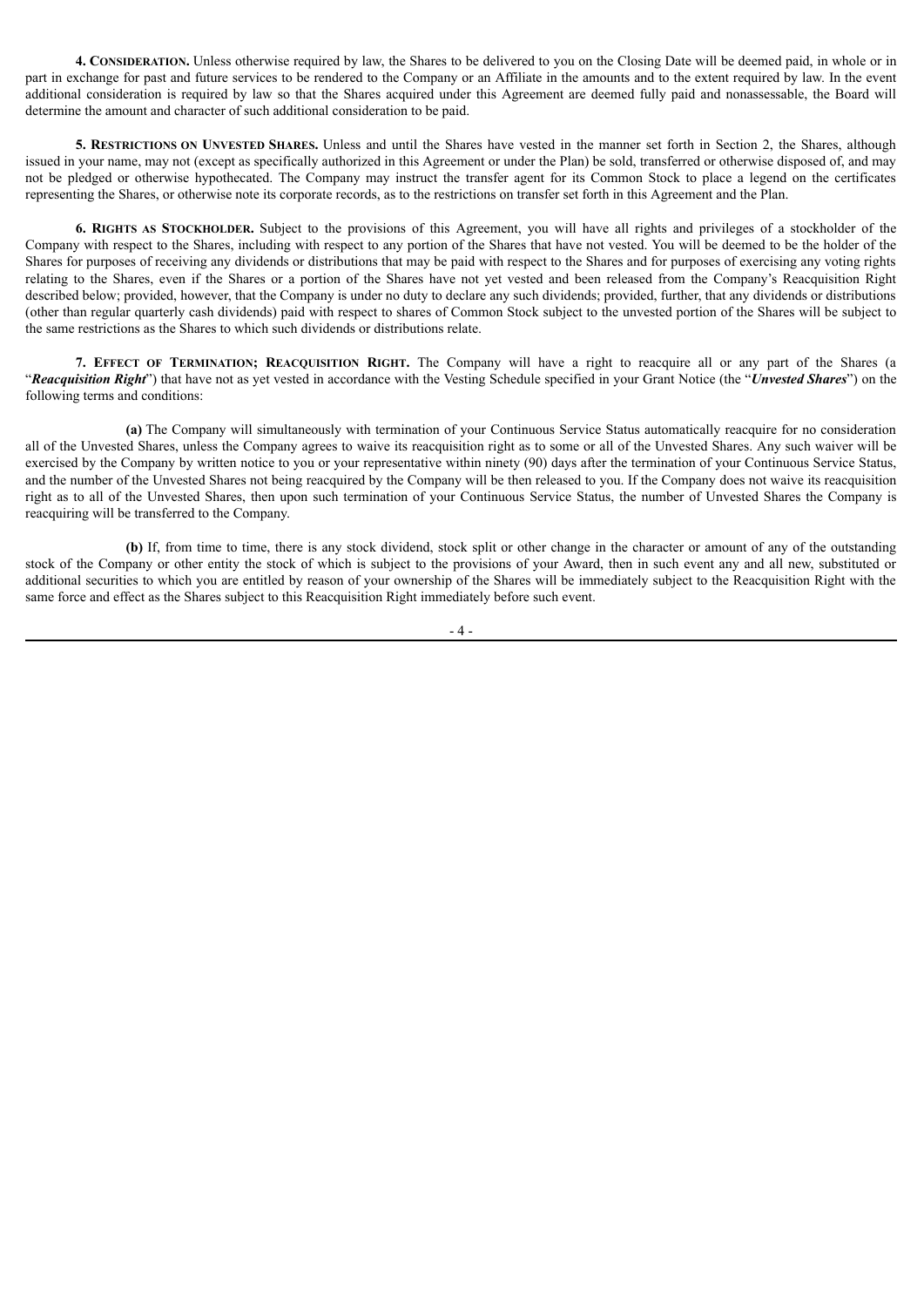**4. Consideration.** Unless otherwise required by law, the Shares to be delivered to you on the Closing Date will be deemed paid, in whole or in part in exchange for past and future services to be rendered to the Company or an Affiliate in the amounts and to the extent required by law. In the event additional consideration is required by law so that the Shares acquired under this Agreement are deemed fully paid and nonassessable, the Board will determine the amount and character of such additional consideration to be paid.

**5. Restrictions on Unvested Shares.** Unless and until the Shares have vested in the manner set forth in Section 2, the Shares, although issued in your name, may not (except as specifically authorized in this Agreement or under the Plan) be sold, transferred or otherwise disposed of, and may not be pledged or otherwise hypothecated. The Company may instruct the transfer agent for its Common Stock to place a legend on the certificates representing the Shares, or otherwise note its corporate records, as to the restrictions on transfer set forth in this Agreement and the Plan.

**6. Rights as Stockholder.** Subject to the provisions of this Agreement, you will have all rights and privileges of a stockholder of the Company with respect to the Shares, including with respect to any portion of the Shares that have not vested. You will be deemed to be the holder of the Shares for purposes of receiving any dividends or distributions that may be paid with respect to the Shares and for purposes of exercising any voting rights relating to the Shares, even if the Shares or a portion of the Shares have not yet vested and been released from the Company's Reacquisition Right described below; provided, however, that the Company is under no duty to declare any such dividends; provided, further, that any dividends or distributions (other than regular quarterly cash dividends) paid with respect to shares of Common Stock subject to the unvested portion of the Shares will be subject to the same restrictions as the Shares to which such dividends or distributions relate.

**7. Effect of Termination; Reacquisition Right.** The Company will have a right to reacquire all or any part of the Shares (a "***Reacquisition Right***") that have not as yet vested in accordance with the Vesting Schedule specified in your Grant Notice (the "***Unvested Shares***") on the following terms and conditions:

**(a)** The Company will simultaneously with termination of your Continuous Service Status automatically reacquire for no consideration all of the Unvested Shares, unless the Company agrees to waive its reacquisition right as to some or all of the Unvested Shares. Any such waiver will be exercised by the Company by written notice to you or your representative within ninety (90) days after the termination of your Continuous Service Status, and the number of the Unvested Shares not being reacquired by the Company will be then released to you. If the Company does not waive its reacquisition right as to all of the Unvested Shares, then upon such termination of your Continuous Service Status, the number of Unvested Shares the Company is reacquiring will be transferred to the Company.

**(b)** If, from time to time, there is any stock dividend, stock split or other change in the character or amount of any of the outstanding stock of the Company or other entity the stock of which is subject to the provisions of your Award, then in such event any and all new, substituted or additional securities to which you are entitled by reason of your ownership of the Shares will be immediately subject to the Reacquisition Right with the same force and effect as the Shares subject to this Reacquisition Right immediately before such event.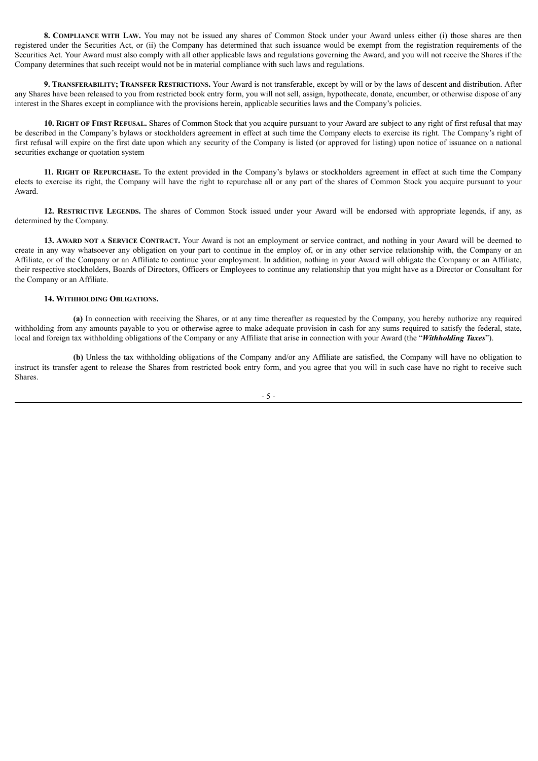**8. Compliance with Law.** You may not be issued any shares of Common Stock under your Award unless either (i) those shares are then registered under the Securities Act, or (ii) the Company has determined that such issuance would be exempt from the registration requirements of the Securities Act. Your Award must also comply with all other applicable laws and regulations governing the Award, and you will not receive the Shares if the Company determines that such receipt would not be in material compliance with such laws and regulations.

**9. Transferability; Transfer Restrictions.** Your Award is not transferable, except by will or by the laws of descent and distribution. After any Shares have been released to you from restricted book entry form, you will not sell, assign, hypothecate, donate, encumber, or otherwise dispose of any interest in the Shares except in compliance with the provisions herein, applicable securities laws and the Company's policies.

**10. Right of First Refusal.** Shares of Common Stock that you acquire pursuant to your Award are subject to any right of first refusal that may be described in the Company's bylaws or stockholders agreement in effect at such time the Company elects to exercise its right. The Company's right of first refusal will expire on the first date upon which any security of the Company is listed (or approved for listing) upon notice of issuance on a national securities exchange or quotation system

**11. Right of Repurchase.** To the extent provided in the Company's bylaws or stockholders agreement in effect at such time the Company elects to exercise its right, the Company will have the right to repurchase all or any part of the shares of Common Stock you acquire pursuant to your Award.

**12. Restrictive Legends.** The shares of Common Stock issued under your Award will be endorsed with appropriate legends, if any, as determined by the Company.

**13. Award not a Service Contract.** Your Award is not an employment or service contract, and nothing in your Award will be deemed to create in any way whatsoever any obligation on your part to continue in the employ of, or in any other service relationship with, the Company or an Affiliate, or of the Company or an Affiliate to continue your employment. In addition, nothing in your Award will obligate the Company or an Affiliate, their respective stockholders, Boards of Directors, Officers or Employees to continue any relationship that you might have as a Director or Consultant for the Company or an Affiliate.

**14. Withholding Obligations.**

**(a)** In connection with receiving the Shares, or at any time thereafter as requested by the Company, you hereby authorize any required withholding from any amounts payable to you or otherwise agree to make adequate provision in cash for any sums required to satisfy the federal, state, local and foreign tax withholding obligations of the Company or any Affiliate that arise in connection with your Award (the "***Withholding Taxes***").

**(b)** Unless the tax withholding obligations of the Company and/or any Affiliate are satisfied, the Company will have no obligation to instruct its transfer agent to release the Shares from restricted book entry form, and you agree that you will in such case have no right to receive such Shares.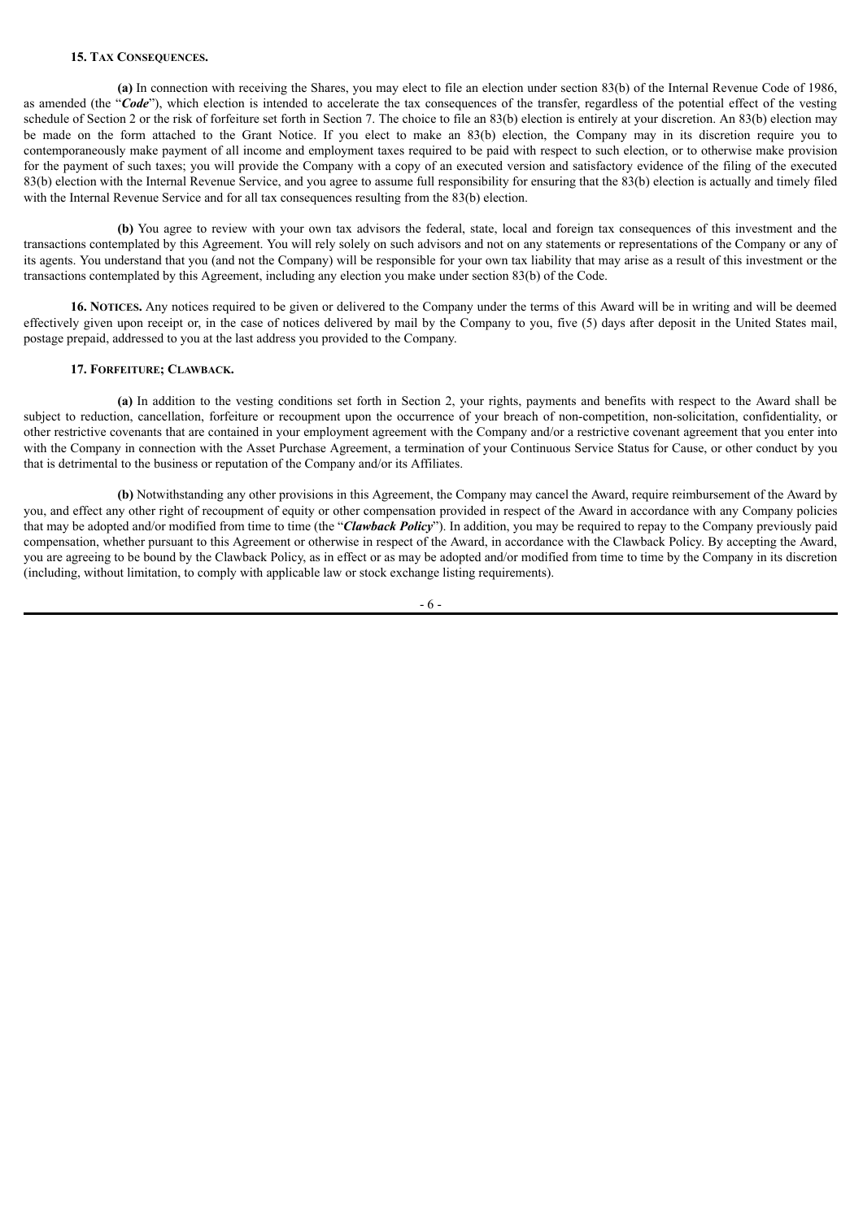**15. Tax Consequences.**

**(a)** In connection with receiving the Shares, you may elect to file an election under section 83(b) of the Internal Revenue Code of 1986, as amended (the "***Code***"), which election is intended to accelerate the tax consequences of the transfer, regardless of the potential effect of the vesting schedule of Section 2 or the risk of forfeiture set forth in Section 7. The choice to file an 83(b) election is entirely at your discretion. An 83(b) election may be made on the form attached to the Grant Notice. If you elect to make an 83(b) election, the Company may in its discretion require you to contemporaneously make payment of all income and employment taxes required to be paid with respect to such election, or to otherwise make provision for the payment of such taxes; you will provide the Company with a copy of an executed version and satisfactory evidence of the filing of the executed 83(b) election with the Internal Revenue Service, and you agree to assume full responsibility for ensuring that the 83(b) election is actually and timely filed with the Internal Revenue Service and for all tax consequences resulting from the 83(b) election.

**(b)** You agree to review with your own tax advisors the federal, state, local and foreign tax consequences of this investment and the transactions contemplated by this Agreement. You will rely solely on such advisors and not on any statements or representations of the Company or any of its agents. You understand that you (and not the Company) will be responsible for your own tax liability that may arise as a result of this investment or the transactions contemplated by this Agreement, including any election you make under section 83(b) of the Code.

**16. Notices.** Any notices required to be given or delivered to the Company under the terms of this Award will be in writing and will be deemed effectively given upon receipt or, in the case of notices delivered by mail by the Company to you, five (5) days after deposit in the United States mail, postage prepaid, addressed to you at the last address you provided to the Company.

**17. Forfeiture; Clawback.**

**(a)** In addition to the vesting conditions set forth in Section 2, your rights, payments and benefits with respect to the Award shall be subject to reduction, cancellation, forfeiture or recoupment upon the occurrence of your breach of non-competition, non-solicitation, confidentiality, or other restrictive covenants that are contained in your employment agreement with the Company and/or a restrictive covenant agreement that you enter into with the Company in connection with the Asset Purchase Agreement, a termination of your Continuous Service Status for Cause, or other conduct by you that is detrimental to the business or reputation of the Company and/or its Affiliates.

**(b)** Notwithstanding any other provisions in this Agreement, the Company may cancel the Award, require reimbursement of the Award by you, and effect any other right of recoupment of equity or other compensation provided in respect of the Award in accordance with any Company policies that may be adopted and/or modified from time to time (the "***Clawback Policy***"). In addition, you may be required to repay to the Company previously paid compensation, whether pursuant to this Agreement or otherwise in respect of the Award, in accordance with the Clawback Policy. By accepting the Award, you are agreeing to be bound by the Clawback Policy, as in effect or as may be adopted and/or modified from time to time by the Company in its discretion (including, without limitation, to comply with applicable law or stock exchange listing requirements).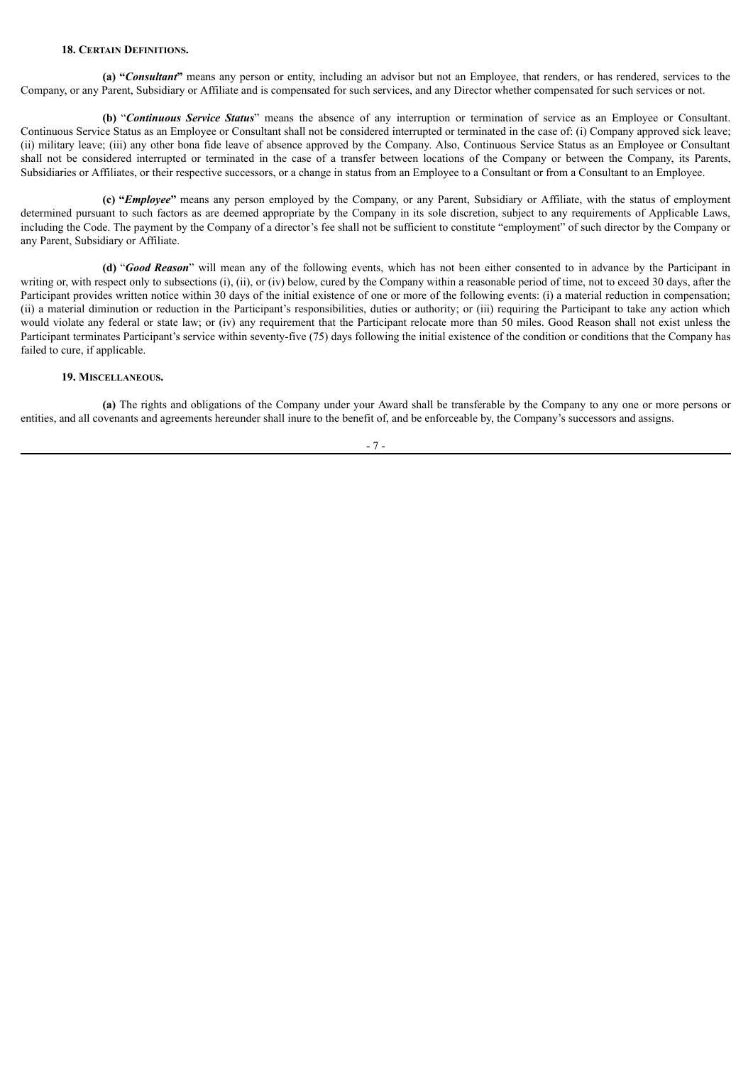**18. Certain Definitions.**

**(a) "*Consultant*"** means any person or entity, including an advisor but not an Employee, that renders, or has rendered, services to the Company, or any Parent, Subsidiary or Affiliate and is compensated for such services, and any Director whether compensated for such services or not.

**(b)** "***Continuous Service Status***" means the absence of any interruption or termination of service as an Employee or Consultant. Continuous Service Status as an Employee or Consultant shall not be considered interrupted or terminated in the case of: (i) Company approved sick leave; (ii) military leave; (iii) any other bona fide leave of absence approved by the Company. Also, Continuous Service Status as an Employee or Consultant shall not be considered interrupted or terminated in the case of a transfer between locations of the Company or between the Company, its Parents, Subsidiaries or Affiliates, or their respective successors, or a change in status from an Employee to a Consultant or from a Consultant to an Employee.

**(c) "*Employee*"** means any person employed by the Company, or any Parent, Subsidiary or Affiliate, with the status of employment determined pursuant to such factors as are deemed appropriate by the Company in its sole discretion, subject to any requirements of Applicable Laws, including the Code. The payment by the Company of a director's fee shall not be sufficient to constitute "employment" of such director by the Company or any Parent, Subsidiary or Affiliate.

**(d)** "***Good Reason***" will mean any of the following events, which has not been either consented to in advance by the Participant in writing or, with respect only to subsections (i), (ii), or (iv) below, cured by the Company within a reasonable period of time, not to exceed 30 days, after the Participant provides written notice within 30 days of the initial existence of one or more of the following events: (i) a material reduction in compensation; (ii) a material diminution or reduction in the Participant's responsibilities, duties or authority; or (iii) requiring the Participant to take any action which would violate any federal or state law; or (iv) any requirement that the Participant relocate more than 50 miles. Good Reason shall not exist unless the Participant terminates Participant's service within seventy-five (75) days following the initial existence of the condition or conditions that the Company has failed to cure, if applicable.

**19. Miscellaneous.**

**(a)** The rights and obligations of the Company under your Award shall be transferable by the Company to any one or more persons or entities, and all covenants and agreements hereunder shall inure to the benefit of, and be enforceable by, the Company's successors and assigns.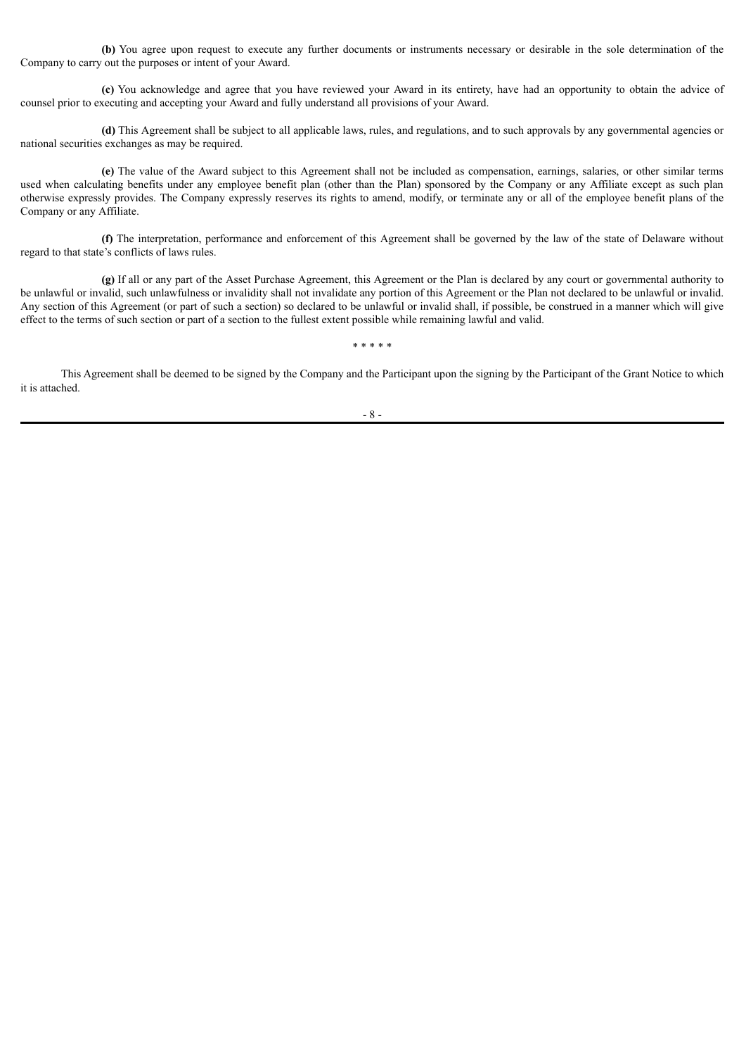**(b)** You agree upon request to execute any further documents or instruments necessary or desirable in the sole determination of the Company to carry out the purposes or intent of your Award.

**(c)** You acknowledge and agree that you have reviewed your Award in its entirety, have had an opportunity to obtain the advice of counsel prior to executing and accepting your Award and fully understand all provisions of your Award.

**(d)** This Agreement shall be subject to all applicable laws, rules, and regulations, and to such approvals by any governmental agencies or national securities exchanges as may be required.

**(e)** The value of the Award subject to this Agreement shall not be included as compensation, earnings, salaries, or other similar terms used when calculating benefits under any employee benefit plan (other than the Plan) sponsored by the Company or any Affiliate except as such plan otherwise expressly provides. The Company expressly reserves its rights to amend, modify, or terminate any or all of the employee benefit plans of the Company or any Affiliate.

**(f)** The interpretation, performance and enforcement of this Agreement shall be governed by the law of the state of Delaware without regard to that state's conflicts of laws rules.

**(g)** If all or any part of the Asset Purchase Agreement, this Agreement or the Plan is declared by any court or governmental authority to be unlawful or invalid, such unlawfulness or invalidity shall not invalidate any portion of this Agreement or the Plan not declared to be unlawful or invalid. Any section of this Agreement (or part of such a section) so declared to be unlawful or invalid shall, if possible, be construed in a manner which will give effect to the terms of such section or part of a section to the fullest extent possible while remaining lawful and valid.

\* \* \* \* \*

This Agreement shall be deemed to be signed by the Company and the Participant upon the signing by the Participant of the Grant Notice to which it is attached.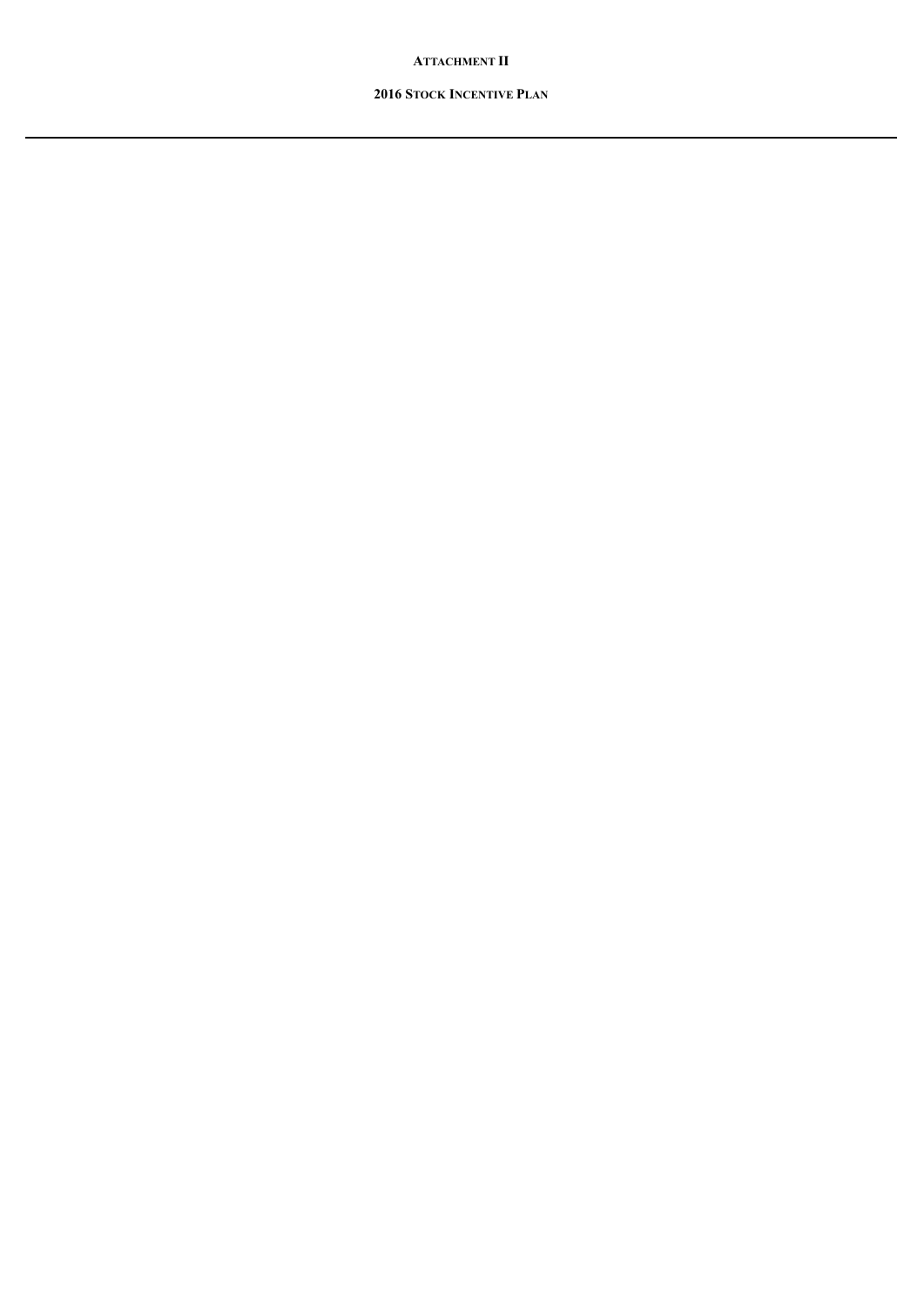**ATTACHMENT II**

**2016 STOCK INCENTIVE PLAN**

---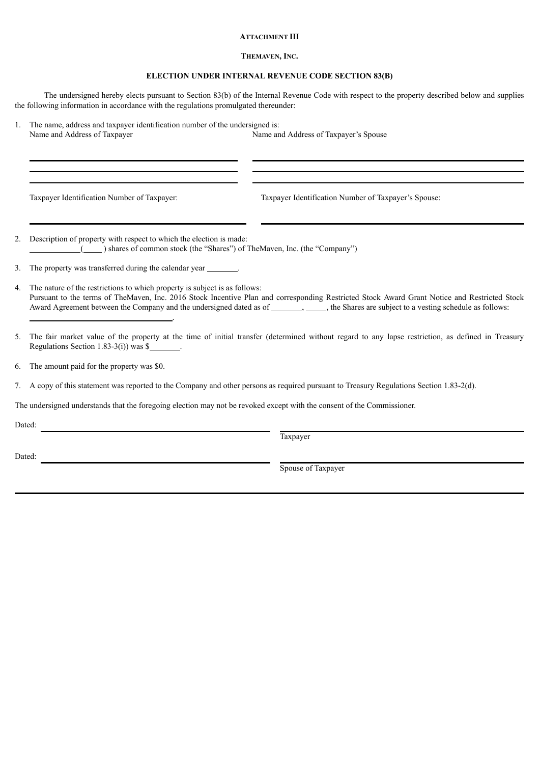**ATTACHMENT III**

**THEMAVEN, INC.**

**ELECTION UNDER INTERNAL REVENUE CODE SECTION 83(B)**

The undersigned hereby elects pursuant to Section 83(b) of the Internal Revenue Code with respect to the property described below and supplies the following information in accordance with the regulations promulgated thereunder:

1. The name, address and taxpayer identification number of the undersigned is:

   Name and Address of Taxpayer

   ______________________________
   ______________________________
   ______________________________

   Name and Address of Taxpayer's Spouse

   ______________________________
   ______________________________
   ______________________________

   Taxpayer Identification Number of Taxpayer:

   ______________________________

   Taxpayer Identification Number of Taxpayer's Spouse:

   ______________________________

2. Description of property with respect to which the election is made:
   __________(____) shares of common stock (the "Shares") of TheMaven, Inc. (the "Company")

3. The property was transferred during the calendar year ________.

4. The nature of the restrictions to which property is subject is as follows:
   Pursuant to the terms of TheMaven, Inc. 2016 Stock Incentive Plan and corresponding Restricted Stock Award Grant Notice and Restricted Stock Award Agreement between the Company and the undersigned dated as of ________, _____, the Shares are subject to a vesting schedule as follows: ______________________________.

5. The fair market value of the property at the time of initial transfer (determined without regard to any lapse restriction, as defined in Treasury Regulations Section 1.83-3(i)) was $________.

6. The amount paid for the property was $0.

7. A copy of this statement was reported to the Company and other persons as required pursuant to Treasury Regulations Section 1.83-2(d).

The undersigned understands that the foregoing election may not be revoked except with the consent of the Commissioner.

Dated: ______________________________

______________________________
Taxpayer

Dated: ______________________________

______________________________
Spouse of Taxpayer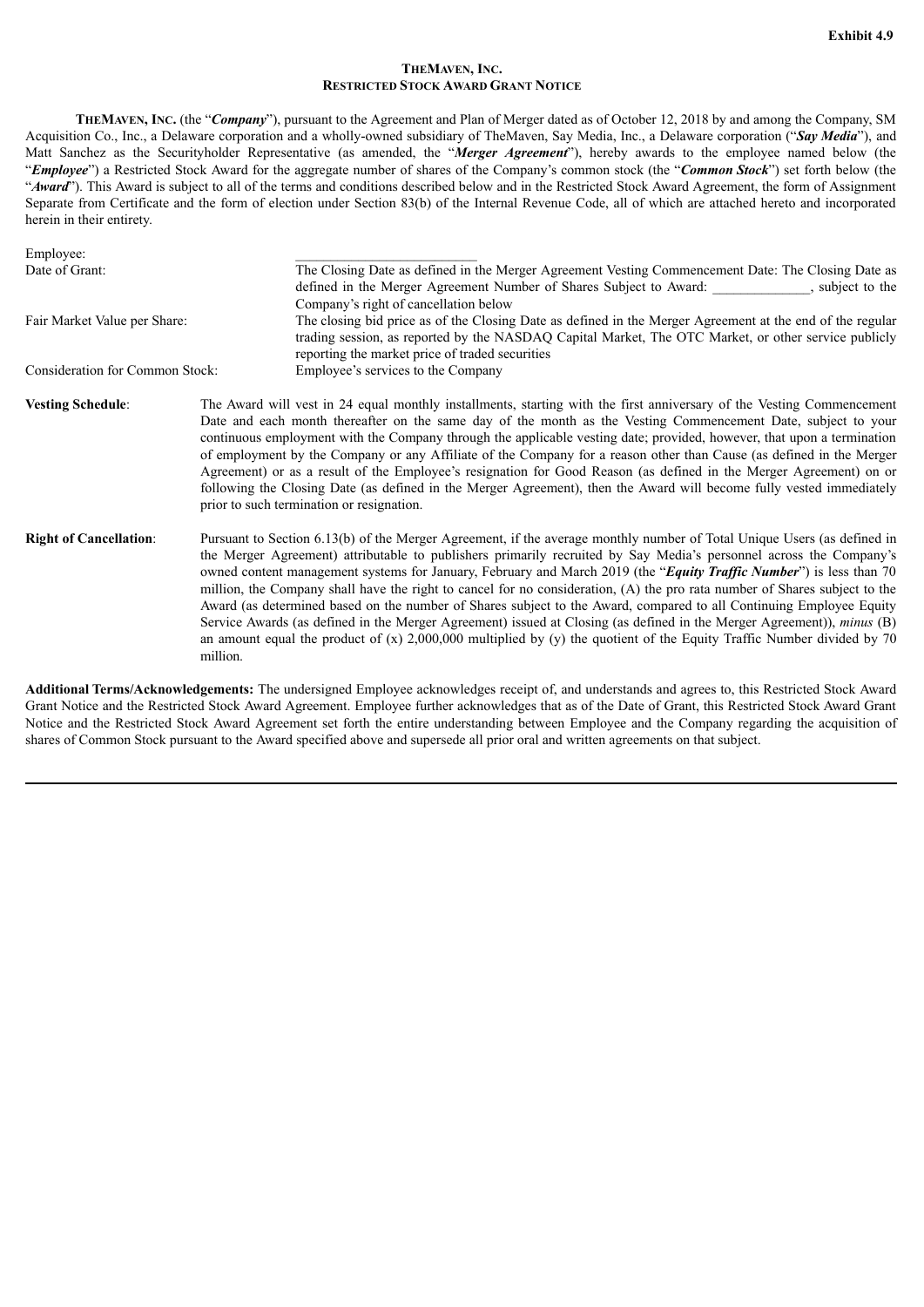**Exhibit 4.9**

**THEMAVEN, INC.**
**RESTRICTED STOCK AWARD GRANT NOTICE**

**THEMAVEN, INC.** (the "***Company***"), pursuant to the Agreement and Plan of Merger dated as of October 12, 2018 by and among the Company, SM Acquisition Co., Inc., a Delaware corporation and a wholly-owned subsidiary of TheMaven, Say Media, Inc., a Delaware corporation ("***Say Media***"), and Matt Sanchez as the Securityholder Representative (as amended, the "***Merger Agreement***"), hereby awards to the employee named below (the "***Employee***") a Restricted Stock Award for the aggregate number of shares of the Company's common stock (the "***Common Stock***") set forth below (the "***Award***"). This Award is subject to all of the terms and conditions described below and in the Restricted Stock Award Agreement, the form of Assignment Separate from Certificate and the form of election under Section 83(b) of the Internal Revenue Code, all of which are attached hereto and incorporated herein in their entirety.

| | |
|---|---|
| Employee: | ___________________________ |
| Date of Grant: | The Closing Date as defined in the Merger Agreement Vesting Commencement Date: The Closing Date as defined in the Merger Agreement Number of Shares Subject to Award: ______________, subject to the Company's right of cancellation below |
| Fair Market Value per Share: | The closing bid price as of the Closing Date as defined in the Merger Agreement at the end of the regular trading session, as reported by the NASDAQ Capital Market, The OTC Market, or other service publicly reporting the market price of traded securities |
| Consideration for Common Stock: | Employee's services to the Company |

**Vesting Schedule**: The Award will vest in 24 equal monthly installments, starting with the first anniversary of the Vesting Commencement Date and each month thereafter on the same day of the month as the Vesting Commencement Date, subject to your continuous employment with the Company through the applicable vesting date; provided, however, that upon a termination of employment by the Company or any Affiliate of the Company for a reason other than Cause (as defined in the Merger Agreement) or as a result of the Employee's resignation for Good Reason (as defined in the Merger Agreement) on or following the Closing Date (as defined in the Merger Agreement), then the Award will become fully vested immediately prior to such termination or resignation.

**Right of Cancellation**: Pursuant to Section 6.13(b) of the Merger Agreement, if the average monthly number of Total Unique Users (as defined in the Merger Agreement) attributable to publishers primarily recruited by Say Media's personnel across the Company's owned content management systems for January, February and March 2019 (the "***Equity Traffic Number***") is less than 70 million, the Company shall have the right to cancel for no consideration, (A) the pro rata number of Shares subject to the Award (as determined based on the number of Shares subject to the Award, compared to all Continuing Employee Equity Service Awards (as defined in the Merger Agreement) issued at Closing (as defined in the Merger Agreement)), *minus* (B) an amount equal the product of (x) 2,000,000 multiplied by (y) the quotient of the Equity Traffic Number divided by 70 million.

**Additional Terms/Acknowledgements:** The undersigned Employee acknowledges receipt of, and understands and agrees to, this Restricted Stock Award Grant Notice and the Restricted Stock Award Agreement. Employee further acknowledges that as of the Date of Grant, this Restricted Stock Award Grant Notice and the Restricted Stock Award Agreement set forth the entire understanding between Employee and the Company regarding the acquisition of shares of Common Stock pursuant to the Award specified above and supersede all prior oral and written agreements on that subject.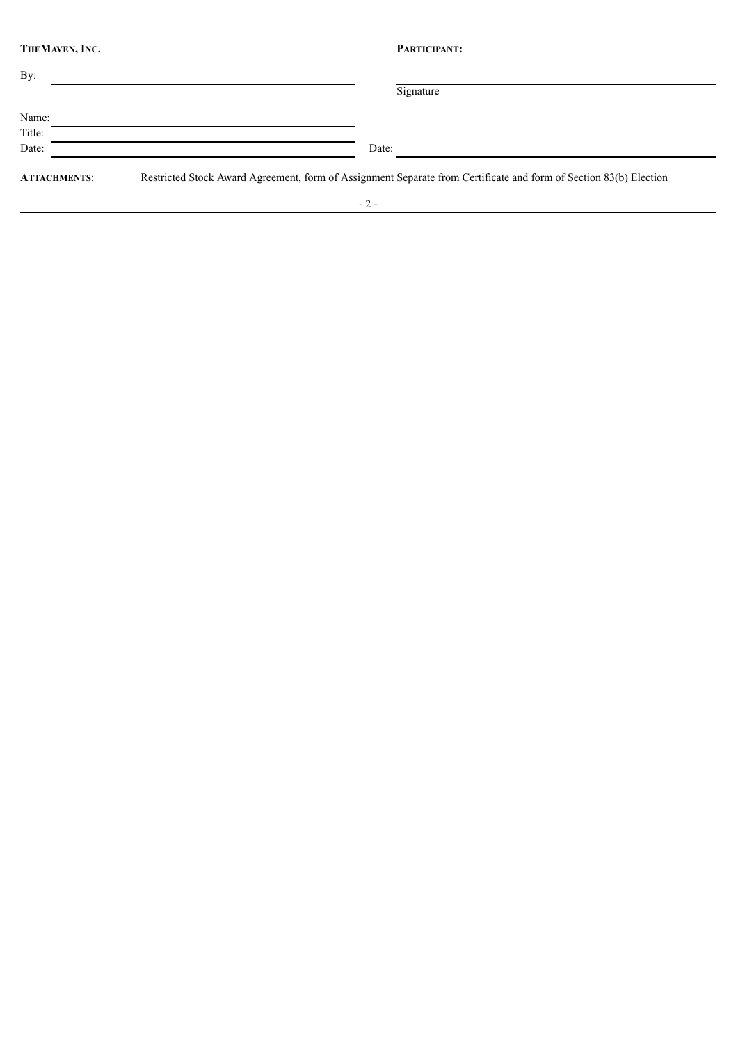| **THEMAVEN, INC.** | | **PARTICIPANT:** |
| --- | --- | --- |
| By: | | |
| | | Signature |
| Name: | | |
| Title: | | |
| Date: | | Date: |

**ATTACHMENTS**: Restricted Stock Award Agreement, form of Assignment Separate from Certificate and form of Section 83(b) Election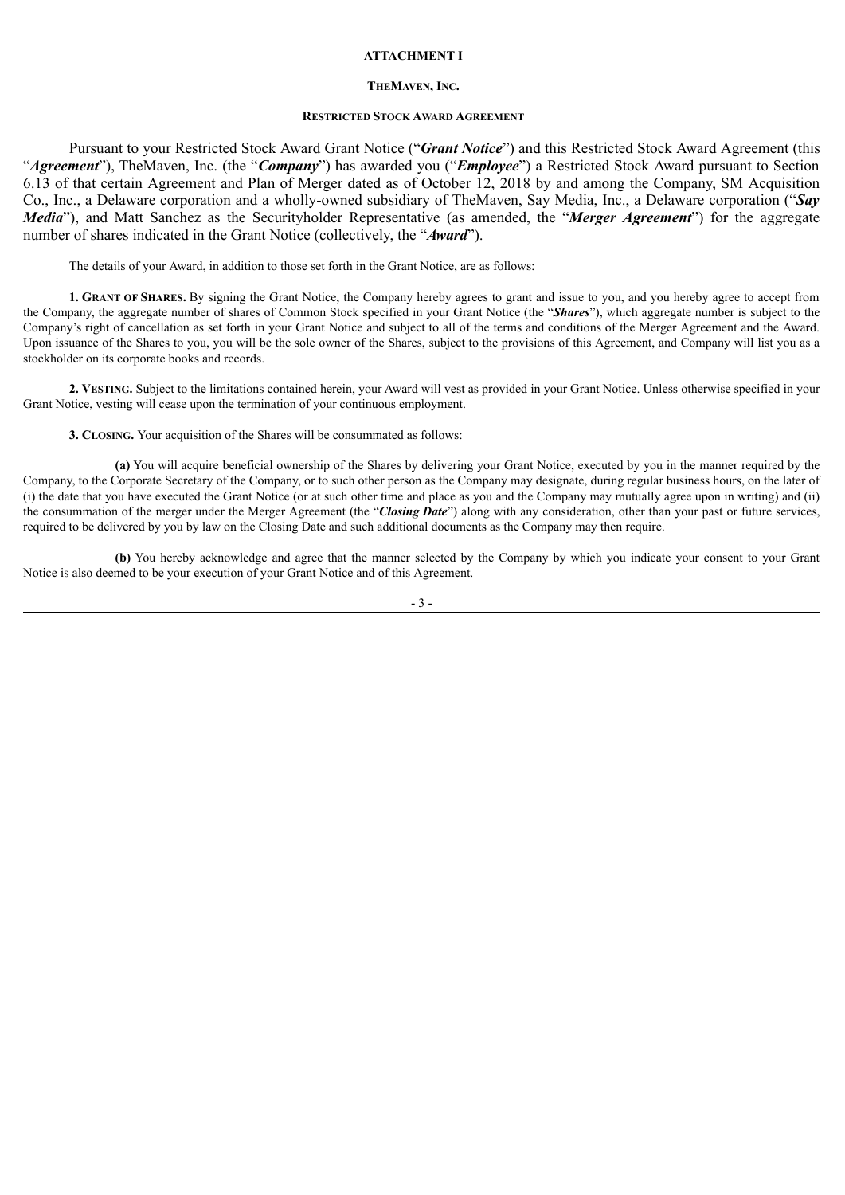**ATTACHMENT I**

**THEMAVEN, INC.**

**RESTRICTED STOCK AWARD AGREEMENT**

Pursuant to your Restricted Stock Award Grant Notice ("***Grant Notice***") and this Restricted Stock Award Agreement (this "***Agreement***"), TheMaven, Inc. (the "***Company***") has awarded you ("***Employee***") a Restricted Stock Award pursuant to Section 6.13 of that certain Agreement and Plan of Merger dated as of October 12, 2018 by and among the Company, SM Acquisition Co., Inc., a Delaware corporation and a wholly-owned subsidiary of TheMaven, Say Media, Inc., a Delaware corporation ("***Say Media***"), and Matt Sanchez as the Securityholder Representative (as amended, the "***Merger Agreement***") for the aggregate number of shares indicated in the Grant Notice (collectively, the "***Award***").

The details of your Award, in addition to those set forth in the Grant Notice, are as follows:

**1. GRANT OF SHARES.** By signing the Grant Notice, the Company hereby agrees to grant and issue to you, and you hereby agree to accept from the Company, the aggregate number of shares of Common Stock specified in your Grant Notice (the "***Shares***"), which aggregate number is subject to the Company's right of cancellation as set forth in your Grant Notice and subject to all of the terms and conditions of the Merger Agreement and the Award. Upon issuance of the Shares to you, you will be the sole owner of the Shares, subject to the provisions of this Agreement, and Company will list you as a stockholder on its corporate books and records.

**2. VESTING.** Subject to the limitations contained herein, your Award will vest as provided in your Grant Notice. Unless otherwise specified in your Grant Notice, vesting will cease upon the termination of your continuous employment.

**3. CLOSING.** Your acquisition of the Shares will be consummated as follows:

**(a)** You will acquire beneficial ownership of the Shares by delivering your Grant Notice, executed by you in the manner required by the Company, to the Corporate Secretary of the Company, or to such other person as the Company may designate, during regular business hours, on the later of (i) the date that you have executed the Grant Notice (or at such other time and place as you and the Company may mutually agree upon in writing) and (ii) the consummation of the merger under the Merger Agreement (the "***Closing Date***") along with any consideration, other than your past or future services, required to be delivered by you by law on the Closing Date and such additional documents as the Company may then require.

**(b)** You hereby acknowledge and agree that the manner selected by the Company by which you indicate your consent to your Grant Notice is also deemed to be your execution of your Grant Notice and of this Agreement.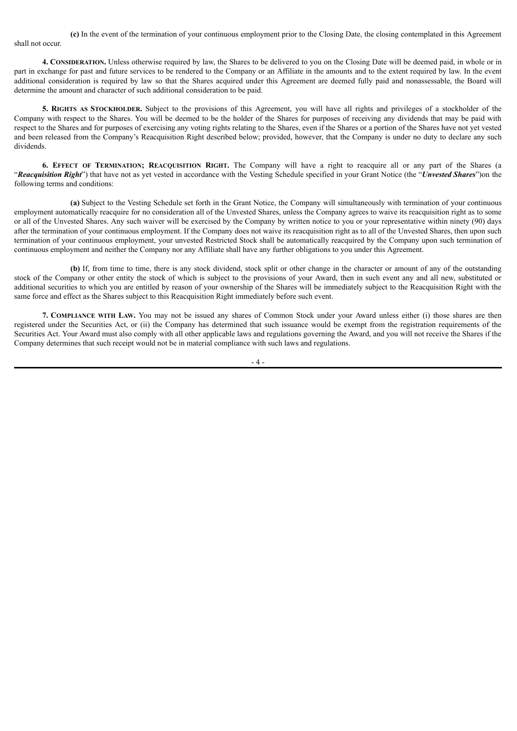**(c)** In the event of the termination of your continuous employment prior to the Closing Date, the closing contemplated in this Agreement shall not occur.

**4. Consideration.** Unless otherwise required by law, the Shares to be delivered to you on the Closing Date will be deemed paid, in whole or in part in exchange for past and future services to be rendered to the Company or an Affiliate in the amounts and to the extent required by law. In the event additional consideration is required by law so that the Shares acquired under this Agreement are deemed fully paid and nonassessable, the Board will determine the amount and character of such additional consideration to be paid.

**5. Rights as Stockholder.** Subject to the provisions of this Agreement, you will have all rights and privileges of a stockholder of the Company with respect to the Shares. You will be deemed to be the holder of the Shares for purposes of receiving any dividends that may be paid with respect to the Shares and for purposes of exercising any voting rights relating to the Shares, even if the Shares or a portion of the Shares have not yet vested and been released from the Company's Reacquisition Right described below; provided, however, that the Company is under no duty to declare any such dividends.

**6. Effect of Termination; Reacquisition Right.** The Company will have a right to reacquire all or any part of the Shares (a "***Reacquisition Right***") that have not as yet vested in accordance with the Vesting Schedule specified in your Grant Notice (the "***Unvested Shares***")on the following terms and conditions:

**(a)** Subject to the Vesting Schedule set forth in the Grant Notice, the Company will simultaneously with termination of your continuous employment automatically reacquire for no consideration all of the Unvested Shares, unless the Company agrees to waive its reacquisition right as to some or all of the Unvested Shares. Any such waiver will be exercised by the Company by written notice to you or your representative within ninety (90) days after the termination of your continuous employment. If the Company does not waive its reacquisition right as to all of the Unvested Shares, then upon such termination of your continuous employment, your unvested Restricted Stock shall be automatically reacquired by the Company upon such termination of continuous employment and neither the Company nor any Affiliate shall have any further obligations to you under this Agreement.

**(b)** If, from time to time, there is any stock dividend, stock split or other change in the character or amount of any of the outstanding stock of the Company or other entity the stock of which is subject to the provisions of your Award, then in such event any and all new, substituted or additional securities to which you are entitled by reason of your ownership of the Shares will be immediately subject to the Reacquisition Right with the same force and effect as the Shares subject to this Reacquisition Right immediately before such event.

**7. Compliance with Law.** You may not be issued any shares of Common Stock under your Award unless either (i) those shares are then registered under the Securities Act, or (ii) the Company has determined that such issuance would be exempt from the registration requirements of the Securities Act. Your Award must also comply with all other applicable laws and regulations governing the Award, and you will not receive the Shares if the Company determines that such receipt would not be in material compliance with such laws and regulations.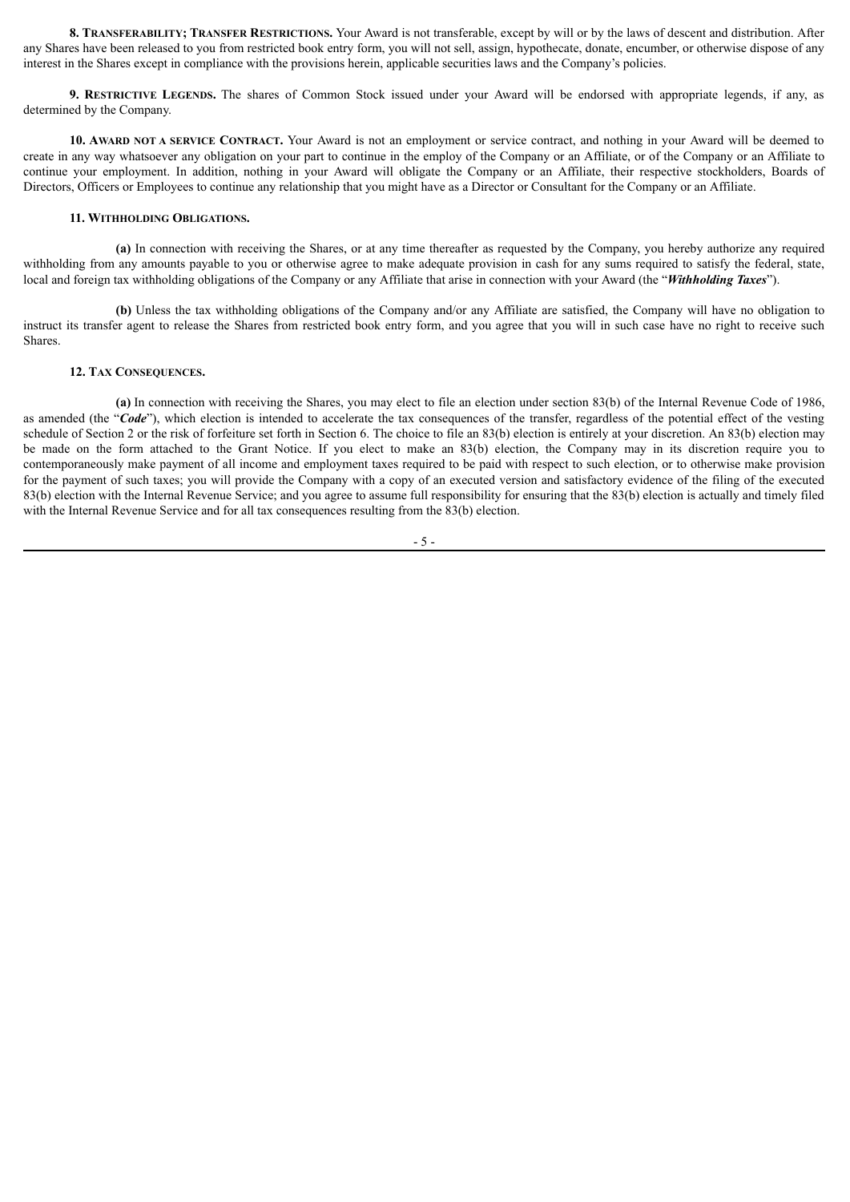**8. Transferability; Transfer Restrictions.** Your Award is not transferable, except by will or by the laws of descent and distribution. After any Shares have been released to you from restricted book entry form, you will not sell, assign, hypothecate, donate, encumber, or otherwise dispose of any interest in the Shares except in compliance with the provisions herein, applicable securities laws and the Company's policies.

**9. Restrictive Legends.** The shares of Common Stock issued under your Award will be endorsed with appropriate legends, if any, as determined by the Company.

**10. Award not a service Contract.** Your Award is not an employment or service contract, and nothing in your Award will be deemed to create in any way whatsoever any obligation on your part to continue in the employ of the Company or an Affiliate, or of the Company or an Affiliate to continue your employment. In addition, nothing in your Award will obligate the Company or an Affiliate, their respective stockholders, Boards of Directors, Officers or Employees to continue any relationship that you might have as a Director or Consultant for the Company or an Affiliate.

**11. Withholding Obligations.**

**(a)** In connection with receiving the Shares, or at any time thereafter as requested by the Company, you hereby authorize any required withholding from any amounts payable to you or otherwise agree to make adequate provision in cash for any sums required to satisfy the federal, state, local and foreign tax withholding obligations of the Company or any Affiliate that arise in connection with your Award (the "***Withholding Taxes***").

**(b)** Unless the tax withholding obligations of the Company and/or any Affiliate are satisfied, the Company will have no obligation to instruct its transfer agent to release the Shares from restricted book entry form, and you agree that you will in such case have no right to receive such Shares.

**12. Tax Consequences.**

**(a)** In connection with receiving the Shares, you may elect to file an election under section 83(b) of the Internal Revenue Code of 1986, as amended (the "***Code***"), which election is intended to accelerate the tax consequences of the transfer, regardless of the potential effect of the vesting schedule of Section 2 or the risk of forfeiture set forth in Section 6. The choice to file an 83(b) election is entirely at your discretion. An 83(b) election may be made on the form attached to the Grant Notice. If you elect to make an 83(b) election, the Company may in its discretion require you to contemporaneously make payment of all income and employment taxes required to be paid with respect to such election, or to otherwise make provision for the payment of such taxes; you will provide the Company with a copy of an executed version and satisfactory evidence of the filing of the executed 83(b) election with the Internal Revenue Service; and you agree to assume full responsibility for ensuring that the 83(b) election is actually and timely filed with the Internal Revenue Service and for all tax consequences resulting from the 83(b) election.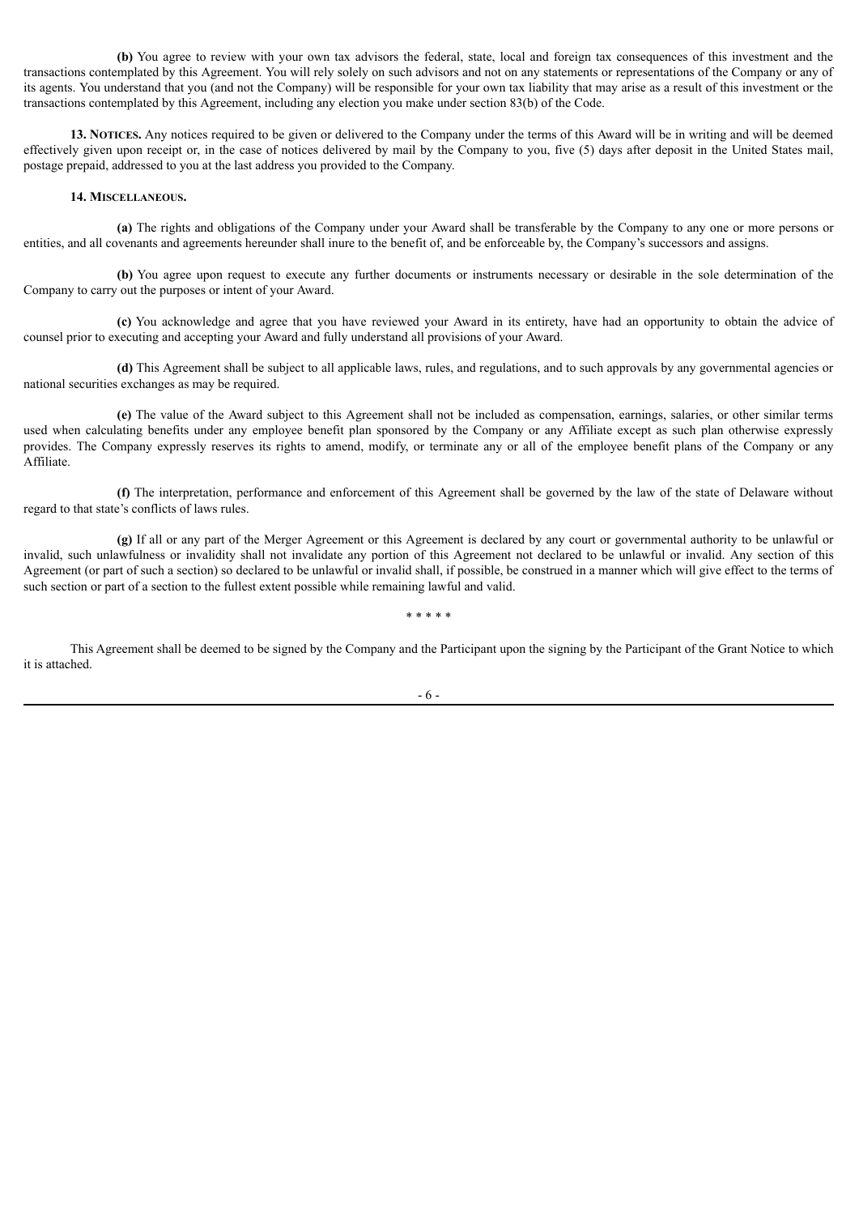**(b)** You agree to review with your own tax advisors the federal, state, local and foreign tax consequences of this investment and the transactions contemplated by this Agreement. You will rely solely on such advisors and not on any statements or representations of the Company or any of its agents. You understand that you (and not the Company) will be responsible for your own tax liability that may arise as a result of this investment or the transactions contemplated by this Agreement, including any election you make under section 83(b) of the Code.

**13. Notices.** Any notices required to be given or delivered to the Company under the terms of this Award will be in writing and will be deemed effectively given upon receipt or, in the case of notices delivered by mail by the Company to you, five (5) days after deposit in the United States mail, postage prepaid, addressed to you at the last address you provided to the Company.

**14. Miscellaneous.**

**(a)** The rights and obligations of the Company under your Award shall be transferable by the Company to any one or more persons or entities, and all covenants and agreements hereunder shall inure to the benefit of, and be enforceable by, the Company's successors and assigns.

**(b)** You agree upon request to execute any further documents or instruments necessary or desirable in the sole determination of the Company to carry out the purposes or intent of your Award.

**(c)** You acknowledge and agree that you have reviewed your Award in its entirety, have had an opportunity to obtain the advice of counsel prior to executing and accepting your Award and fully understand all provisions of your Award.

**(d)** This Agreement shall be subject to all applicable laws, rules, and regulations, and to such approvals by any governmental agencies or national securities exchanges as may be required.

**(e)** The value of the Award subject to this Agreement shall not be included as compensation, earnings, salaries, or other similar terms used when calculating benefits under any employee benefit plan sponsored by the Company or any Affiliate except as such plan otherwise expressly provides. The Company expressly reserves its rights to amend, modify, or terminate any or all of the employee benefit plans of the Company or any Affiliate.

**(f)** The interpretation, performance and enforcement of this Agreement shall be governed by the law of the state of Delaware without regard to that state's conflicts of laws rules.

**(g)** If all or any part of the Merger Agreement or this Agreement is declared by any court or governmental authority to be unlawful or invalid, such unlawfulness or invalidity shall not invalidate any portion of this Agreement not declared to be unlawful or invalid. Any section of this Agreement (or part of such a section) so declared to be unlawful or invalid shall, if possible, be construed in a manner which will give effect to the terms of such section or part of a section to the fullest extent possible while remaining lawful and valid.

\* \* \* \* \*

This Agreement shall be deemed to be signed by the Company and the Participant upon the signing by the Participant of the Grant Notice to which it is attached.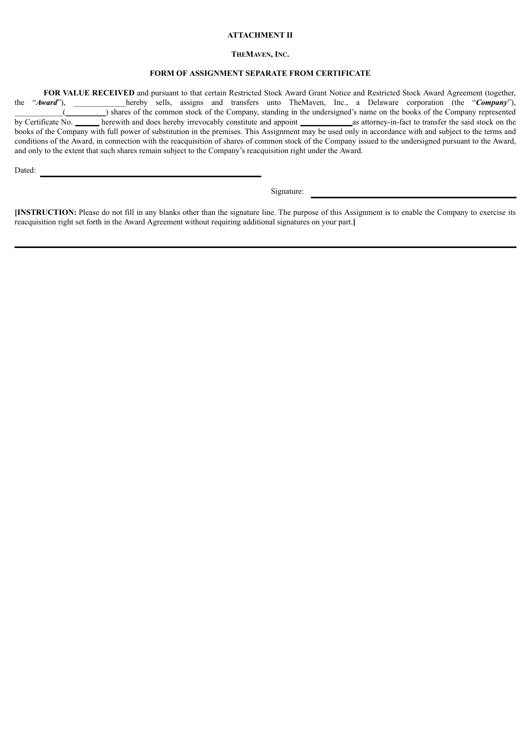**ATTACHMENT II**

**THEMAVEN, INC.**

**FORM OF ASSIGNMENT SEPARATE FROM CERTIFICATE**

**FOR VALUE RECEIVED** and pursuant to that certain Restricted Stock Award Grant Notice and Restricted Stock Award Agreement (together, the "***Award***"), _____________hereby sells, assigns and transfers unto TheMaven, Inc., a Delaware corporation (the "***Company***"), ____________(__________) shares of the common stock of the Company, standing in the undersigned's name on the books of the Company represented by Certificate No. ______ herewith and does hereby irrevocably constitute and appoint _____________as attorney-in-fact to transfer the said stock on the books of the Company with full power of substitution in the premises. This Assignment may be used only in accordance with and subject to the terms and conditions of the Award, in connection with the reacquisition of shares of common stock of the Company issued to the undersigned pursuant to the Award, and only to the extent that such shares remain subject to the Company's reacquisition right under the Award.

Dated: ______________________________________________

Signature: ______________________________________________

**[INSTRUCTION:** Please do not fill in any blanks other than the signature line. The purpose of this Assignment is to enable the Company to exercise its reacquisition right set forth in the Award Agreement without requiring additional signatures on your part.**]**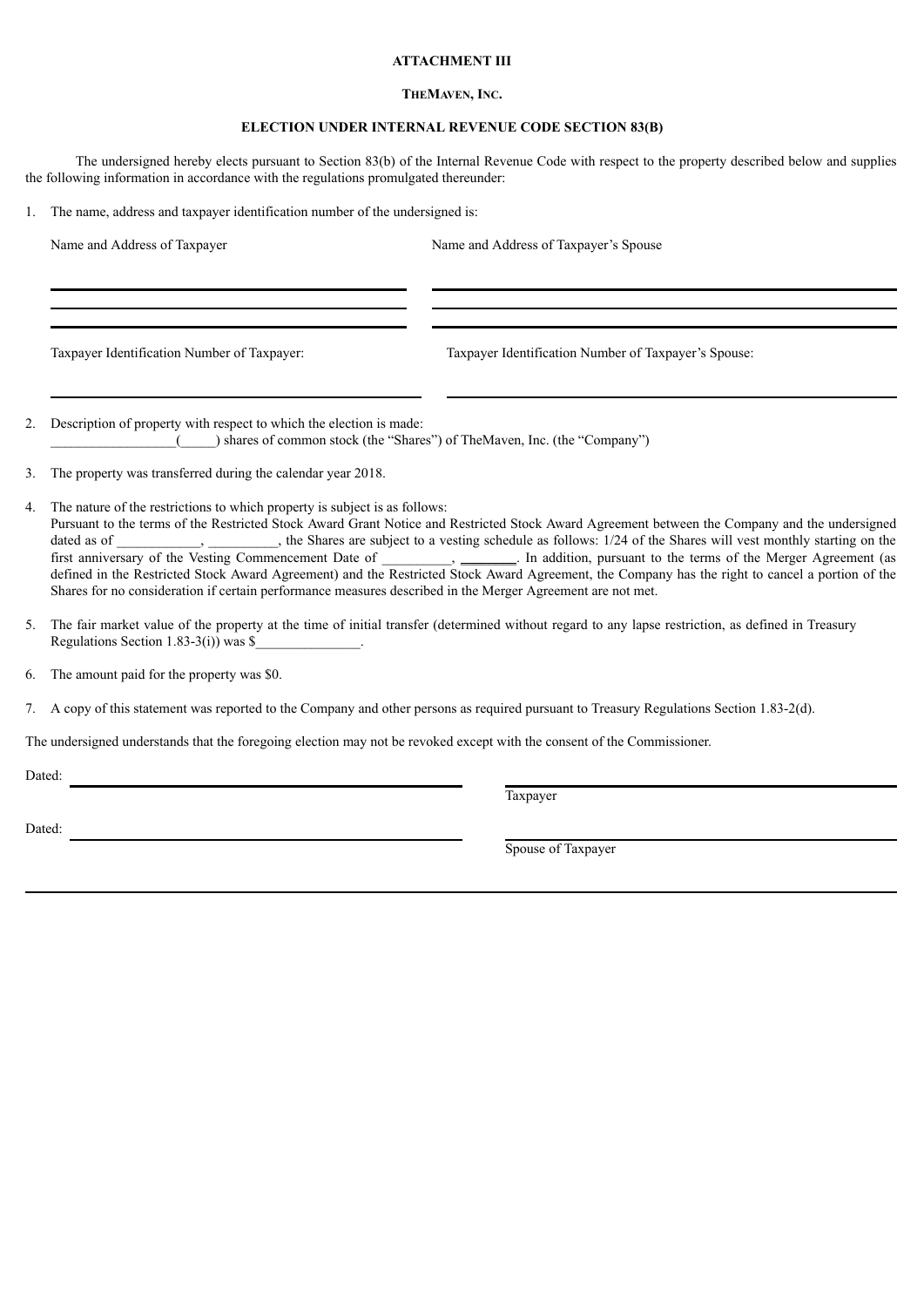**ATTACHMENT III**

**THEMAVEN, INC.**

**ELECTION UNDER INTERNAL REVENUE CODE SECTION 83(B)**

The undersigned hereby elects pursuant to Section 83(b) of the Internal Revenue Code with respect to the property described below and supplies the following information in accordance with the regulations promulgated thereunder:

1. The name, address and taxpayer identification number of the undersigned is:

| Name and Address of Taxpayer | Name and Address of Taxpayer's Spouse |
|---|---|
| ______________________________ | ______________________________ |
| ______________________________ | ______________________________ |
| ______________________________ | ______________________________ |

| Taxpayer Identification Number of Taxpayer: | Taxpayer Identification Number of Taxpayer's Spouse: |
|---|---|
| ______________________________ | ______________________________ |

2. Description of property with respect to which the election is made:
__________________(_____) shares of common stock (the "Shares") of TheMaven, Inc. (the "Company")

3. The property was transferred during the calendar year 2018.

4. The nature of the restrictions to which property is subject is as follows:
Pursuant to the terms of the Restricted Stock Award Grant Notice and Restricted Stock Award Agreement between the Company and the undersigned dated as of ____________, __________, the Shares are subject to a vesting schedule as follows: 1/24 of the Shares will vest monthly starting on the first anniversary of the Vesting Commencement Date of __________, ________. In addition, pursuant to the terms of the Merger Agreement (as defined in the Restricted Stock Award Agreement) and the Restricted Stock Award Agreement, the Company has the right to cancel a portion of the Shares for no consideration if certain performance measures described in the Merger Agreement are not met.

5. The fair market value of the property at the time of initial transfer (determined without regard to any lapse restriction, as defined in Treasury Regulations Section 1.83-3(i)) was $_______________.

6. The amount paid for the property was $0.

7. A copy of this statement was reported to the Company and other persons as required pursuant to Treasury Regulations Section 1.83-2(d).

The undersigned understands that the foregoing election may not be revoked except with the consent of the Commissioner.

Dated: ______________________________ ______________________________
Taxpayer

Dated: ______________________________ ______________________________
Spouse of Taxpayer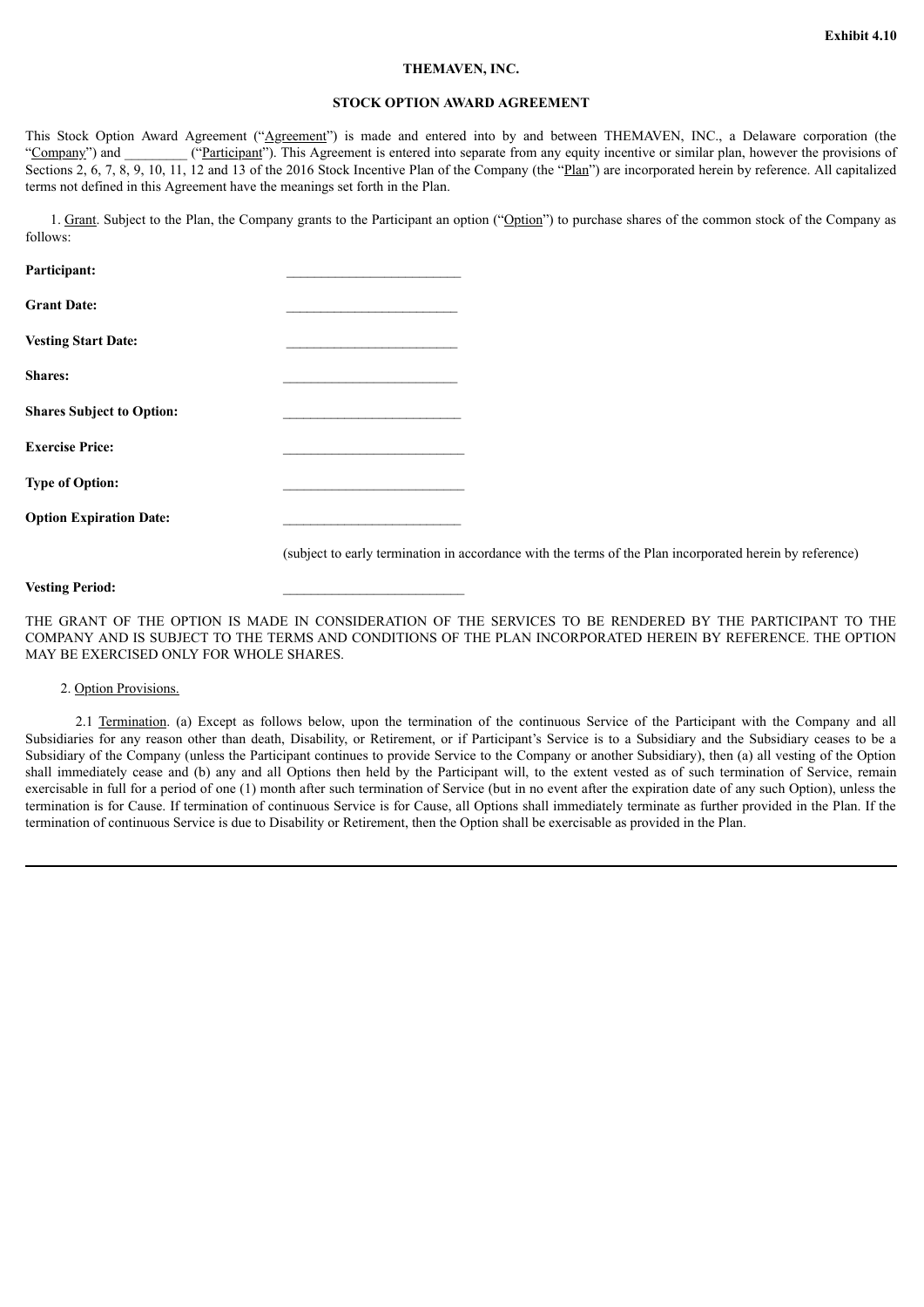Exhibit 4.10

**THEMAVEN, INC.**

**STOCK OPTION AWARD AGREEMENT**

This Stock Option Award Agreement ("Agreement") is made and entered into by and between THEMAVEN, INC., a Delaware corporation (the "Company") and _________ ("Participant"). This Agreement is entered into separate from any equity incentive or similar plan, however the provisions of Sections 2, 6, 7, 8, 9, 10, 11, 12 and 13 of the 2016 Stock Incentive Plan of the Company (the "Plan") are incorporated herein by reference. All capitalized terms not defined in this Agreement have the meanings set forth in the Plan.

1. Grant. Subject to the Plan, the Company grants to the Participant an option ("Option") to purchase shares of the common stock of the Company as follows:

**Participant:** ________________________

**Grant Date:** ________________________

**Vesting Start Date:** ________________________

**Shares:** ________________________

**Shares Subject to Option:** ________________________

**Exercise Price:** ________________________

**Type of Option:** ________________________

**Option Expiration Date:** ________________________

(subject to early termination in accordance with the terms of the Plan incorporated herein by reference)

**Vesting Period:** ________________________

THE GRANT OF THE OPTION IS MADE IN CONSIDERATION OF THE SERVICES TO BE RENDERED BY THE PARTICIPANT TO THE COMPANY AND IS SUBJECT TO THE TERMS AND CONDITIONS OF THE PLAN INCORPORATED HEREIN BY REFERENCE. THE OPTION MAY BE EXERCISED ONLY FOR WHOLE SHARES.

2. Option Provisions.

2.1 Termination. (a) Except as follows below, upon the termination of the continuous Service of the Participant with the Company and all Subsidiaries for any reason other than death, Disability, or Retirement, or if Participant's Service is to a Subsidiary and the Subsidiary ceases to be a Subsidiary of the Company (unless the Participant continues to provide Service to the Company or another Subsidiary), then (a) all vesting of the Option shall immediately cease and (b) any and all Options then held by the Participant will, to the extent vested as of such termination of Service, remain exercisable in full for a period of one (1) month after such termination of Service (but in no event after the expiration date of any such Option), unless the termination is for Cause. If termination of continuous Service is for Cause, all Options shall immediately terminate as further provided in the Plan. If the termination of continuous Service is due to Disability or Retirement, then the Option shall be exercisable as provided in the Plan.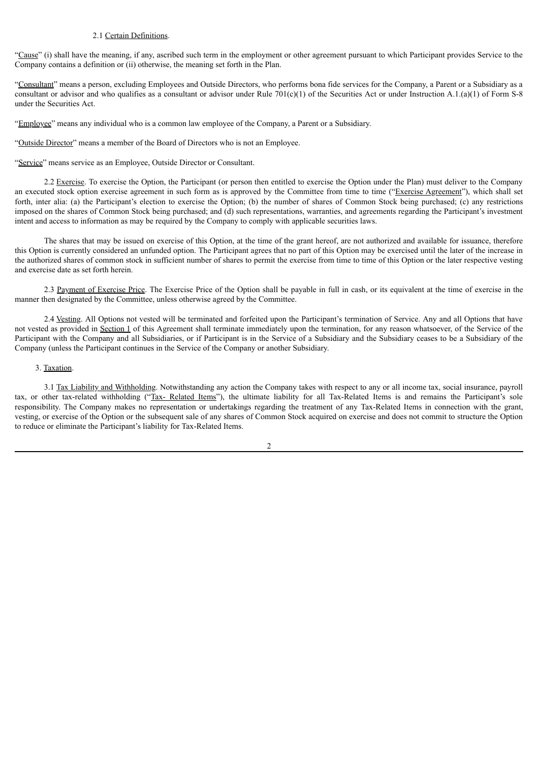2.1 Certain Definitions.

"Cause" (i) shall have the meaning, if any, ascribed such term in the employment or other agreement pursuant to which Participant provides Service to the Company contains a definition or (ii) otherwise, the meaning set forth in the Plan.

"Consultant" means a person, excluding Employees and Outside Directors, who performs bona fide services for the Company, a Parent or a Subsidiary as a consultant or advisor and who qualifies as a consultant or advisor under Rule 701(c)(1) of the Securities Act or under Instruction A.1.(a)(1) of Form S-8 under the Securities Act.

"Employee" means any individual who is a common law employee of the Company, a Parent or a Subsidiary.

"Outside Director" means a member of the Board of Directors who is not an Employee.

"Service" means service as an Employee, Outside Director or Consultant.

2.2 Exercise. To exercise the Option, the Participant (or person then entitled to exercise the Option under the Plan) must deliver to the Company an executed stock option exercise agreement in such form as is approved by the Committee from time to time ("Exercise Agreement"), which shall set forth, inter alia: (a) the Participant's election to exercise the Option; (b) the number of shares of Common Stock being purchased; (c) any restrictions imposed on the shares of Common Stock being purchased; and (d) such representations, warranties, and agreements regarding the Participant's investment intent and access to information as may be required by the Company to comply with applicable securities laws.

The shares that may be issued on exercise of this Option, at the time of the grant hereof, are not authorized and available for issuance, therefore this Option is currently considered an unfunded option. The Participant agrees that no part of this Option may be exercised until the later of the increase in the authorized shares of common stock in sufficient number of shares to permit the exercise from time to time of this Option or the later respective vesting and exercise date as set forth herein.

2.3 Payment of Exercise Price. The Exercise Price of the Option shall be payable in full in cash, or its equivalent at the time of exercise in the manner then designated by the Committee, unless otherwise agreed by the Committee.

2.4 Vesting. All Options not vested will be terminated and forfeited upon the Participant's termination of Service. Any and all Options that have not vested as provided in Section 1 of this Agreement shall terminate immediately upon the termination, for any reason whatsoever, of the Service of the Participant with the Company and all Subsidiaries, or if Participant is in the Service of a Subsidiary and the Subsidiary ceases to be a Subsidiary of the Company (unless the Participant continues in the Service of the Company or another Subsidiary.

3. Taxation.

3.1 Tax Liability and Withholding. Notwithstanding any action the Company takes with respect to any or all income tax, social insurance, payroll tax, or other tax-related withholding ("Tax- Related Items"), the ultimate liability for all Tax-Related Items is and remains the Participant's sole responsibility. The Company makes no representation or undertakings regarding the treatment of any Tax-Related Items in connection with the grant, vesting, or exercise of the Option or the subsequent sale of any shares of Common Stock acquired on exercise and does not commit to structure the Option to reduce or eliminate the Participant's liability for Tax-Related Items.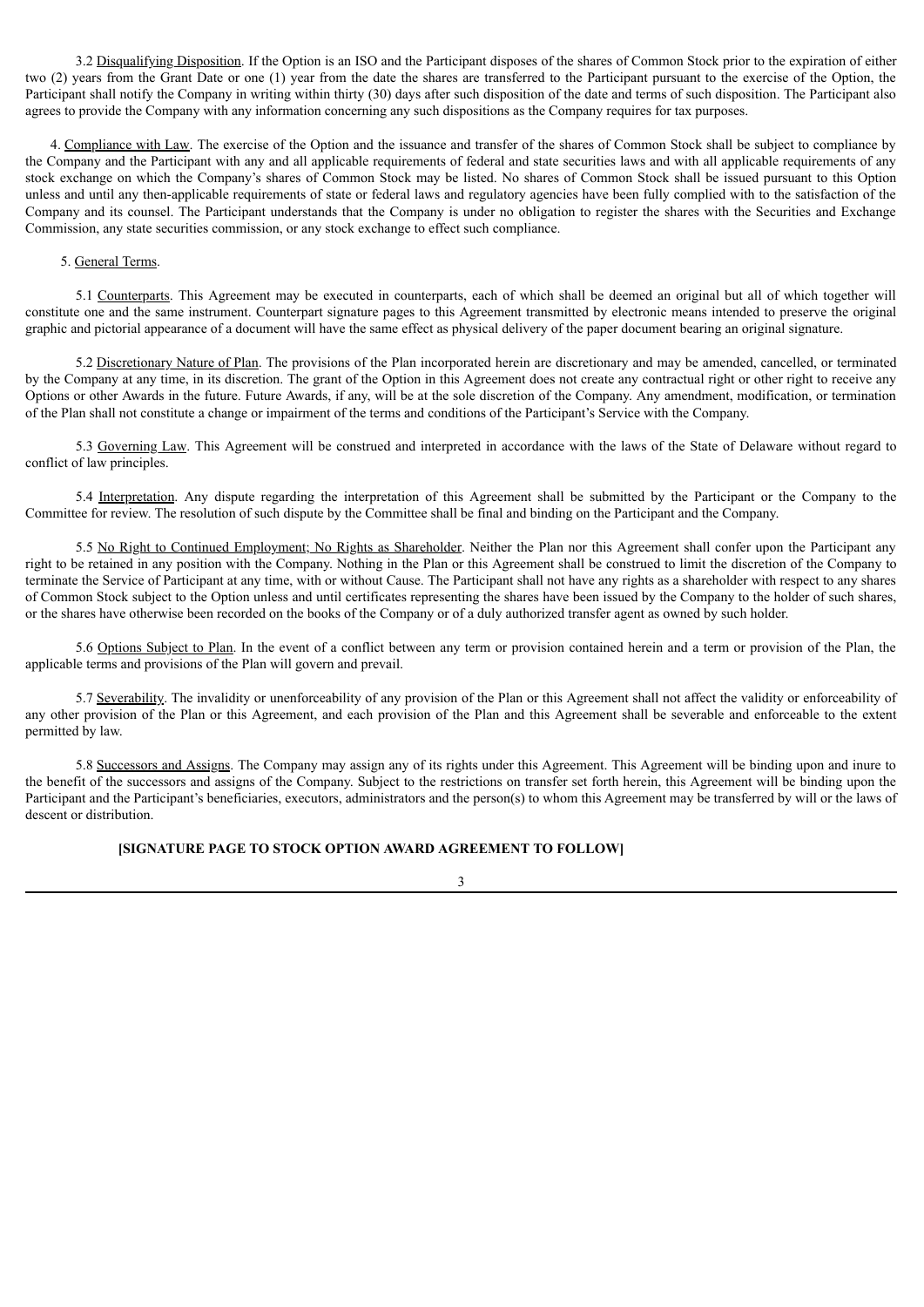3.2 Disqualifying Disposition. If the Option is an ISO and the Participant disposes of the shares of Common Stock prior to the expiration of either two (2) years from the Grant Date or one (1) year from the date the shares are transferred to the Participant pursuant to the exercise of the Option, the Participant shall notify the Company in writing within thirty (30) days after such disposition of the date and terms of such disposition. The Participant also agrees to provide the Company with any information concerning any such dispositions as the Company requires for tax purposes.

4. Compliance with Law. The exercise of the Option and the issuance and transfer of the shares of Common Stock shall be subject to compliance by the Company and the Participant with any and all applicable requirements of federal and state securities laws and with all applicable requirements of any stock exchange on which the Company's shares of Common Stock may be listed. No shares of Common Stock shall be issued pursuant to this Option unless and until any then-applicable requirements of state or federal laws and regulatory agencies have been fully complied with to the satisfaction of the Company and its counsel. The Participant understands that the Company is under no obligation to register the shares with the Securities and Exchange Commission, any state securities commission, or any stock exchange to effect such compliance.

5. General Terms.

5.1 Counterparts. This Agreement may be executed in counterparts, each of which shall be deemed an original but all of which together will constitute one and the same instrument. Counterpart signature pages to this Agreement transmitted by electronic means intended to preserve the original graphic and pictorial appearance of a document will have the same effect as physical delivery of the paper document bearing an original signature.

5.2 Discretionary Nature of Plan. The provisions of the Plan incorporated herein are discretionary and may be amended, cancelled, or terminated by the Company at any time, in its discretion. The grant of the Option in this Agreement does not create any contractual right or other right to receive any Options or other Awards in the future. Future Awards, if any, will be at the sole discretion of the Company. Any amendment, modification, or termination of the Plan shall not constitute a change or impairment of the terms and conditions of the Participant's Service with the Company.

5.3 Governing Law. This Agreement will be construed and interpreted in accordance with the laws of the State of Delaware without regard to conflict of law principles.

5.4 Interpretation. Any dispute regarding the interpretation of this Agreement shall be submitted by the Participant or the Company to the Committee for review. The resolution of such dispute by the Committee shall be final and binding on the Participant and the Company.

5.5 No Right to Continued Employment; No Rights as Shareholder. Neither the Plan nor this Agreement shall confer upon the Participant any right to be retained in any position with the Company. Nothing in the Plan or this Agreement shall be construed to limit the discretion of the Company to terminate the Service of Participant at any time, with or without Cause. The Participant shall not have any rights as a shareholder with respect to any shares of Common Stock subject to the Option unless and until certificates representing the shares have been issued by the Company to the holder of such shares, or the shares have otherwise been recorded on the books of the Company or of a duly authorized transfer agent as owned by such holder.

5.6 Options Subject to Plan. In the event of a conflict between any term or provision contained herein and a term or provision of the Plan, the applicable terms and provisions of the Plan will govern and prevail.

5.7 Severability. The invalidity or unenforceability of any provision of the Plan or this Agreement shall not affect the validity or enforceability of any other provision of the Plan or this Agreement, and each provision of the Plan and this Agreement shall be severable and enforceable to the extent permitted by law.

5.8 Successors and Assigns. The Company may assign any of its rights under this Agreement. This Agreement will be binding upon and inure to the benefit of the successors and assigns of the Company. Subject to the restrictions on transfer set forth herein, this Agreement will be binding upon the Participant and the Participant's beneficiaries, executors, administrators and the person(s) to whom this Agreement may be transferred by will or the laws of descent or distribution.

**[SIGNATURE PAGE TO STOCK OPTION AWARD AGREEMENT TO FOLLOW]**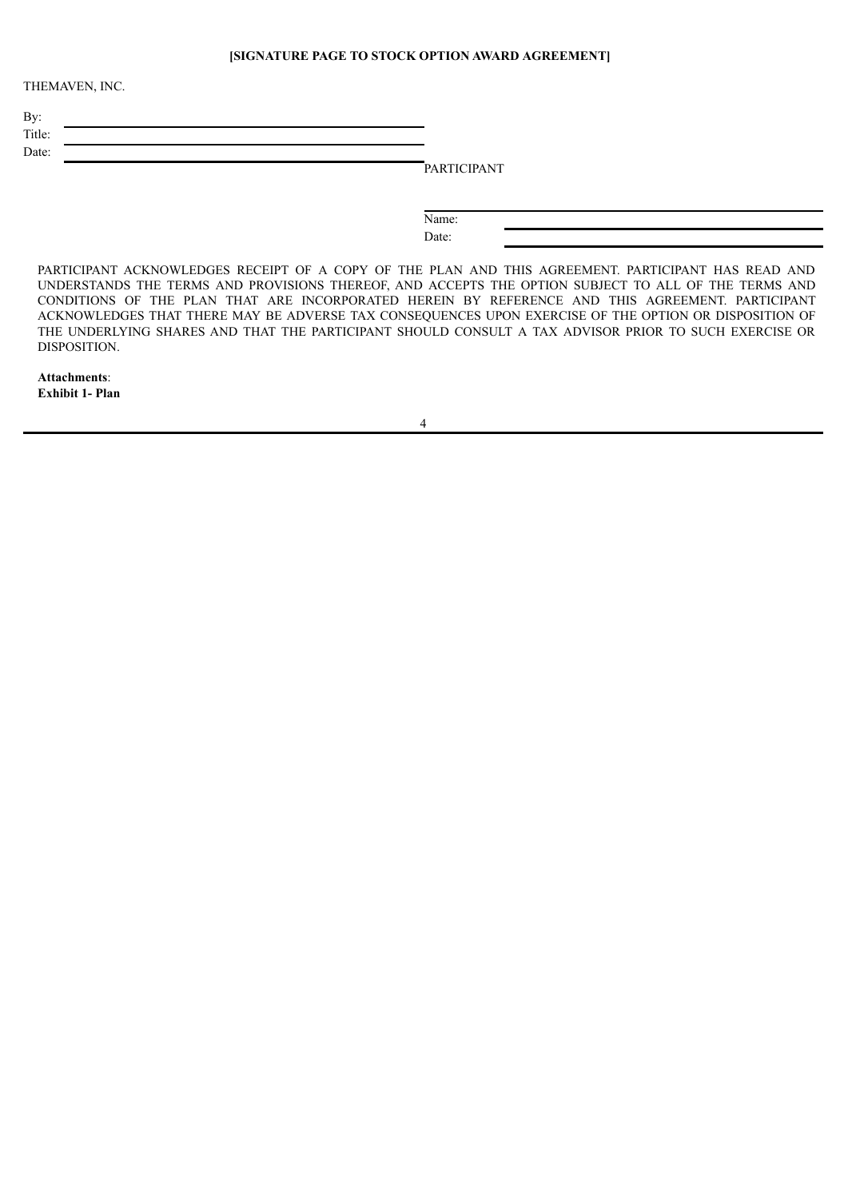**[SIGNATURE PAGE TO STOCK OPTION AWARD AGREEMENT]**

THEMAVEN, INC.

By: \_\_\_\_\_\_\_\_\_\_\_\_\_\_\_\_\_\_\_\_\_\_\_\_\_\_\_\_\_\_\_\_\_\_\_\_\_\_\_\_

Title: \_\_\_\_\_\_\_\_\_\_\_\_\_\_\_\_\_\_\_\_\_\_\_\_\_\_\_\_\_\_\_\_\_\_\_\_\_\_\_\_

Date: \_\_\_\_\_\_\_\_\_\_\_\_\_\_\_\_\_\_\_\_\_\_\_\_\_\_\_\_\_\_\_\_\_\_\_\_\_\_\_\_

PARTICIPANT

Name: \_\_\_\_\_\_\_\_\_\_\_\_\_\_\_\_\_\_\_\_\_\_\_\_\_\_\_\_\_\_\_\_\_\_\_\_\_\_\_\_

Date: \_\_\_\_\_\_\_\_\_\_\_\_\_\_\_\_\_\_\_\_\_\_\_\_\_\_\_\_\_\_\_\_\_\_\_\_\_\_\_\_

PARTICIPANT ACKNOWLEDGES RECEIPT OF A COPY OF THE PLAN AND THIS AGREEMENT. PARTICIPANT HAS READ AND UNDERSTANDS THE TERMS AND PROVISIONS THEREOF, AND ACCEPTS THE OPTION SUBJECT TO ALL OF THE TERMS AND CONDITIONS OF THE PLAN THAT ARE INCORPORATED HEREIN BY REFERENCE AND THIS AGREEMENT. PARTICIPANT ACKNOWLEDGES THAT THERE MAY BE ADVERSE TAX CONSEQUENCES UPON EXERCISE OF THE OPTION OR DISPOSITION OF THE UNDERLYING SHARES AND THAT THE PARTICIPANT SHOULD CONSULT A TAX ADVISOR PRIOR TO SUCH EXERCISE OR DISPOSITION.

**Attachments**:
**Exhibit 1- Plan**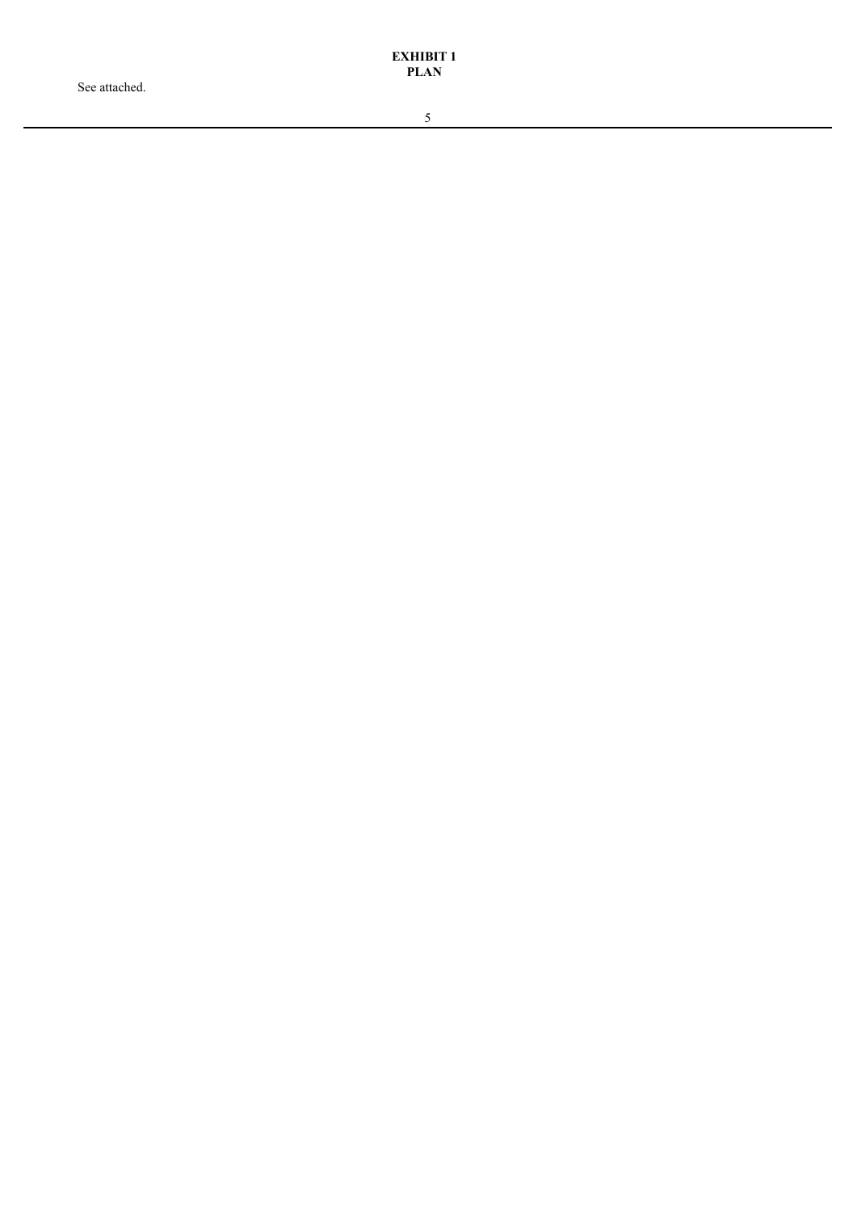**EXHIBIT 1**
**PLAN**

See attached.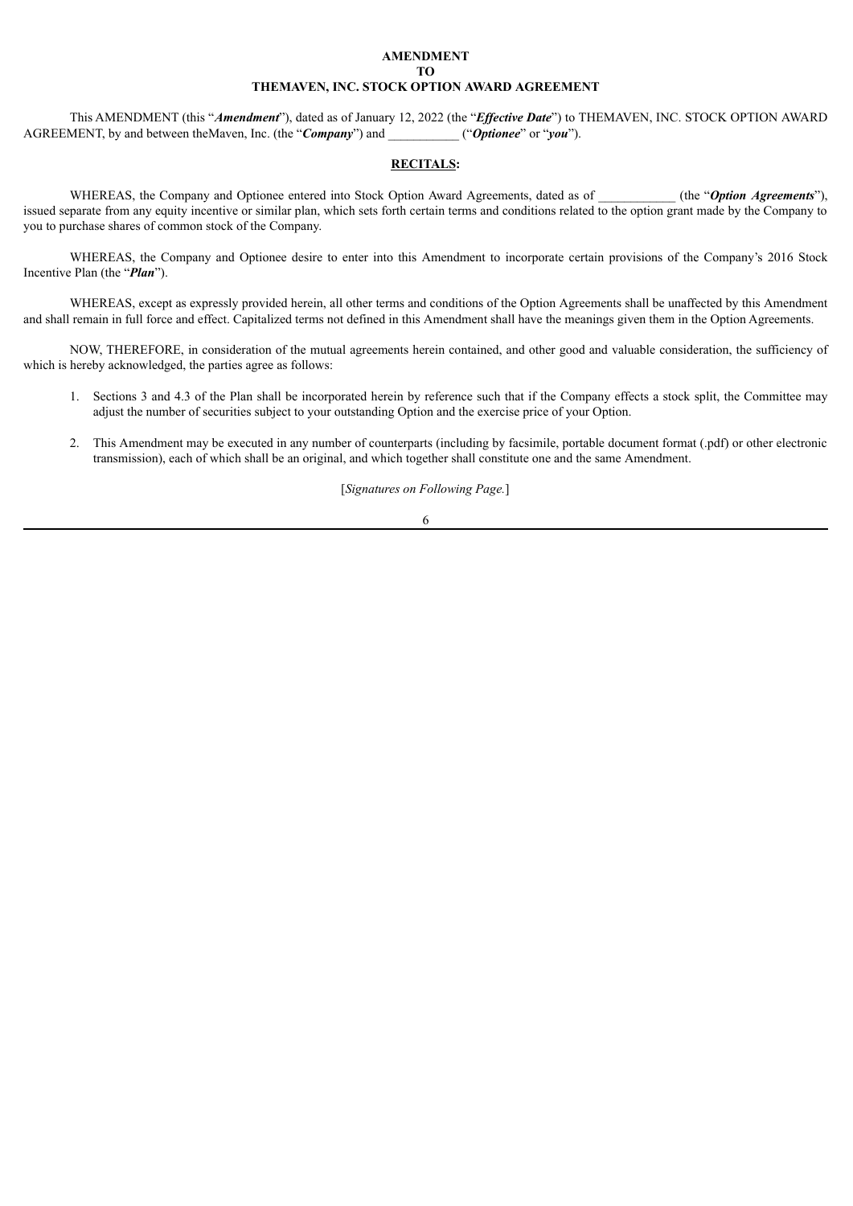**AMENDMENT**
**TO**
**THEMAVEN, INC. STOCK OPTION AWARD AGREEMENT**

This AMENDMENT (this "***Amendment***"), dated as of January 12, 2022 (the "***Effective Date***") to THEMAVEN, INC. STOCK OPTION AWARD AGREEMENT, by and between theMaven, Inc. (the "***Company***") and ___________ ("***Optionee***" or "***you***").

**RECITALS:**

WHEREAS, the Company and Optionee entered into Stock Option Award Agreements, dated as of ____________ (the "***Option Agreements***"), issued separate from any equity incentive or similar plan, which sets forth certain terms and conditions related to the option grant made by the Company to you to purchase shares of common stock of the Company.

WHEREAS, the Company and Optionee desire to enter into this Amendment to incorporate certain provisions of the Company's 2016 Stock Incentive Plan (the "***Plan***").

WHEREAS, except as expressly provided herein, all other terms and conditions of the Option Agreements shall be unaffected by this Amendment and shall remain in full force and effect. Capitalized terms not defined in this Amendment shall have the meanings given them in the Option Agreements.

NOW, THEREFORE, in consideration of the mutual agreements herein contained, and other good and valuable consideration, the sufficiency of which is hereby acknowledged, the parties agree as follows:

1. Sections 3 and 4.3 of the Plan shall be incorporated herein by reference such that if the Company effects a stock split, the Committee may adjust the number of securities subject to your outstanding Option and the exercise price of your Option.

2. This Amendment may be executed in any number of counterparts (including by facsimile, portable document format (.pdf) or other electronic transmission), each of which shall be an original, and which together shall constitute one and the same Amendment.

[*Signatures on Following Page.*]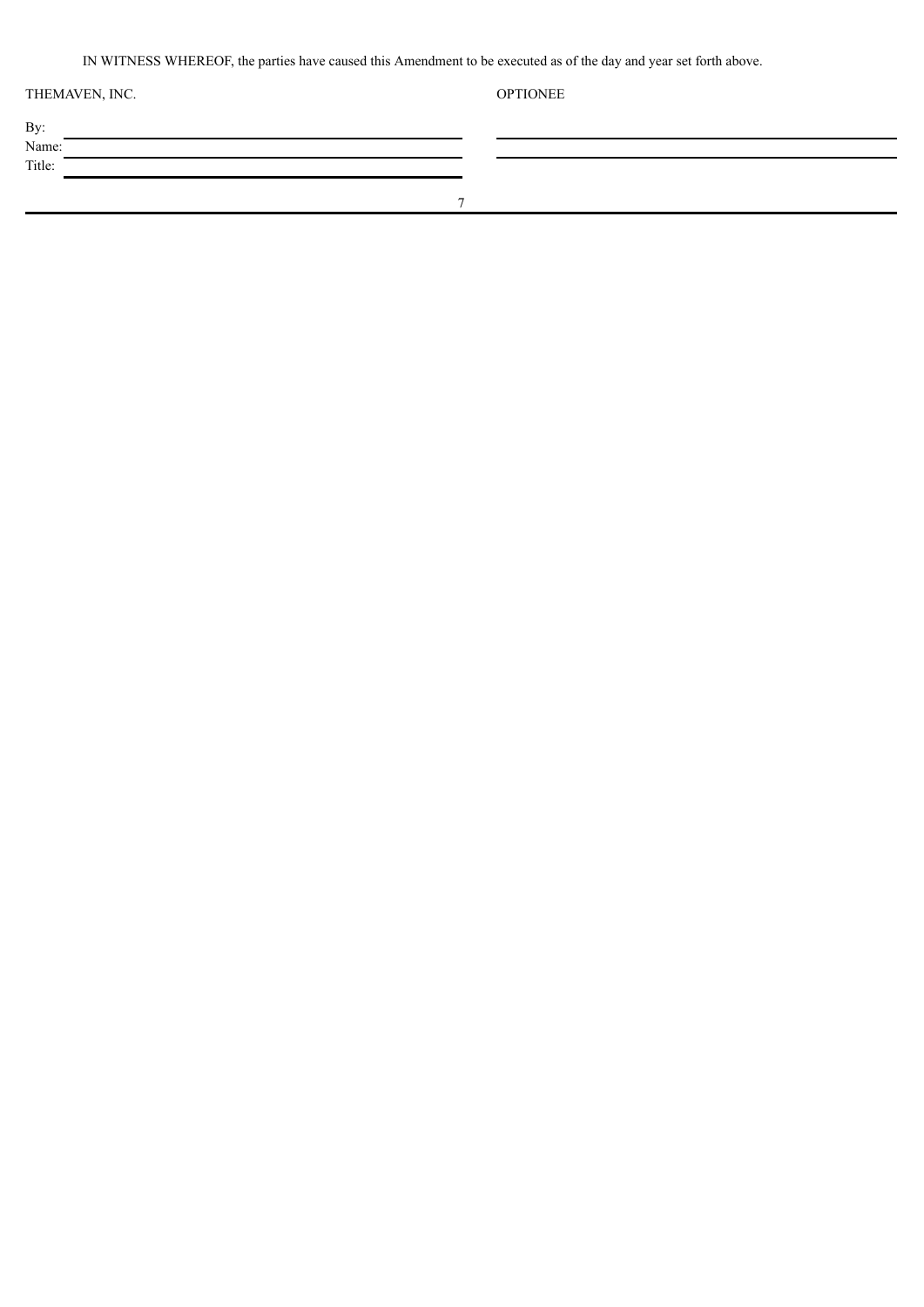IN WITNESS WHEREOF, the parties have caused this Amendment to be executed as of the day and year set forth above.

| THEMAVEN, INC. | OPTIONEE |
| --- | --- |
| By: \_\_\_\_\_\_\_\_\_\_\_\_\_\_\_\_\_\_\_\_ | \_\_\_\_\_\_\_\_\_\_\_\_\_\_\_\_\_\_\_\_ |
| Name: \_\_\_\_\_\_\_\_\_\_\_\_\_\_\_\_\_\_\_\_ | \_\_\_\_\_\_\_\_\_\_\_\_\_\_\_\_\_\_\_\_ |
| Title: \_\_\_\_\_\_\_\_\_\_\_\_\_\_\_\_\_\_\_\_ | |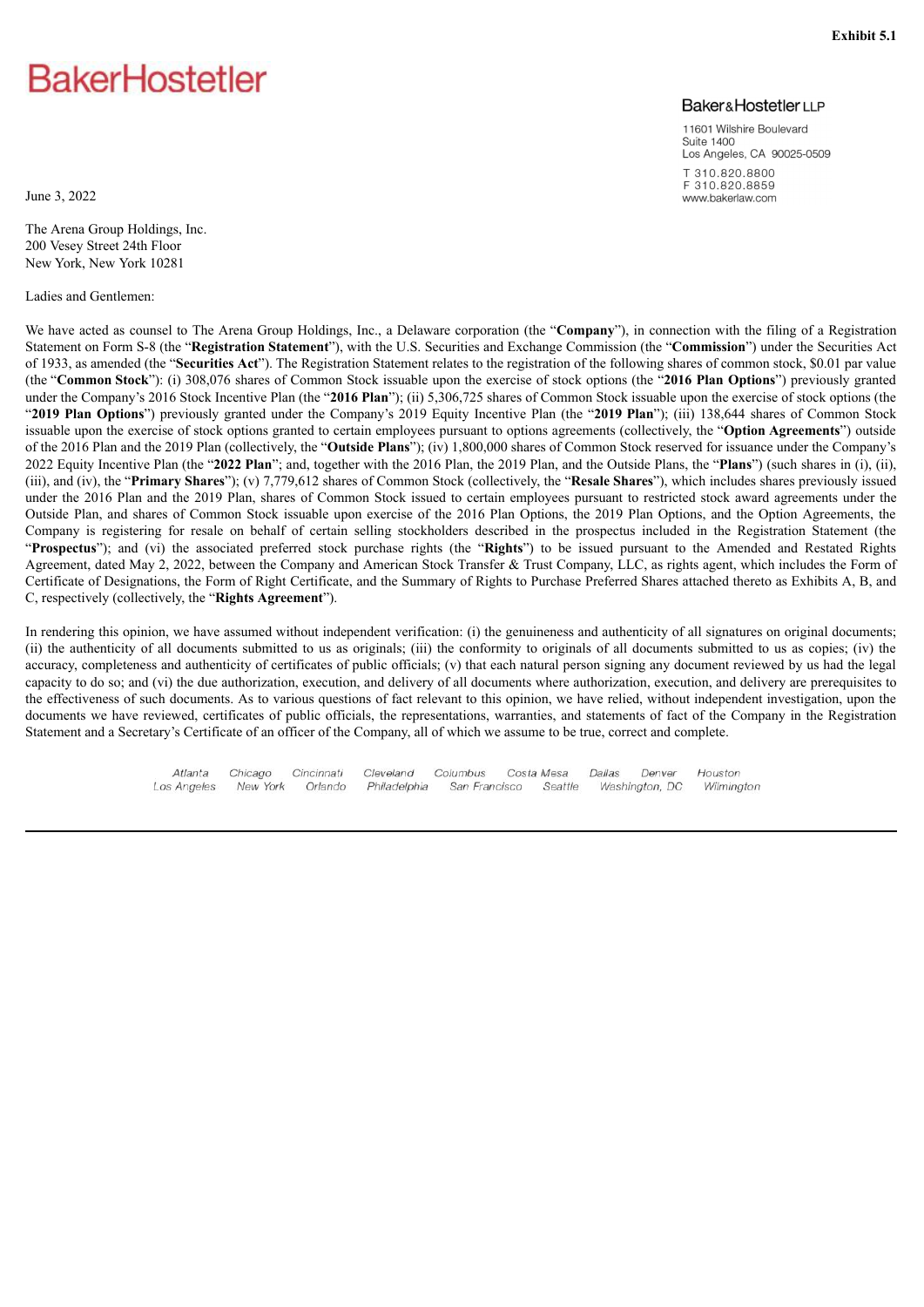**Exhibit 5.1**

BakerHostetler

Baker&Hostetler LLP

11601 Wilshire Boulevard
Suite 1400
Los Angeles, CA 90025-0509

T 310.820.8800
F 310.820.8859
www.bakerlaw.com

June 3, 2022

The Arena Group Holdings, Inc.
200 Vesey Street 24th Floor
New York, New York 10281

Ladies and Gentlemen:

We have acted as counsel to The Arena Group Holdings, Inc., a Delaware corporation (the "**Company**"), in connection with the filing of a Registration Statement on Form S-8 (the "**Registration Statement**"), with the U.S. Securities and Exchange Commission (the "**Commission**") under the Securities Act of 1933, as amended (the "**Securities Act**"). The Registration Statement relates to the registration of the following shares of common stock, $0.01 par value (the "**Common Stock**"): (i) 308,076 shares of Common Stock issuable upon the exercise of stock options (the "**2016 Plan Options**") previously granted under the Company's 2016 Stock Incentive Plan (the "**2016 Plan**"); (ii) 5,306,725 shares of Common Stock issuable upon the exercise of stock options (the "**2019 Plan Options**") previously granted under the Company's 2019 Equity Incentive Plan (the "**2019 Plan**"); (iii) 138,644 shares of Common Stock issuable upon the exercise of stock options granted to certain employees pursuant to options agreements (collectively, the "**Option Agreements**") outside of the 2016 Plan and the 2019 Plan (collectively, the "**Outside Plans**"); (iv) 1,800,000 shares of Common Stock reserved for issuance under the Company's 2022 Equity Incentive Plan (the "**2022 Plan**"; and, together with the 2016 Plan, the 2019 Plan, and the Outside Plans, the "**Plans**") (such shares in (i), (ii), (iii), and (iv), the "**Primary Shares**"); (v) 7,779,612 shares of Common Stock (collectively, the "**Resale Shares**"), which includes shares previously issued under the 2016 Plan and the 2019 Plan, shares of Common Stock issued to certain employees pursuant to restricted stock award agreements under the Outside Plan, and shares of Common Stock issuable upon exercise of the 2016 Plan Options, the 2019 Plan Options, and the Option Agreements, the Company is registering for resale on behalf of certain selling stockholders described in the prospectus included in the Registration Statement (the "**Prospectus**"); and (vi) the associated preferred stock purchase rights (the "**Rights**") to be issued pursuant to the Amended and Restated Rights Agreement, dated May 2, 2022, between the Company and American Stock Transfer & Trust Company, LLC, as rights agent, which includes the Form of Certificate of Designations, the Form of Right Certificate, and the Summary of Rights to Purchase Preferred Shares attached thereto as Exhibits A, B, and C, respectively (collectively, the "**Rights Agreement**").

In rendering this opinion, we have assumed without independent verification: (i) the genuineness and authenticity of all signatures on original documents; (ii) the authenticity of all documents submitted to us as originals; (iii) the conformity to originals of all documents submitted to us as copies; (iv) the accuracy, completeness and authenticity of certificates of public officials; (v) that each natural person signing any document reviewed by us had the legal capacity to do so; and (vi) the due authorization, execution, and delivery of all documents where authorization, execution, and delivery are prerequisites to the effectiveness of such documents. As to various questions of fact relevant to this opinion, we have relied, without independent investigation, upon the documents we have reviewed, certificates of public officials, the representations, warranties, and statements of fact of the Company in the Registration Statement and a Secretary's Certificate of an officer of the Company, all of which we assume to be true, correct and complete.

Atlanta Chicago Cincinnati Cleveland Columbus Costa Mesa Dallas Denver Houston
Los Angeles New York Orlando Philadelphia San Francisco Seattle Washington, DC Wilmington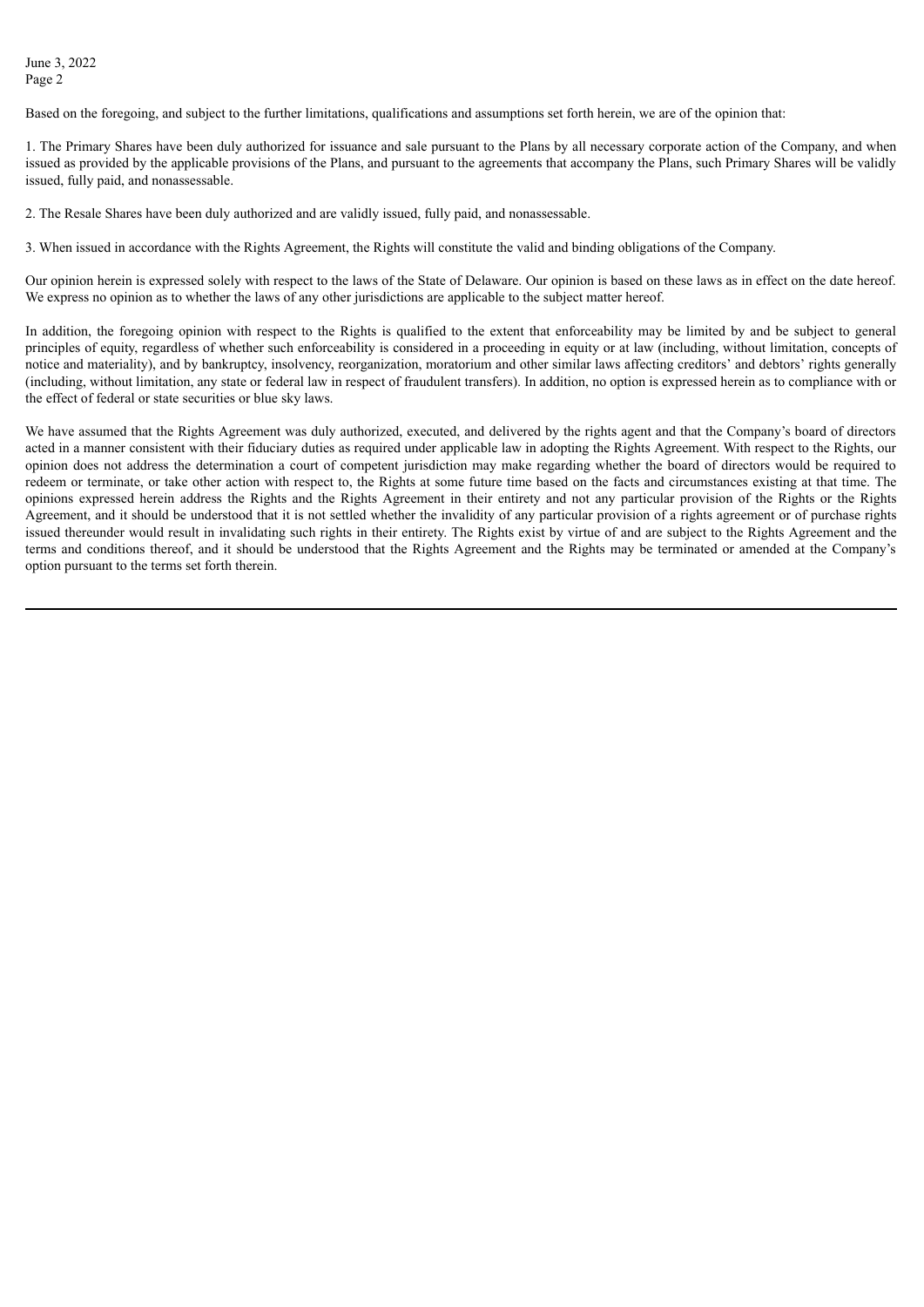Based on the foregoing, and subject to the further limitations, qualifications and assumptions set forth herein, we are of the opinion that:

1. The Primary Shares have been duly authorized for issuance and sale pursuant to the Plans by all necessary corporate action of the Company, and when issued as provided by the applicable provisions of the Plans, and pursuant to the agreements that accompany the Plans, such Primary Shares will be validly issued, fully paid, and nonassessable.

2. The Resale Shares have been duly authorized and are validly issued, fully paid, and nonassessable.

3. When issued in accordance with the Rights Agreement, the Rights will constitute the valid and binding obligations of the Company.

Our opinion herein is expressed solely with respect to the laws of the State of Delaware. Our opinion is based on these laws as in effect on the date hereof. We express no opinion as to whether the laws of any other jurisdictions are applicable to the subject matter hereof.

In addition, the foregoing opinion with respect to the Rights is qualified to the extent that enforceability may be limited by and be subject to general principles of equity, regardless of whether such enforceability is considered in a proceeding in equity or at law (including, without limitation, concepts of notice and materiality), and by bankruptcy, insolvency, reorganization, moratorium and other similar laws affecting creditors' and debtors' rights generally (including, without limitation, any state or federal law in respect of fraudulent transfers). In addition, no option is expressed herein as to compliance with or the effect of federal or state securities or blue sky laws.

We have assumed that the Rights Agreement was duly authorized, executed, and delivered by the rights agent and that the Company's board of directors acted in a manner consistent with their fiduciary duties as required under applicable law in adopting the Rights Agreement. With respect to the Rights, our opinion does not address the determination a court of competent jurisdiction may make regarding whether the board of directors would be required to redeem or terminate, or take other action with respect to, the Rights at some future time based on the facts and circumstances existing at that time. The opinions expressed herein address the Rights and the Rights Agreement in their entirety and not any particular provision of the Rights or the Rights Agreement, and it should be understood that it is not settled whether the invalidity of any particular provision of a rights agreement or of purchase rights issued thereunder would result in invalidating such rights in their entirety. The Rights exist by virtue of and are subject to the Rights Agreement and the terms and conditions thereof, and it should be understood that the Rights Agreement and the Rights may be terminated or amended at the Company's option pursuant to the terms set forth therein.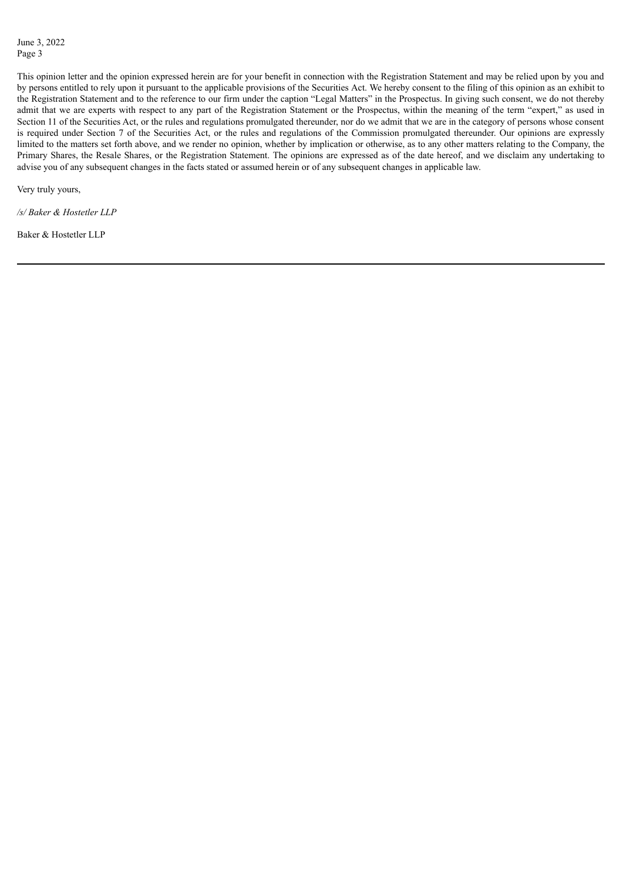This opinion letter and the opinion expressed herein are for your benefit in connection with the Registration Statement and may be relied upon by you and by persons entitled to rely upon it pursuant to the applicable provisions of the Securities Act. We hereby consent to the filing of this opinion as an exhibit to the Registration Statement and to the reference to our firm under the caption "Legal Matters" in the Prospectus. In giving such consent, we do not thereby admit that we are experts with respect to any part of the Registration Statement or the Prospectus, within the meaning of the term "expert," as used in Section 11 of the Securities Act, or the rules and regulations promulgated thereunder, nor do we admit that we are in the category of persons whose consent is required under Section 7 of the Securities Act, or the rules and regulations of the Commission promulgated thereunder. Our opinions are expressly limited to the matters set forth above, and we render no opinion, whether by implication or otherwise, as to any other matters relating to the Company, the Primary Shares, the Resale Shares, or the Registration Statement. The opinions are expressed as of the date hereof, and we disclaim any undertaking to advise you of any subsequent changes in the facts stated or assumed herein or of any subsequent changes in applicable law.

Very truly yours,

*/s/ Baker & Hostetler LLP*

Baker & Hostetler LLP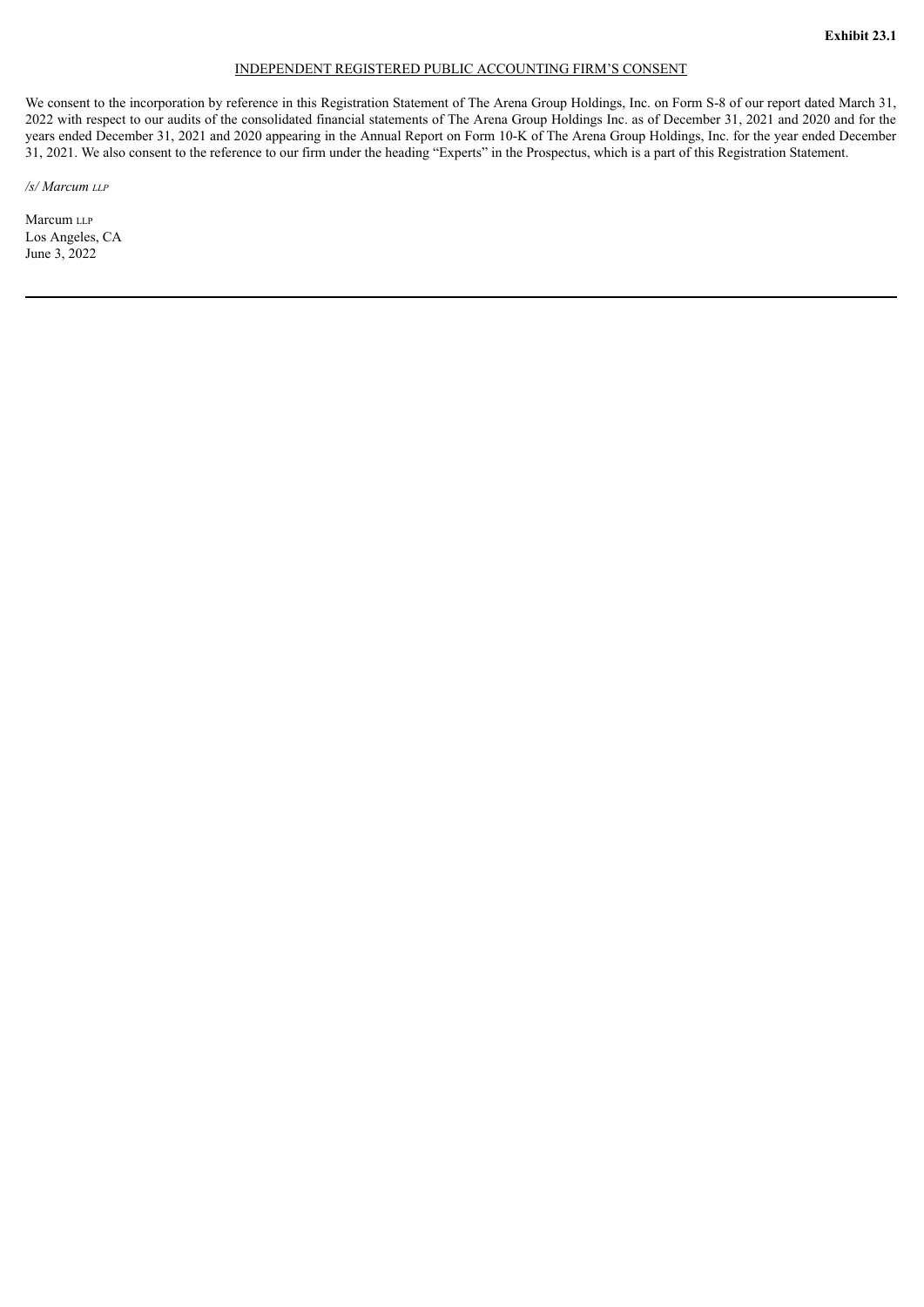**Exhibit 23.1**

INDEPENDENT REGISTERED PUBLIC ACCOUNTING FIRM'S CONSENT

We consent to the incorporation by reference in this Registration Statement of The Arena Group Holdings, Inc. on Form S-8 of our report dated March 31, 2022 with respect to our audits of the consolidated financial statements of The Arena Group Holdings Inc. as of December 31, 2021 and 2020 and for the years ended December 31, 2021 and 2020 appearing in the Annual Report on Form 10-K of The Arena Group Holdings, Inc. for the year ended December 31, 2021. We also consent to the reference to our firm under the heading "Experts" in the Prospectus, which is a part of this Registration Statement.

*/s/ Marcum LLP*

Marcum LLP
Los Angeles, CA
June 3, 2022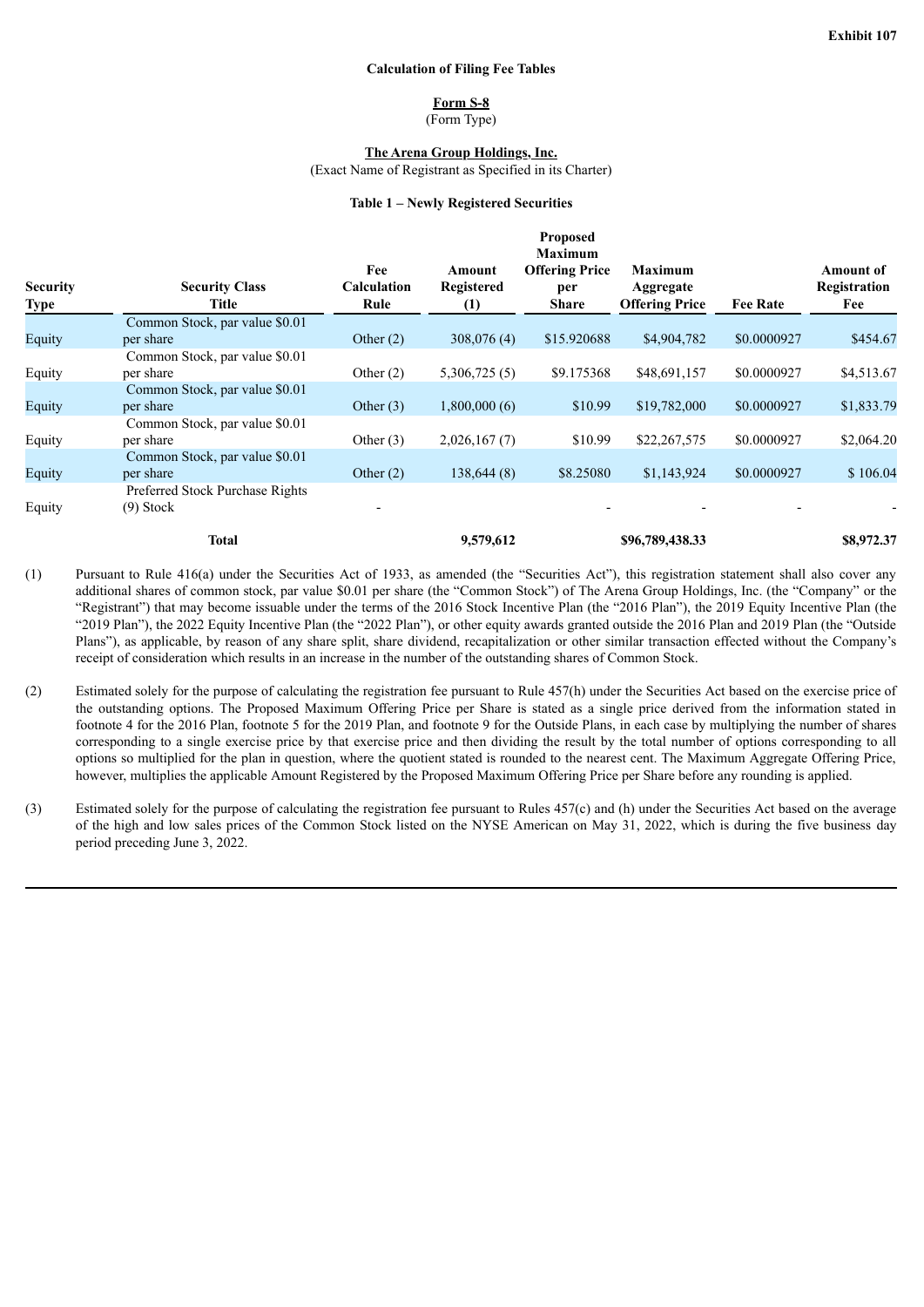**Exhibit 107**

**Calculation of Filing Fee Tables**

**Form S-8**
(Form Type)

**The Arena Group Holdings, Inc.**
(Exact Name of Registrant as Specified in its Charter)

**Table 1 – Newly Registered Securities**

| Security Type | Security Class Title | Fee Calculation Rule | Amount Registered (1) | Proposed Maximum Offering Price per Share | Maximum Aggregate Offering Price | Fee Rate | Amount of Registration Fee |
|---|---|---|---|---|---|---|---|
| Equity | Common Stock, par value $0.01 per share | Other (2) | 308,076 (4) | $15.920688 | $4,904,782 | $0.0000927 | $454.67 |
| Equity | Common Stock, par value $0.01 per share | Other (2) | 5,306,725 (5) | $9.175368 | $48,691,157 | $0.0000927 | $4,513.67 |
| Equity | Common Stock, par value $0.01 per share | Other (3) | 1,800,000 (6) | $10.99 | $19,782,000 | $0.0000927 | $1,833.79 |
| Equity | Common Stock, par value $0.01 per share | Other (3) | 2,026,167 (7) | $10.99 | $22,267,575 | $0.0000927 | $2,064.20 |
| Equity | Common Stock, par value $0.01 per share | Other (2) | 138,644 (8) | $8.25080 | $1,143,924 | $0.0000927 | $ 106.04 |
| Equity | Preferred Stock Purchase Rights (9) Stock | - | | - | - | - | - |
| | **Total** | | **9,579,612** | | **$96,789,438.33** | | **$8,972.37** |

(1) Pursuant to Rule 416(a) under the Securities Act of 1933, as amended (the "Securities Act"), this registration statement shall also cover any additional shares of common stock, par value $0.01 per share (the "Common Stock") of The Arena Group Holdings, Inc. (the "Company" or the "Registrant") that may become issuable under the terms of the 2016 Stock Incentive Plan (the "2016 Plan"), the 2019 Equity Incentive Plan (the "2019 Plan"), the 2022 Equity Incentive Plan (the "2022 Plan"), or other equity awards granted outside the 2016 Plan and 2019 Plan (the "Outside Plans"), as applicable, by reason of any share split, share dividend, recapitalization or other similar transaction effected without the Company's receipt of consideration which results in an increase in the number of the outstanding shares of Common Stock.

(2) Estimated solely for the purpose of calculating the registration fee pursuant to Rule 457(h) under the Securities Act based on the exercise price of the outstanding options. The Proposed Maximum Offering Price per Share is stated as a single price derived from the information stated in footnote 4 for the 2016 Plan, footnote 5 for the 2019 Plan, and footnote 9 for the Outside Plans, in each case by multiplying the number of shares corresponding to a single exercise price by that exercise price and then dividing the result by the total number of options corresponding to all options so multiplied for the plan in question, where the quotient stated is rounded to the nearest cent. The Maximum Aggregate Offering Price, however, multiplies the applicable Amount Registered by the Proposed Maximum Offering Price per Share before any rounding is applied.

(3) Estimated solely for the purpose of calculating the registration fee pursuant to Rules 457(c) and (h) under the Securities Act based on the average of the high and low sales prices of the Common Stock listed on the NYSE American on May 31, 2022, which is during the five business day period preceding June 3, 2022.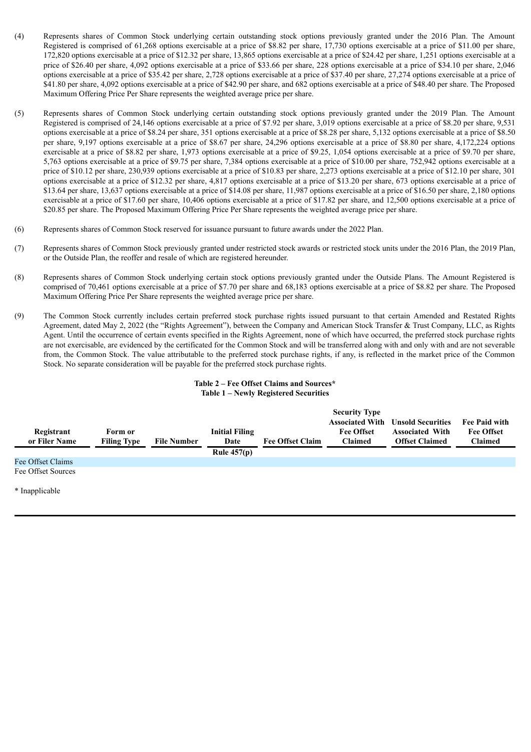(4) Represents shares of Common Stock underlying certain outstanding stock options previously granted under the 2016 Plan. The Amount Registered is comprised of 61,268 options exercisable at a price of $8.82 per share, 17,730 options exercisable at a price of $11.00 per share, 172,820 options exercisable at a price of $12.32 per share, 13,865 options exercisable at a price of $24.42 per share, 1,251 options exercisable at a price of $26.40 per share, 4,092 options exercisable at a price of $33.66 per share, 228 options exercisable at a price of $34.10 per share, 2,046 options exercisable at a price of $35.42 per share, 2,728 options exercisable at a price of $37.40 per share, 27,274 options exercisable at a price of $41.80 per share, 4,092 options exercisable at a price of $42.90 per share, and 682 options exercisable at a price of $48.40 per share. The Proposed Maximum Offering Price Per Share represents the weighted average price per share.

(5) Represents shares of Common Stock underlying certain outstanding stock options previously granted under the 2019 Plan. The Amount Registered is comprised of 24,146 options exercisable at a price of $7.92 per share, 3,019 options exercisable at a price of $8.20 per share, 9,531 options exercisable at a price of $8.24 per share, 351 options exercisable at a price of $8.28 per share, 5,132 options exercisable at a price of $8.50 per share, 9,197 options exercisable at a price of $8.67 per share, 24,296 options exercisable at a price of $8.80 per share, 4,172,224 options exercisable at a price of $8.82 per share, 1,973 options exercisable at a price of $9.25, 1,054 options exercisable at a price of $9.70 per share, 5,763 options exercisable at a price of $9.75 per share, 7,384 options exercisable at a price of $10.00 per share, 752,942 options exercisable at a price of $10.12 per share, 230,939 options exercisable at a price of $10.83 per share, 2,273 options exercisable at a price of $12.10 per share, 301 options exercisable at a price of $12.32 per share, 4,817 options exercisable at a price of $13.20 per share, 673 options exercisable at a price of $13.64 per share, 13,637 options exercisable at a price of $14.08 per share, 11,987 options exercisable at a price of $16.50 per share, 2,180 options exercisable at a price of $17.60 per share, 10,406 options exercisable at a price of $17.82 per share, and 12,500 options exercisable at a price of $20.85 per share. The Proposed Maximum Offering Price Per Share represents the weighted average price per share.

(6) Represents shares of Common Stock reserved for issuance pursuant to future awards under the 2022 Plan.

(7) Represents shares of Common Stock previously granted under restricted stock awards or restricted stock units under the 2016 Plan, the 2019 Plan, or the Outside Plan, the reoffer and resale of which are registered hereunder.

(8) Represents shares of Common Stock underlying certain stock options previously granted under the Outside Plans. The Amount Registered is comprised of 70,461 options exercisable at a price of $7.70 per share and 68,183 options exercisable at a price of $8.82 per share. The Proposed Maximum Offering Price Per Share represents the weighted average price per share.

(9) The Common Stock currently includes certain preferred stock purchase rights issued pursuant to that certain Amended and Restated Rights Agreement, dated May 2, 2022 (the "Rights Agreement"), between the Company and American Stock Transfer & Trust Company, LLC, as Rights Agent. Until the occurrence of certain events specified in the Rights Agreement, none of which have occurred, the preferred stock purchase rights are not exercisable, are evidenced by the certificated for the Common Stock and will be transferred along with and only with and are not severable from, the Common Stock. The value attributable to the preferred stock purchase rights, if any, is reflected in the market price of the Common Stock. No separate consideration will be payable for the preferred stock purchase rights.

**Table 2 – Fee Offset Claims and Sources***
**Table 1 – Newly Registered Securities**

| Registrant or Filer Name | Form or Filing Type | File Number | Initial Filing Date | Fee Offset Claim | Security Type Associated With Fee Offset Claimed | Unsold Securities Associated With Offset Claimed | Fee Paid with Fee Offset Claimed |
|---|---|---|---|---|---|---|---|
| | | | **Rule 457(p)** | | | | |
| Fee Offset Claims | | | | | | | |
| Fee Offset Sources | | | | | | | |

* Inapplicable